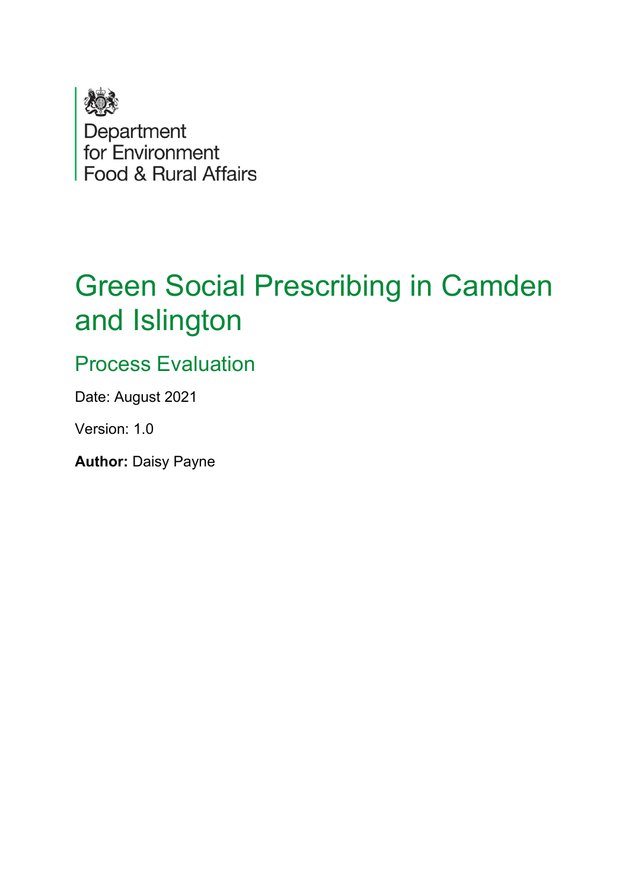Department for Environment Food & Rural Affairs

# Green Social Prescribing in Camden and Islington

## Process Evaluation

Date: August 2021

Version: 1.0

**Author:** Daisy Payne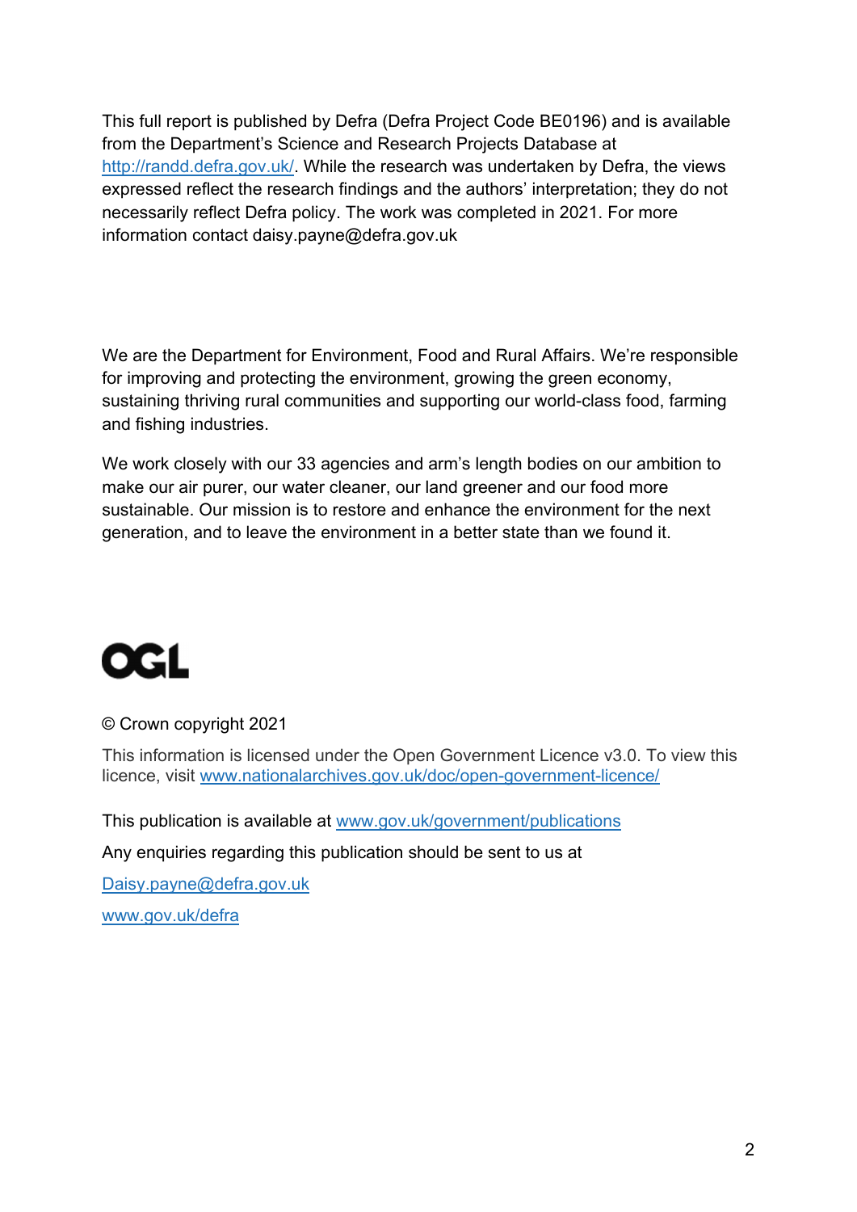This full report is published by Defra (Defra Project Code BE0196) and is available from the Department's Science and Research Projects Database at http://randd.defra.gov.uk/. While the research was undertaken by Defra, the views expressed reflect the research findings and the authors' interpretation; they do not necessarily reflect Defra policy. The work was completed in 2021. For more information contact daisy.payne@defra.gov.uk

We are the Department for Environment, Food and Rural Affairs. We're responsible for improving and protecting the environment, growing the green economy, sustaining thriving rural communities and supporting our world-class food, farming and fishing industries.

We work closely with our 33 agencies and arm's length bodies on our ambition to make our air purer, our water cleaner, our land greener and our food more sustainable. Our mission is to restore and enhance the environment for the next generation, and to leave the environment in a better state than we found it.

OGL

© Crown copyright 2021

This information is licensed under the Open Government Licence v3.0. To view this licence, visit www.nationalarchives.gov.uk/doc/open-government-licence/

This publication is available at www.gov.uk/government/publications

Any enquiries regarding this publication should be sent to us at

Daisy.payne@defra.gov.uk

www.gov.uk/defra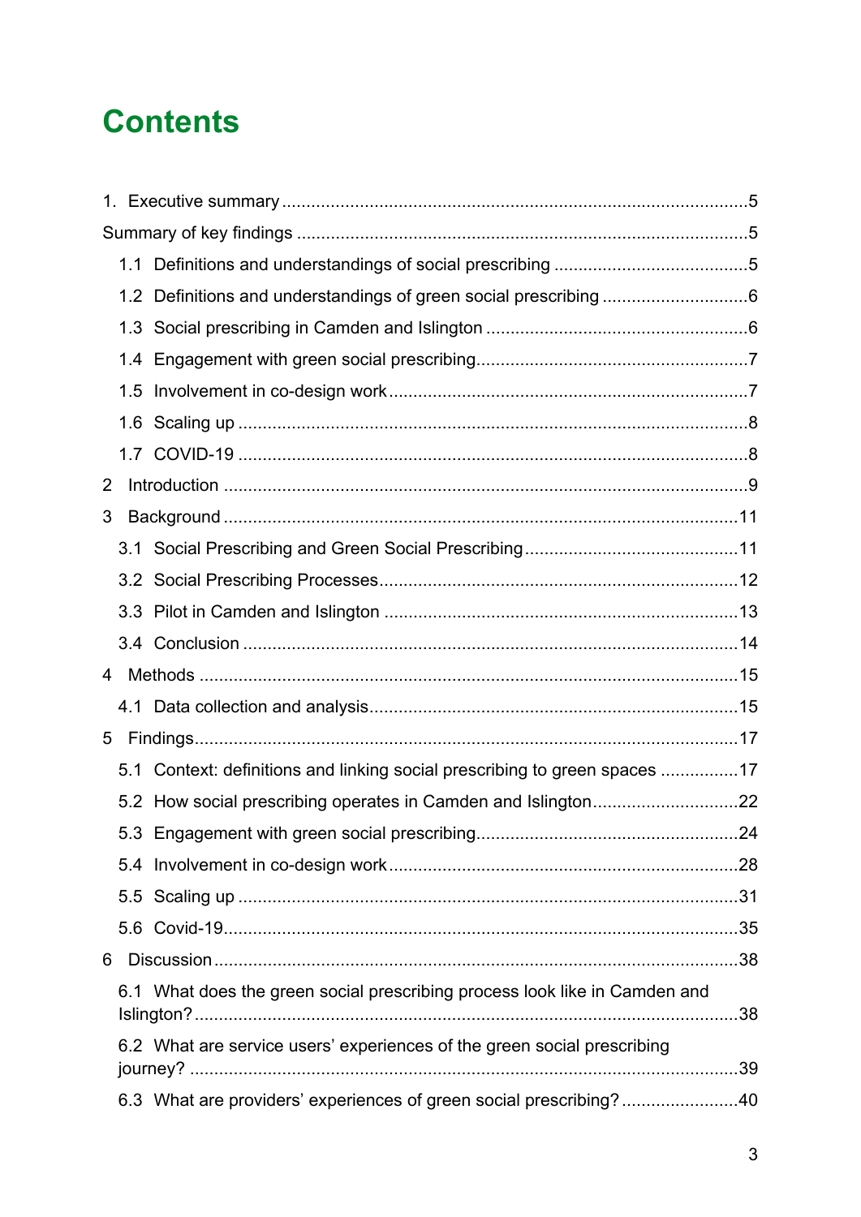# Contents

1. Executive summary ... 5

Summary of key findings ... 5

- 1.1 Definitions and understandings of social prescribing ... 5
- 1.2 Definitions and understandings of green social prescribing ... 6
- 1.3 Social prescribing in Camden and Islington ... 6
- 1.4 Engagement with green social prescribing ... 7
- 1.5 Involvement in co-design work ... 7
- 1.6 Scaling up ... 8
- 1.7 COVID-19 ... 8

2 Introduction ... 9

3 Background ... 11

- 3.1 Social Prescribing and Green Social Prescribing ... 11
- 3.2 Social Prescribing Processes ... 12
- 3.3 Pilot in Camden and Islington ... 13
- 3.4 Conclusion ... 14

4 Methods ... 15

- 4.1 Data collection and analysis ... 15

5 Findings ... 17

- 5.1 Context: definitions and linking social prescribing to green spaces ... 17
- 5.2 How social prescribing operates in Camden and Islington ... 22
- 5.3 Engagement with green social prescribing ... 24
- 5.4 Involvement in co-design work ... 28
- 5.5 Scaling up ... 31
- 5.6 Covid-19 ... 35

6 Discussion ... 38

- 6.1 What does the green social prescribing process look like in Camden and Islington? ... 38
- 6.2 What are service users' experiences of the green social prescribing journey? ... 39
- 6.3 What are providers' experiences of green social prescribing? ... 40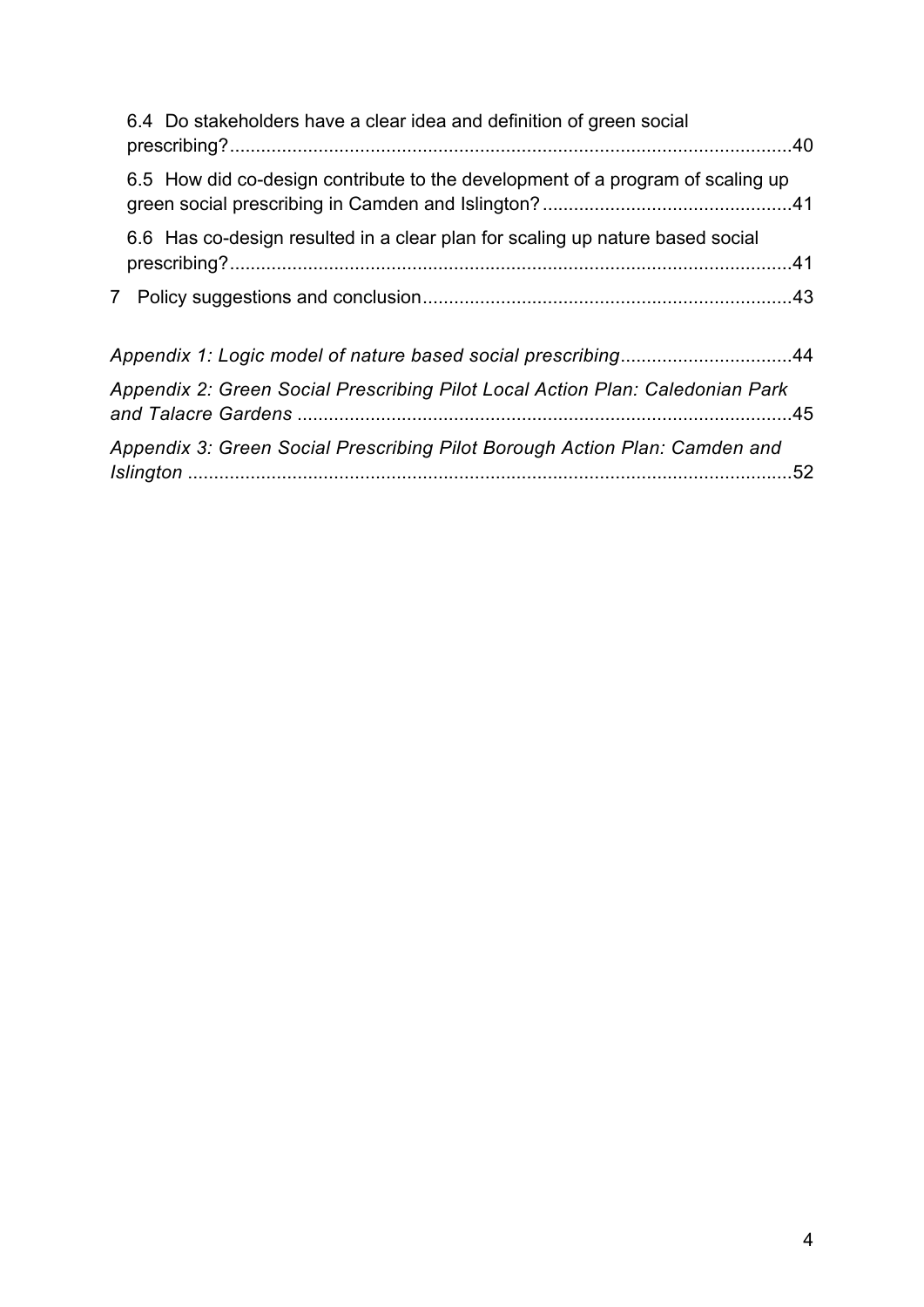6.4 Do stakeholders have a clear idea and definition of green social prescribing? ... 40

6.5 How did co-design contribute to the development of a program of scaling up green social prescribing in Camden and Islington? ... 41

6.6 Has co-design resulted in a clear plan for scaling up nature based social prescribing? ... 41

7 Policy suggestions and conclusion ... 43

*Appendix 1: Logic model of nature based social prescribing* ... 44

*Appendix 2: Green Social Prescribing Pilot Local Action Plan: Caledonian Park and Talacre Gardens* ... 45

*Appendix 3: Green Social Prescribing Pilot Borough Action Plan: Camden and Islington* ... 52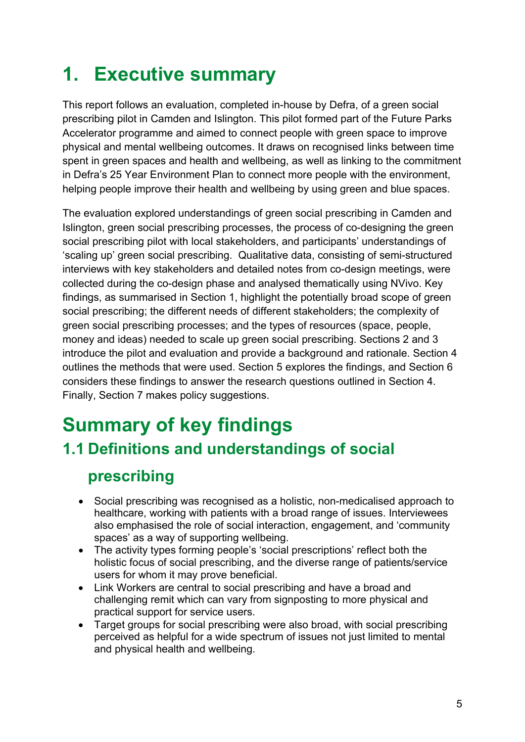# 1. Executive summary

This report follows an evaluation, completed in-house by Defra, of a green social prescribing pilot in Camden and Islington. This pilot formed part of the Future Parks Accelerator programme and aimed to connect people with green space to improve physical and mental wellbeing outcomes. It draws on recognised links between time spent in green spaces and health and wellbeing, as well as linking to the commitment in Defra's 25 Year Environment Plan to connect more people with the environment, helping people improve their health and wellbeing by using green and blue spaces.

The evaluation explored understandings of green social prescribing in Camden and Islington, green social prescribing processes, the process of co-designing the green social prescribing pilot with local stakeholders, and participants' understandings of 'scaling up' green social prescribing. Qualitative data, consisting of semi-structured interviews with key stakeholders and detailed notes from co-design meetings, were collected during the co-design phase and analysed thematically using NVivo. Key findings, as summarised in Section 1, highlight the potentially broad scope of green social prescribing; the different needs of different stakeholders; the complexity of green social prescribing processes; and the types of resources (space, people, money and ideas) needed to scale up green social prescribing. Sections 2 and 3 introduce the pilot and evaluation and provide a background and rationale. Section 4 outlines the methods that were used. Section 5 explores the findings, and Section 6 considers these findings to answer the research questions outlined in Section 4. Finally, Section 7 makes policy suggestions.

# Summary of key findings

## 1.1 Definitions and understandings of social prescribing

- Social prescribing was recognised as a holistic, non-medicalised approach to healthcare, working with patients with a broad range of issues. Interviewees also emphasised the role of social interaction, engagement, and 'community spaces' as a way of supporting wellbeing.
- The activity types forming people's 'social prescriptions' reflect both the holistic focus of social prescribing, and the diverse range of patients/service users for whom it may prove beneficial.
- Link Workers are central to social prescribing and have a broad and challenging remit which can vary from signposting to more physical and practical support for service users.
- Target groups for social prescribing were also broad, with social prescribing perceived as helpful for a wide spectrum of issues not just limited to mental and physical health and wellbeing.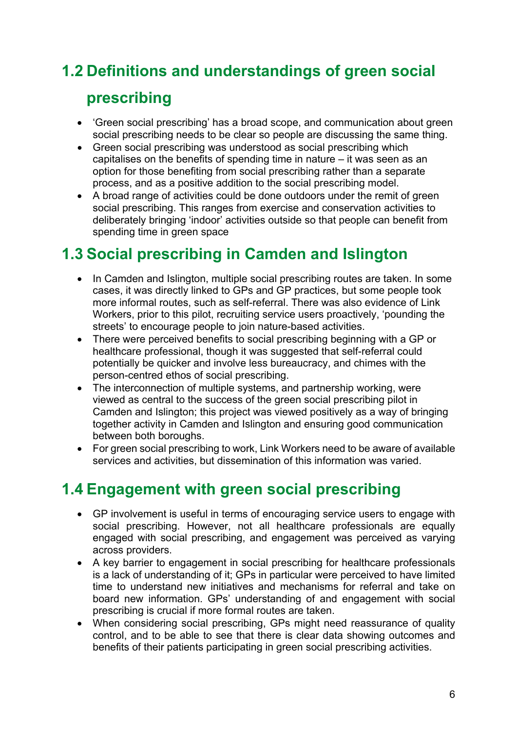## 1.2 Definitions and understandings of green social prescribing

- 'Green social prescribing' has a broad scope, and communication about green social prescribing needs to be clear so people are discussing the same thing.
- Green social prescribing was understood as social prescribing which capitalises on the benefits of spending time in nature – it was seen as an option for those benefiting from social prescribing rather than a separate process, and as a positive addition to the social prescribing model.
- A broad range of activities could be done outdoors under the remit of green social prescribing. This ranges from exercise and conservation activities to deliberately bringing 'indoor' activities outside so that people can benefit from spending time in green space

## 1.3 Social prescribing in Camden and Islington

- In Camden and Islington, multiple social prescribing routes are taken. In some cases, it was directly linked to GPs and GP practices, but some people took more informal routes, such as self-referral. There was also evidence of Link Workers, prior to this pilot, recruiting service users proactively, 'pounding the streets' to encourage people to join nature-based activities.
- There were perceived benefits to social prescribing beginning with a GP or healthcare professional, though it was suggested that self-referral could potentially be quicker and involve less bureaucracy, and chimes with the person-centred ethos of social prescribing.
- The interconnection of multiple systems, and partnership working, were viewed as central to the success of the green social prescribing pilot in Camden and Islington; this project was viewed positively as a way of bringing together activity in Camden and Islington and ensuring good communication between both boroughs.
- For green social prescribing to work, Link Workers need to be aware of available services and activities, but dissemination of this information was varied.

## 1.4 Engagement with green social prescribing

- GP involvement is useful in terms of encouraging service users to engage with social prescribing. However, not all healthcare professionals are equally engaged with social prescribing, and engagement was perceived as varying across providers.
- A key barrier to engagement in social prescribing for healthcare professionals is a lack of understanding of it; GPs in particular were perceived to have limited time to understand new initiatives and mechanisms for referral and take on board new information. GPs' understanding of and engagement with social prescribing is crucial if more formal routes are taken.
- When considering social prescribing, GPs might need reassurance of quality control, and to be able to see that there is clear data showing outcomes and benefits of their patients participating in green social prescribing activities.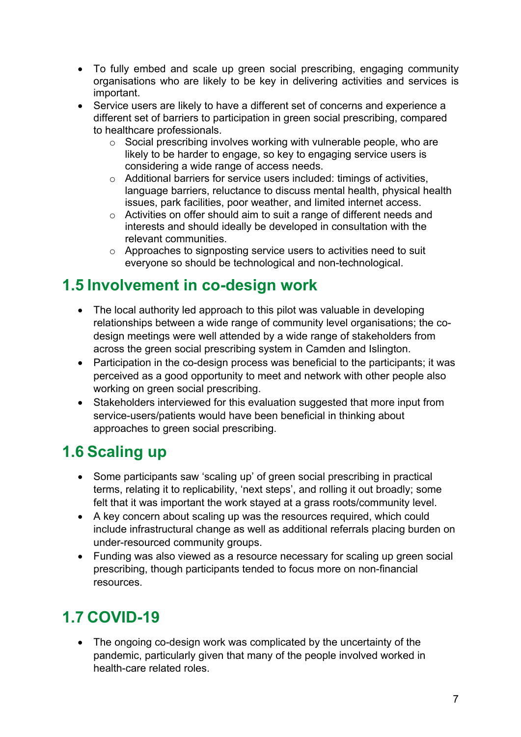- To fully embed and scale up green social prescribing, engaging community organisations who are likely to be key in delivering activities and services is important.
- Service users are likely to have a different set of concerns and experience a different set of barriers to participation in green social prescribing, compared to healthcare professionals.
    - Social prescribing involves working with vulnerable people, who are likely to be harder to engage, so key to engaging service users is considering a wide range of access needs.
    - Additional barriers for service users included: timings of activities, language barriers, reluctance to discuss mental health, physical health issues, park facilities, poor weather, and limited internet access.
    - Activities on offer should aim to suit a range of different needs and interests and should ideally be developed in consultation with the relevant communities.
    - Approaches to signposting service users to activities need to suit everyone so should be technological and non-technological.

## 1.5 Involvement in co-design work

- The local authority led approach to this pilot was valuable in developing relationships between a wide range of community level organisations; the co-design meetings were well attended by a wide range of stakeholders from across the green social prescribing system in Camden and Islington.
- Participation in the co-design process was beneficial to the participants; it was perceived as a good opportunity to meet and network with other people also working on green social prescribing.
- Stakeholders interviewed for this evaluation suggested that more input from service-users/patients would have been beneficial in thinking about approaches to green social prescribing.

## 1.6 Scaling up

- Some participants saw 'scaling up' of green social prescribing in practical terms, relating it to replicability, 'next steps', and rolling it out broadly; some felt that it was important the work stayed at a grass roots/community level.
- A key concern about scaling up was the resources required, which could include infrastructural change as well as additional referrals placing burden on under-resourced community groups.
- Funding was also viewed as a resource necessary for scaling up green social prescribing, though participants tended to focus more on non-financial resources.

## 1.7 COVID-19

- The ongoing co-design work was complicated by the uncertainty of the pandemic, particularly given that many of the people involved worked in health-care related roles.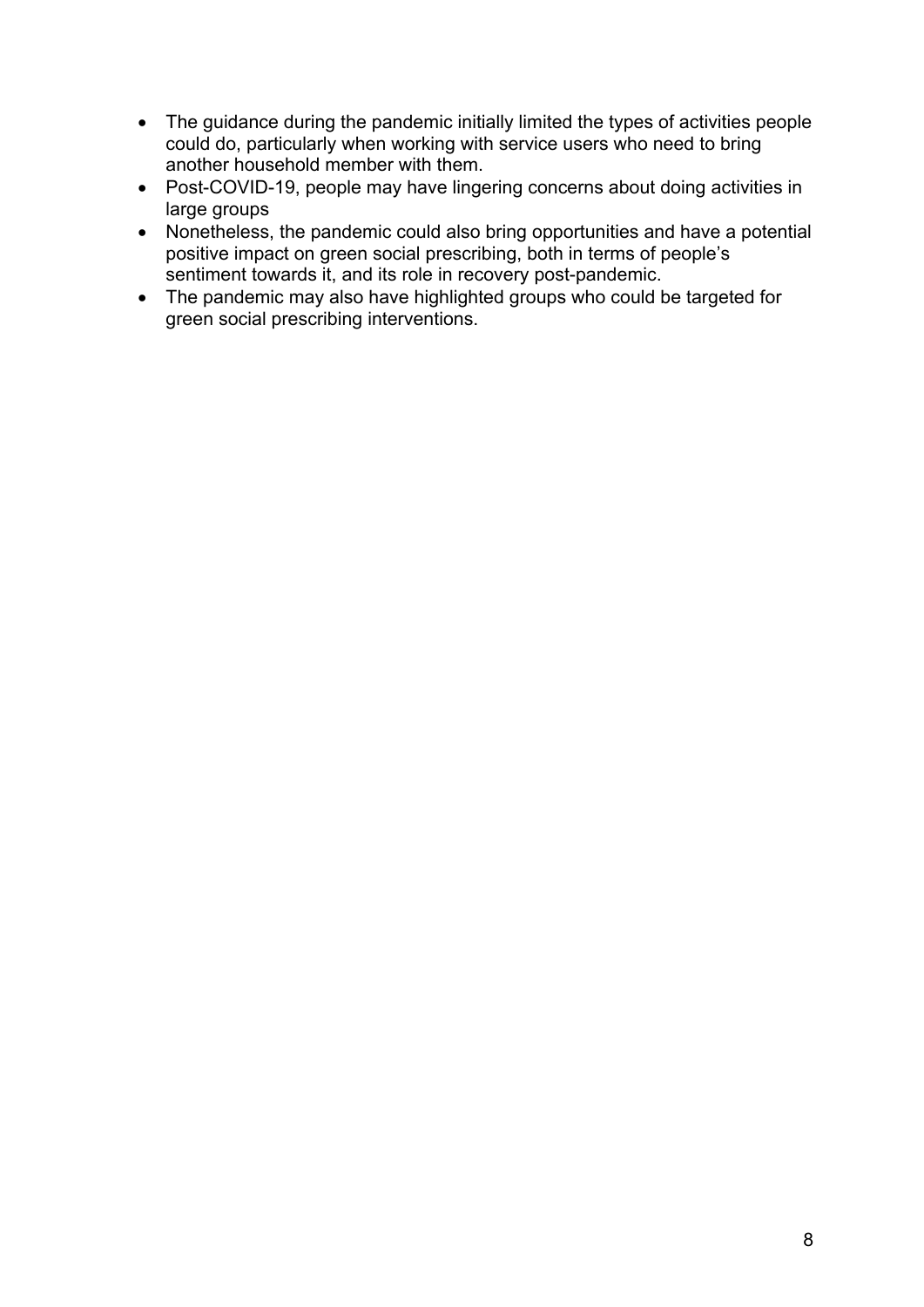- The guidance during the pandemic initially limited the types of activities people could do, particularly when working with service users who need to bring another household member with them.
- Post-COVID-19, people may have lingering concerns about doing activities in large groups
- Nonetheless, the pandemic could also bring opportunities and have a potential positive impact on green social prescribing, both in terms of people's sentiment towards it, and its role in recovery post-pandemic.
- The pandemic may also have highlighted groups who could be targeted for green social prescribing interventions.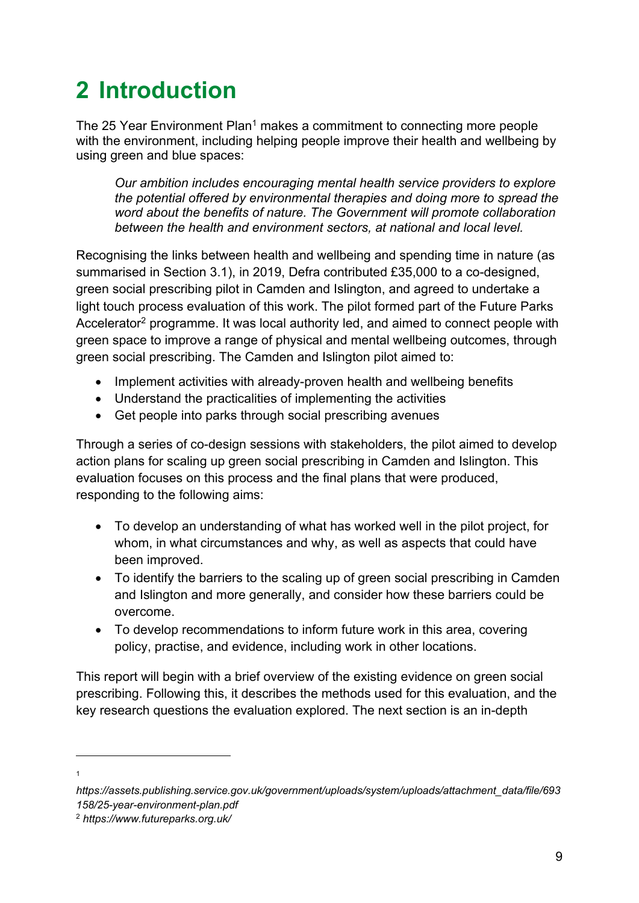# 2 Introduction

The 25 Year Environment Plan[1] makes a commitment to connecting more people with the environment, including helping people improve their health and wellbeing by using green and blue spaces:

> *Our ambition includes encouraging mental health service providers to explore the potential offered by environmental therapies and doing more to spread the word about the benefits of nature. The Government will promote collaboration between the health and environment sectors, at national and local level.*

Recognising the links between health and wellbeing and spending time in nature (as summarised in Section 3.1), in 2019, Defra contributed £35,000 to a co-designed, green social prescribing pilot in Camden and Islington, and agreed to undertake a light touch process evaluation of this work. The pilot formed part of the Future Parks Accelerator[2] programme. It was local authority led, and aimed to connect people with green space to improve a range of physical and mental wellbeing outcomes, through green social prescribing. The Camden and Islington pilot aimed to:

- Implement activities with already-proven health and wellbeing benefits
- Understand the practicalities of implementing the activities
- Get people into parks through social prescribing avenues

Through a series of co-design sessions with stakeholders, the pilot aimed to develop action plans for scaling up green social prescribing in Camden and Islington. This evaluation focuses on this process and the final plans that were produced, responding to the following aims:

- To develop an understanding of what has worked well in the pilot project, for whom, in what circumstances and why, as well as aspects that could have been improved.
- To identify the barriers to the scaling up of green social prescribing in Camden and Islington and more generally, and consider how these barriers could be overcome.
- To develop recommendations to inform future work in this area, covering policy, practise, and evidence, including work in other locations.

This report will begin with a brief overview of the existing evidence on green social prescribing. Following this, it describes the methods used for this evaluation, and the key research questions the evaluation explored. The next section is an in-depth

---

[1] *https://assets.publishing.service.gov.uk/government/uploads/system/uploads/attachment_data/file/693158/25-year-environment-plan.pdf*

[2] *https://www.futureparks.org.uk/*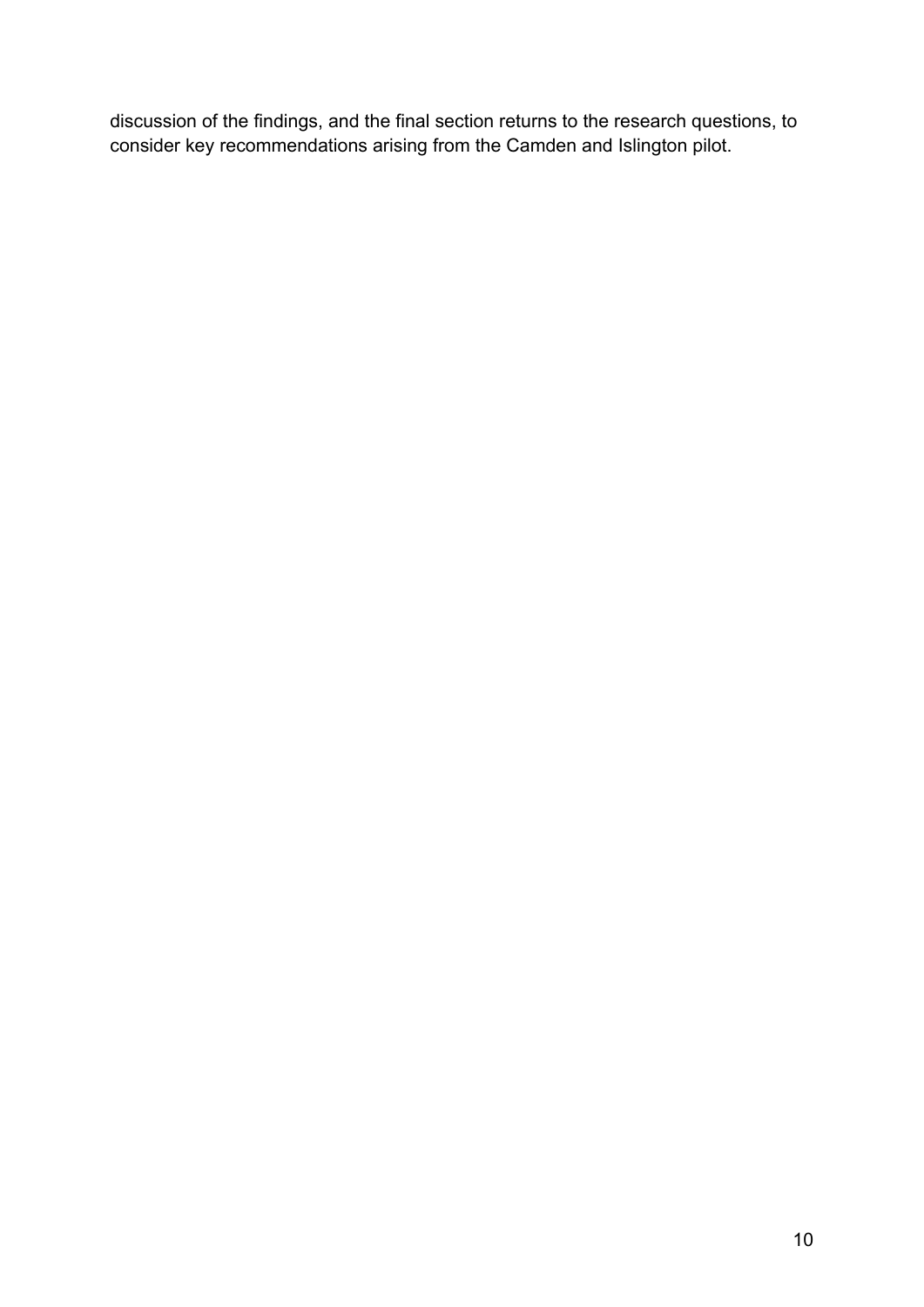discussion of the findings, and the final section returns to the research questions, to consider key recommendations arising from the Camden and Islington pilot.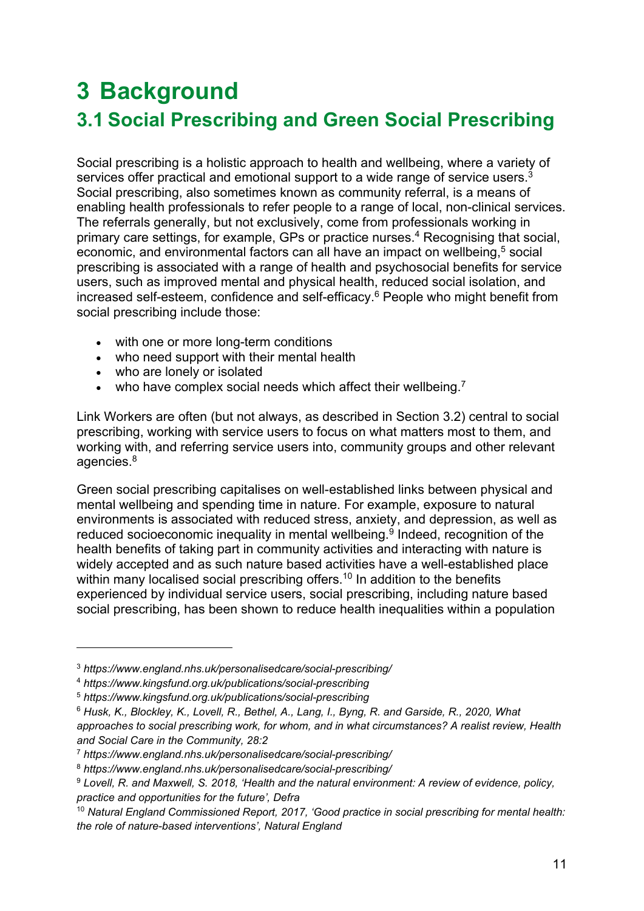# 3 Background

## 3.1 Social Prescribing and Green Social Prescribing

Social prescribing is a holistic approach to health and wellbeing, where a variety of services offer practical and emotional support to a wide range of service users.[3] Social prescribing, also sometimes known as community referral, is a means of enabling health professionals to refer people to a range of local, non-clinical services. The referrals generally, but not exclusively, come from professionals working in primary care settings, for example, GPs or practice nurses.[4] Recognising that social, economic, and environmental factors can all have an impact on wellbeing,[5] social prescribing is associated with a range of health and psychosocial benefits for service users, such as improved mental and physical health, reduced social isolation, and increased self-esteem, confidence and self-efficacy.[6] People who might benefit from social prescribing include those:

- with one or more long-term conditions
- who need support with their mental health
- who are lonely or isolated
- who have complex social needs which affect their wellbeing.[7]

Link Workers are often (but not always, as described in Section 3.2) central to social prescribing, working with service users to focus on what matters most to them, and working with, and referring service users into, community groups and other relevant agencies.[8]

Green social prescribing capitalises on well-established links between physical and mental wellbeing and spending time in nature. For example, exposure to natural environments is associated with reduced stress, anxiety, and depression, as well as reduced socioeconomic inequality in mental wellbeing.[9] Indeed, recognition of the health benefits of taking part in community activities and interacting with nature is widely accepted and as such nature based activities have a well-established place within many localised social prescribing offers.[10] In addition to the benefits experienced by individual service users, social prescribing, including nature based social prescribing, has been shown to reduce health inequalities within a population

---

[3] *https://www.england.nhs.uk/personalisedcare/social-prescribing/*

[4] *https://www.kingsfund.org.uk/publications/social-prescribing*

[5] *https://www.kingsfund.org.uk/publications/social-prescribing*

[6] *Husk, K., Blockley, K., Lovell, R., Bethel, A., Lang, I., Byng, R. and Garside, R., 2020, What approaches to social prescribing work, for whom, and in what circumstances? A realist review, Health and Social Care in the Community, 28:2*

[7] *https://www.england.nhs.uk/personalisedcare/social-prescribing/*

[8] *https://www.england.nhs.uk/personalisedcare/social-prescribing/*

[9] *Lovell, R. and Maxwell, S. 2018, 'Health and the natural environment: A review of evidence, policy, practice and opportunities for the future', Defra*

[10] *Natural England Commissioned Report, 2017, 'Good practice in social prescribing for mental health: the role of nature-based interventions', Natural England*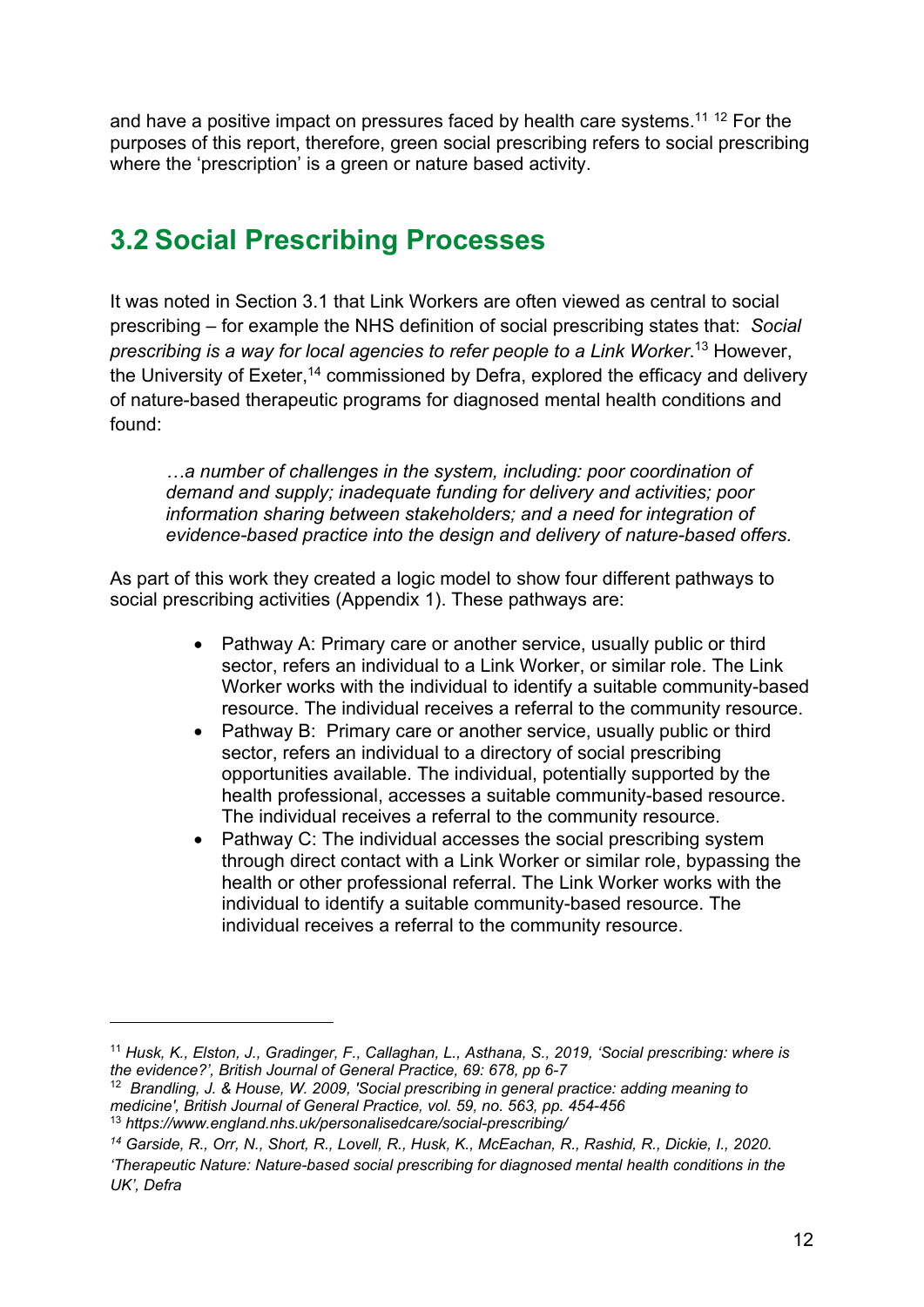and have a positive impact on pressures faced by health care systems.[11] [12] For the purposes of this report, therefore, green social prescribing refers to social prescribing where the 'prescription' is a green or nature based activity.

## 3.2 Social Prescribing Processes

It was noted in Section 3.1 that Link Workers are often viewed as central to social prescribing – for example the NHS definition of social prescribing states that: *Social prescribing is a way for local agencies to refer people to a Link Worker*.[13] However, the University of Exeter,[14] commissioned by Defra, explored the efficacy and delivery of nature-based therapeutic programs for diagnosed mental health conditions and found:

> *…a number of challenges in the system, including: poor coordination of demand and supply; inadequate funding for delivery and activities; poor information sharing between stakeholders; and a need for integration of evidence-based practice into the design and delivery of nature-based offers.*

As part of this work they created a logic model to show four different pathways to social prescribing activities (Appendix 1). These pathways are:

- Pathway A: Primary care or another service, usually public or third sector, refers an individual to a Link Worker, or similar role. The Link Worker works with the individual to identify a suitable community-based resource. The individual receives a referral to the community resource.
- Pathway B: Primary care or another service, usually public or third sector, refers an individual to a directory of social prescribing opportunities available. The individual, potentially supported by the health professional, accesses a suitable community-based resource. The individual receives a referral to the community resource.
- Pathway C: The individual accesses the social prescribing system through direct contact with a Link Worker or similar role, bypassing the health or other professional referral. The Link Worker works with the individual to identify a suitable community-based resource. The individual receives a referral to the community resource.

---

[11] *Husk, K., Elston, J., Gradinger, F., Callaghan, L., Asthana, S., 2019, 'Social prescribing: where is the evidence?', British Journal of General Practice, 69: 678, pp 6-7*

[12] *Brandling, J. & House, W. 2009, 'Social prescribing in general practice: adding meaning to medicine', British Journal of General Practice, vol. 59, no. 563, pp. 454-456*

[13] *https://www.england.nhs.uk/personalisedcare/social-prescribing/*

[14] *Garside, R., Orr, N., Short, R., Lovell, R., Husk, K., McEachan, R., Rashid, R., Dickie, I., 2020. 'Therapeutic Nature: Nature-based social prescribing for diagnosed mental health conditions in the UK', Defra*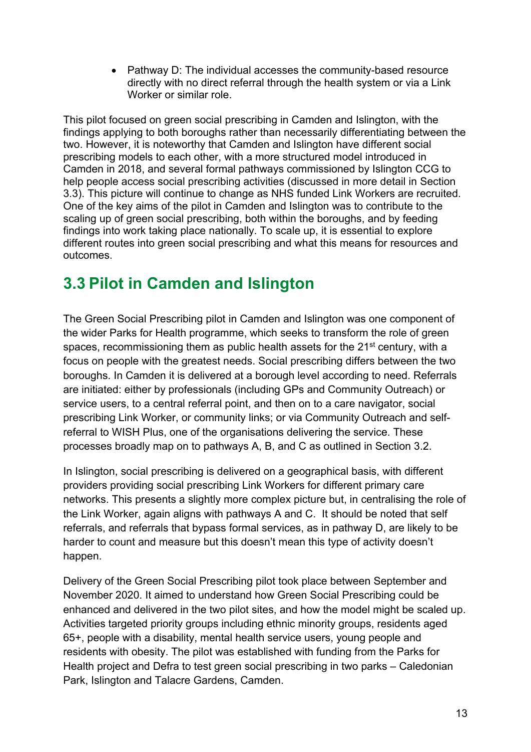- Pathway D: The individual accesses the community-based resource directly with no direct referral through the health system or via a Link Worker or similar role.

This pilot focused on green social prescribing in Camden and Islington, with the findings applying to both boroughs rather than necessarily differentiating between the two. However, it is noteworthy that Camden and Islington have different social prescribing models to each other, with a more structured model introduced in Camden in 2018, and several formal pathways commissioned by Islington CCG to help people access social prescribing activities (discussed in more detail in Section 3.3). This picture will continue to change as NHS funded Link Workers are recruited. One of the key aims of the pilot in Camden and Islington was to contribute to the scaling up of green social prescribing, both within the boroughs, and by feeding findings into work taking place nationally. To scale up, it is essential to explore different routes into green social prescribing and what this means for resources and outcomes.

## 3.3 Pilot in Camden and Islington

The Green Social Prescribing pilot in Camden and Islington was one component of the wider Parks for Health programme, which seeks to transform the role of green spaces, recommissioning them as public health assets for the 21st century, with a focus on people with the greatest needs. Social prescribing differs between the two boroughs. In Camden it is delivered at a borough level according to need. Referrals are initiated: either by professionals (including GPs and Community Outreach) or service users, to a central referral point, and then on to a care navigator, social prescribing Link Worker, or community links; or via Community Outreach and self-referral to WISH Plus, one of the organisations delivering the service. These processes broadly map on to pathways A, B, and C as outlined in Section 3.2.

In Islington, social prescribing is delivered on a geographical basis, with different providers providing social prescribing Link Workers for different primary care networks. This presents a slightly more complex picture but, in centralising the role of the Link Worker, again aligns with pathways A and C. It should be noted that self referrals, and referrals that bypass formal services, as in pathway D, are likely to be harder to count and measure but this doesn't mean this type of activity doesn't happen.

Delivery of the Green Social Prescribing pilot took place between September and November 2020. It aimed to understand how Green Social Prescribing could be enhanced and delivered in the two pilot sites, and how the model might be scaled up. Activities targeted priority groups including ethnic minority groups, residents aged 65+, people with a disability, mental health service users, young people and residents with obesity. The pilot was established with funding from the Parks for Health project and Defra to test green social prescribing in two parks – Caledonian Park, Islington and Talacre Gardens, Camden.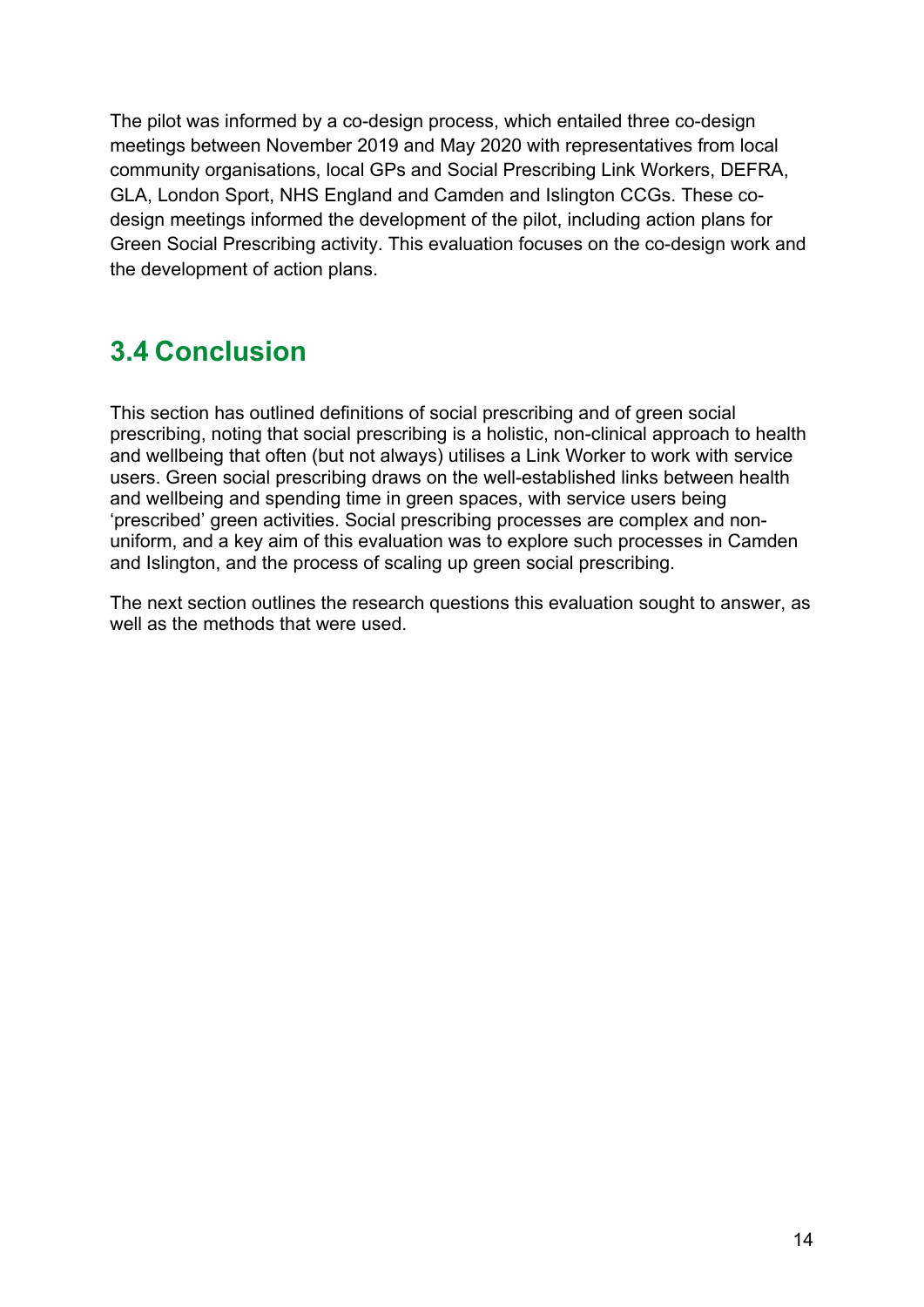The pilot was informed by a co-design process, which entailed three co-design meetings between November 2019 and May 2020 with representatives from local community organisations, local GPs and Social Prescribing Link Workers, DEFRA, GLA, London Sport, NHS England and Camden and Islington CCGs. These co-design meetings informed the development of the pilot, including action plans for Green Social Prescribing activity. This evaluation focuses on the co-design work and the development of action plans.

## 3.4 Conclusion

This section has outlined definitions of social prescribing and of green social prescribing, noting that social prescribing is a holistic, non-clinical approach to health and wellbeing that often (but not always) utilises a Link Worker to work with service users. Green social prescribing draws on the well-established links between health and wellbeing and spending time in green spaces, with service users being 'prescribed' green activities. Social prescribing processes are complex and non-uniform, and a key aim of this evaluation was to explore such processes in Camden and Islington, and the process of scaling up green social prescribing.

The next section outlines the research questions this evaluation sought to answer, as well as the methods that were used.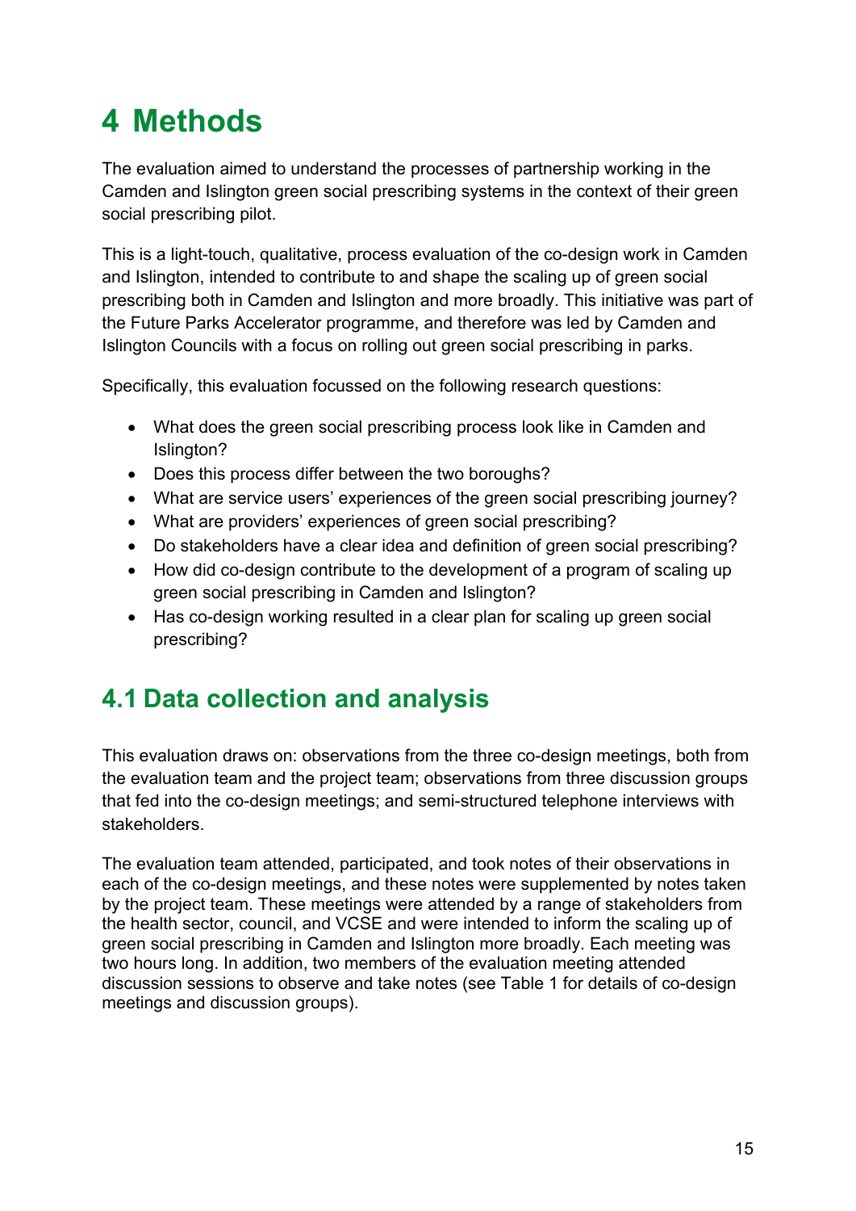# 4 Methods

The evaluation aimed to understand the processes of partnership working in the Camden and Islington green social prescribing systems in the context of their green social prescribing pilot.

This is a light-touch, qualitative, process evaluation of the co-design work in Camden and Islington, intended to contribute to and shape the scaling up of green social prescribing both in Camden and Islington and more broadly. This initiative was part of the Future Parks Accelerator programme, and therefore was led by Camden and Islington Councils with a focus on rolling out green social prescribing in parks.

Specifically, this evaluation focussed on the following research questions:

- What does the green social prescribing process look like in Camden and Islington?
- Does this process differ between the two boroughs?
- What are service users' experiences of the green social prescribing journey?
- What are providers' experiences of green social prescribing?
- Do stakeholders have a clear idea and definition of green social prescribing?
- How did co-design contribute to the development of a program of scaling up green social prescribing in Camden and Islington?
- Has co-design working resulted in a clear plan for scaling up green social prescribing?

## 4.1 Data collection and analysis

This evaluation draws on: observations from the three co-design meetings, both from the evaluation team and the project team; observations from three discussion groups that fed into the co-design meetings; and semi-structured telephone interviews with stakeholders.

The evaluation team attended, participated, and took notes of their observations in each of the co-design meetings, and these notes were supplemented by notes taken by the project team. These meetings were attended by a range of stakeholders from the health sector, council, and VCSE and were intended to inform the scaling up of green social prescribing in Camden and Islington more broadly. Each meeting was two hours long. In addition, two members of the evaluation meeting attended discussion sessions to observe and take notes (see Table 1 for details of co-design meetings and discussion groups).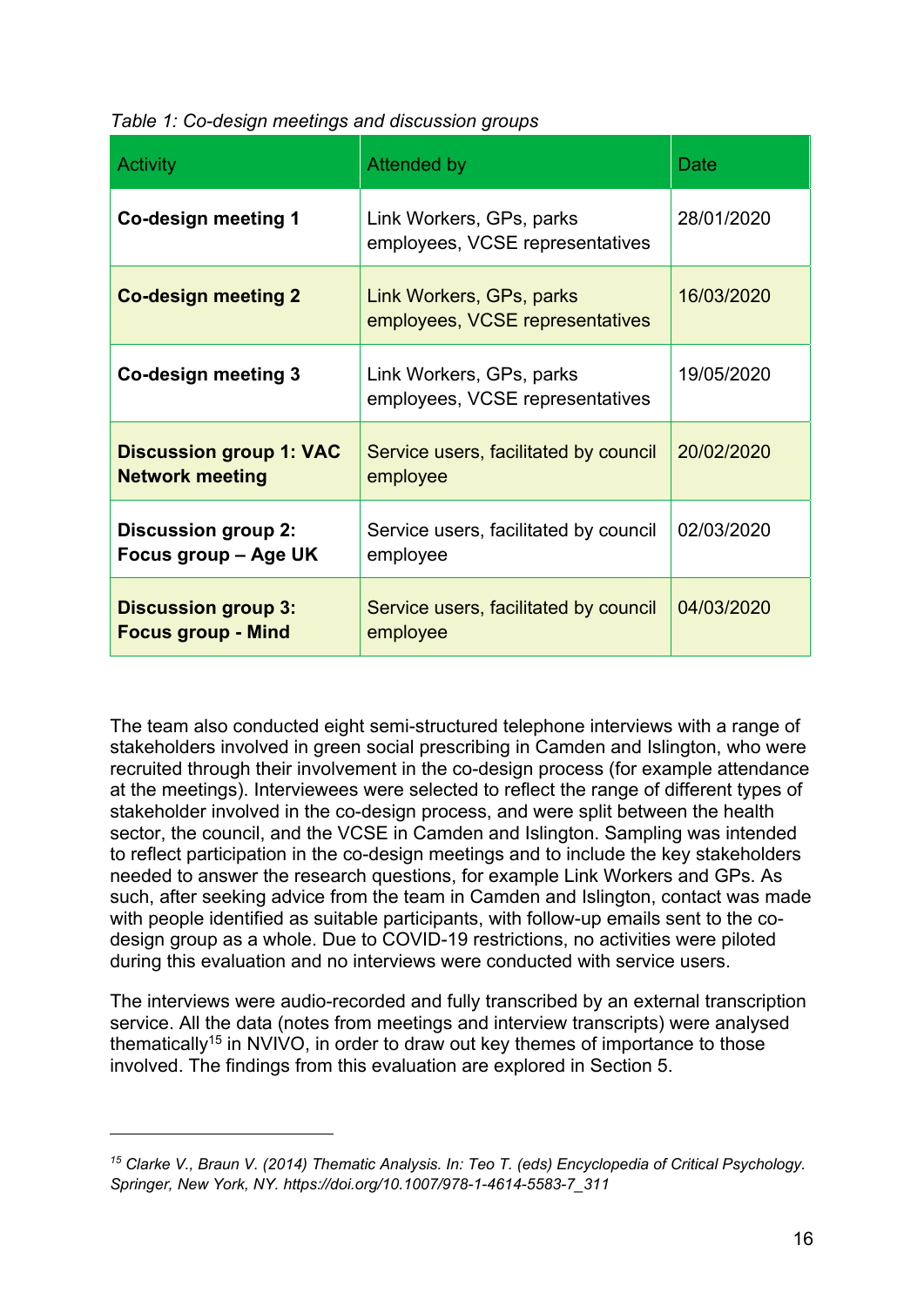*Table 1: Co-design meetings and discussion groups*

| Activity | Attended by | Date |
|---|---|---|
| **Co-design meeting 1** | Link Workers, GPs, parks employees, VCSE representatives | 28/01/2020 |
| **Co-design meeting 2** | Link Workers, GPs, parks employees, VCSE representatives | 16/03/2020 |
| **Co-design meeting 3** | Link Workers, GPs, parks employees, VCSE representatives | 19/05/2020 |
| **Discussion group 1: VAC Network meeting** | Service users, facilitated by council employee | 20/02/2020 |
| **Discussion group 2: Focus group – Age UK** | Service users, facilitated by council employee | 02/03/2020 |
| **Discussion group 3: Focus group - Mind** | Service users, facilitated by council employee | 04/03/2020 |

The team also conducted eight semi-structured telephone interviews with a range of stakeholders involved in green social prescribing in Camden and Islington, who were recruited through their involvement in the co-design process (for example attendance at the meetings). Interviewees were selected to reflect the range of different types of stakeholder involved in the co-design process, and were split between the health sector, the council, and the VCSE in Camden and Islington. Sampling was intended to reflect participation in the co-design meetings and to include the key stakeholders needed to answer the research questions, for example Link Workers and GPs. As such, after seeking advice from the team in Camden and Islington, contact was made with people identified as suitable participants, with follow-up emails sent to the co-design group as a whole. Due to COVID-19 restrictions, no activities were piloted during this evaluation and no interviews were conducted with service users.

The interviews were audio-recorded and fully transcribed by an external transcription service. All the data (notes from meetings and interview transcripts) were analysed thematically[15] in NVIVO, in order to draw out key themes of importance to those involved. The findings from this evaluation are explored in Section 5.

---

*[15] Clarke V., Braun V. (2014) Thematic Analysis. In: Teo T. (eds) Encyclopedia of Critical Psychology. Springer, New York, NY. https://doi.org/10.1007/978-1-4614-5583-7_311*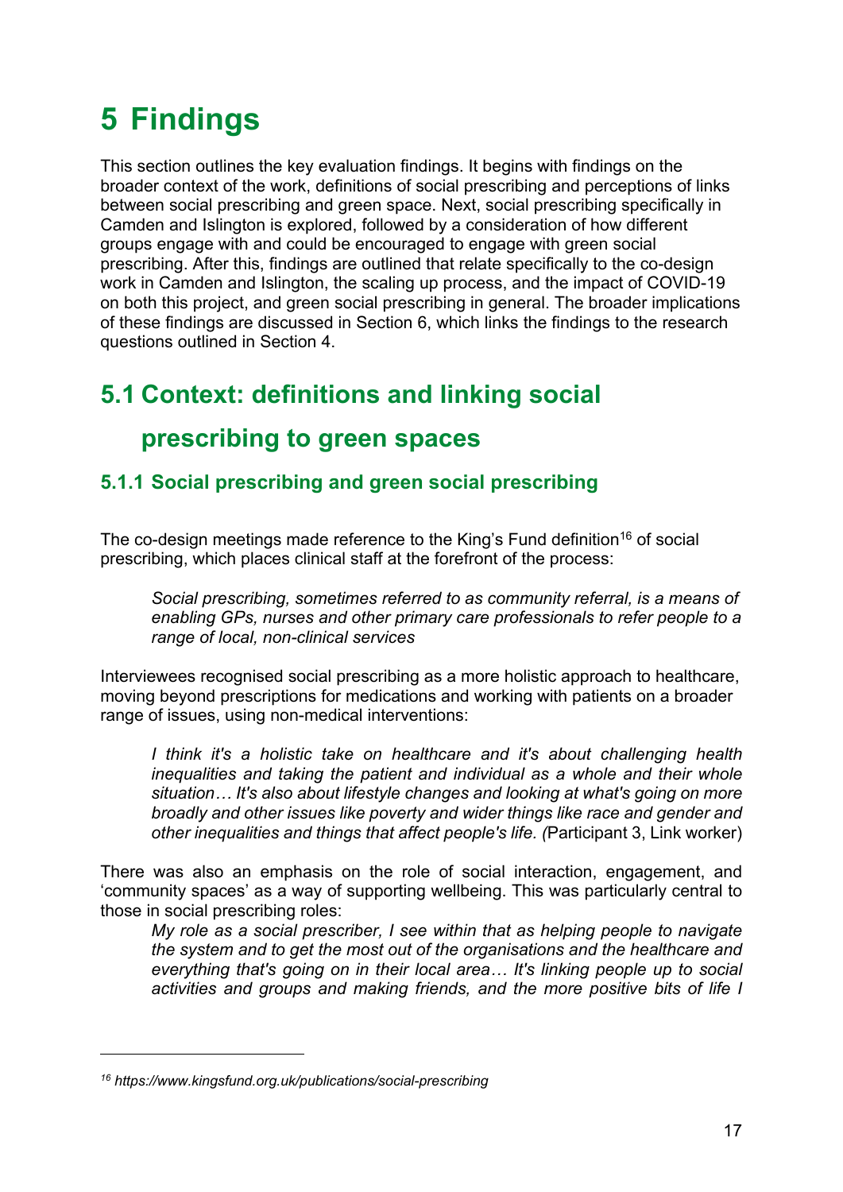# 5 Findings

This section outlines the key evaluation findings. It begins with findings on the broader context of the work, definitions of social prescribing and perceptions of links between social prescribing and green space. Next, social prescribing specifically in Camden and Islington is explored, followed by a consideration of how different groups engage with and could be encouraged to engage with green social prescribing. After this, findings are outlined that relate specifically to the co-design work in Camden and Islington, the scaling up process, and the impact of COVID-19 on both this project, and green social prescribing in general. The broader implications of these findings are discussed in Section 6, which links the findings to the research questions outlined in Section 4.

## 5.1 Context: definitions and linking social prescribing to green spaces

### 5.1.1 Social prescribing and green social prescribing

The co-design meetings made reference to the King's Fund definition[16] of social prescribing, which places clinical staff at the forefront of the process:

> *Social prescribing, sometimes referred to as community referral, is a means of enabling GPs, nurses and other primary care professionals to refer people to a range of local, non-clinical services*

Interviewees recognised social prescribing as a more holistic approach to healthcare, moving beyond prescriptions for medications and working with patients on a broader range of issues, using non-medical interventions:

> *I think it's a holistic take on healthcare and it's about challenging health inequalities and taking the patient and individual as a whole and their whole situation… It's also about lifestyle changes and looking at what's going on more broadly and other issues like poverty and wider things like race and gender and other inequalities and things that affect people's life. (*Participant 3, Link worker)

There was also an emphasis on the role of social interaction, engagement, and 'community spaces' as a way of supporting wellbeing. This was particularly central to those in social prescribing roles:

> *My role as a social prescriber, I see within that as helping people to navigate the system and to get the most out of the organisations and the healthcare and everything that's going on in their local area… It's linking people up to social activities and groups and making friends, and the more positive bits of life I*

[16] *https://www.kingsfund.org.uk/publications/social-prescribing*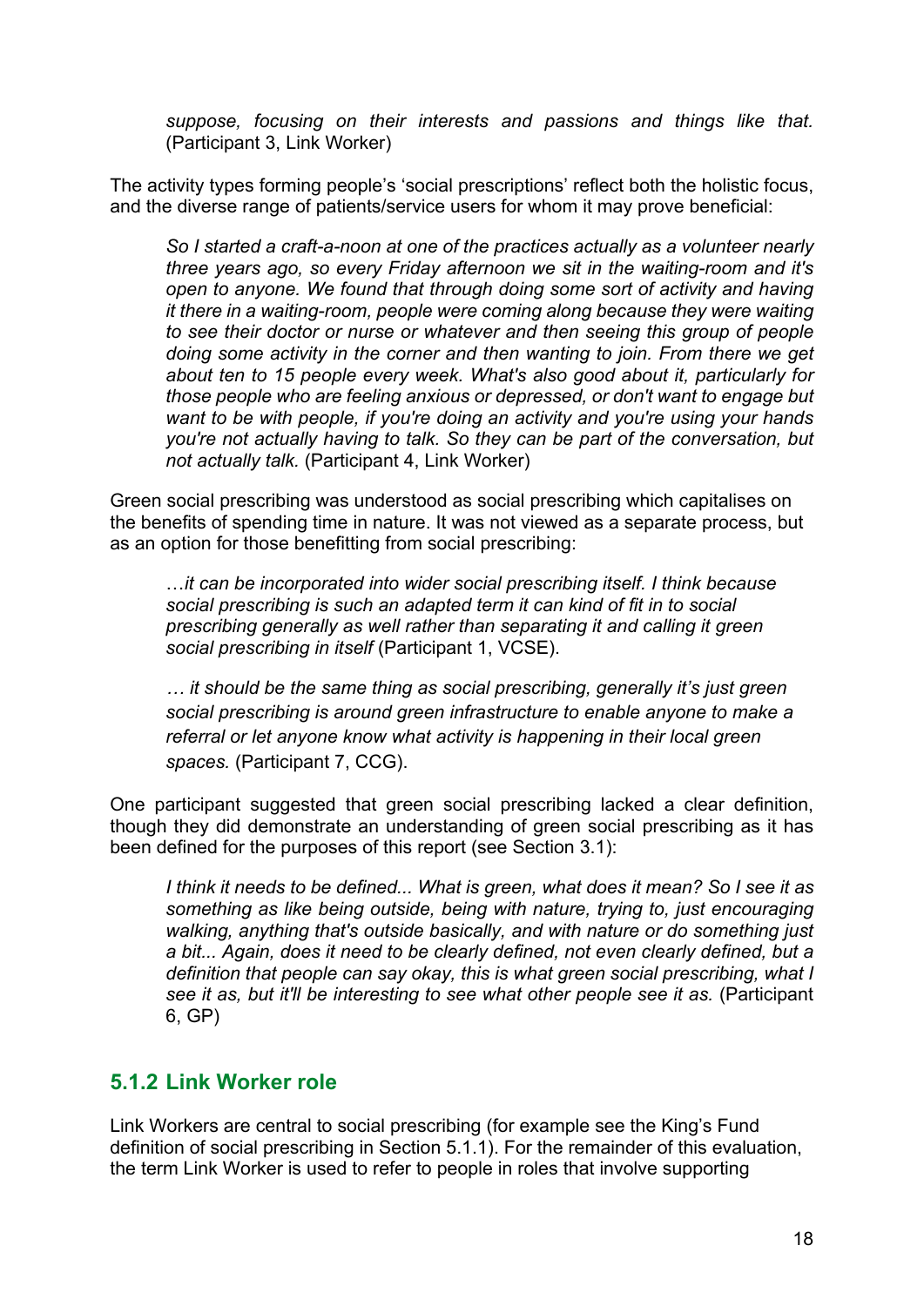*suppose, focusing on their interests and passions and things like that.* (Participant 3, Link Worker)

The activity types forming people's 'social prescriptions' reflect both the holistic focus, and the diverse range of patients/service users for whom it may prove beneficial:

> *So I started a craft-a-noon at one of the practices actually as a volunteer nearly three years ago, so every Friday afternoon we sit in the waiting-room and it's open to anyone. We found that through doing some sort of activity and having it there in a waiting-room, people were coming along because they were waiting to see their doctor or nurse or whatever and then seeing this group of people doing some activity in the corner and then wanting to join. From there we get about ten to 15 people every week. What's also good about it, particularly for those people who are feeling anxious or depressed, or don't want to engage but want to be with people, if you're doing an activity and you're using your hands you're not actually having to talk. So they can be part of the conversation, but not actually talk.* (Participant 4, Link Worker)

Green social prescribing was understood as social prescribing which capitalises on the benefits of spending time in nature. It was not viewed as a separate process, but as an option for those benefitting from social prescribing:

> *…it can be incorporated into wider social prescribing itself. I think because social prescribing is such an adapted term it can kind of fit in to social prescribing generally as well rather than separating it and calling it green social prescribing in itself* (Participant 1, VCSE).

> *… it should be the same thing as social prescribing, generally it's just green social prescribing is around green infrastructure to enable anyone to make a referral or let anyone know what activity is happening in their local green spaces.* (Participant 7, CCG).

One participant suggested that green social prescribing lacked a clear definition, though they did demonstrate an understanding of green social prescribing as it has been defined for the purposes of this report (see Section 3.1):

> *I think it needs to be defined... What is green, what does it mean? So I see it as something as like being outside, being with nature, trying to, just encouraging walking, anything that's outside basically, and with nature or do something just a bit... Again, does it need to be clearly defined, not even clearly defined, but a definition that people can say okay, this is what green social prescribing, what I see it as, but it'll be interesting to see what other people see it as.* (Participant 6, GP)

### 5.1.2 Link Worker role

Link Workers are central to social prescribing (for example see the King's Fund definition of social prescribing in Section 5.1.1). For the remainder of this evaluation, the term Link Worker is used to refer to people in roles that involve supporting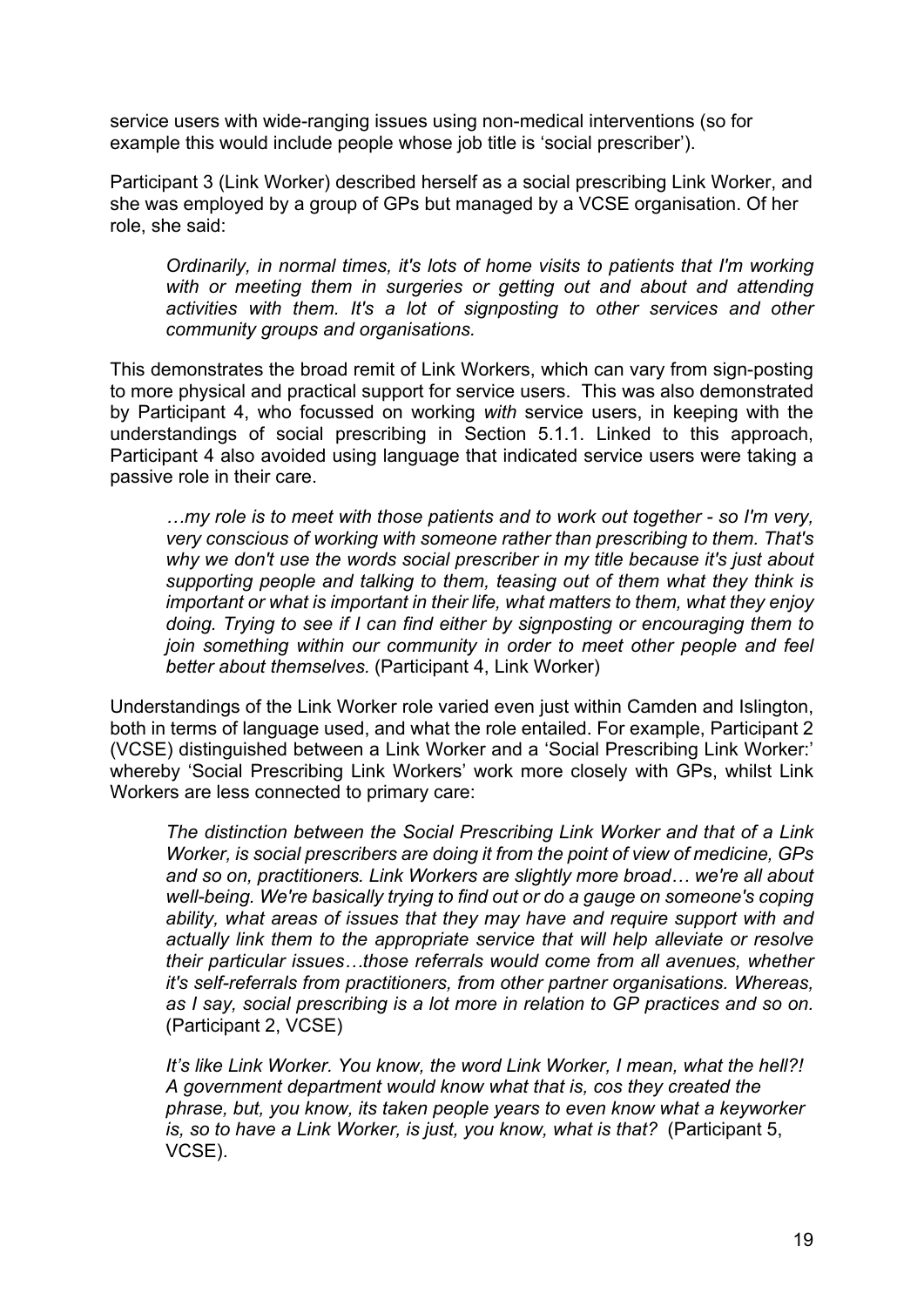service users with wide-ranging issues using non-medical interventions (so for example this would include people whose job title is 'social prescriber').

Participant 3 (Link Worker) described herself as a social prescribing Link Worker, and she was employed by a group of GPs but managed by a VCSE organisation. Of her role, she said:

> *Ordinarily, in normal times, it's lots of home visits to patients that I'm working with or meeting them in surgeries or getting out and about and attending activities with them. It's a lot of signposting to other services and other community groups and organisations.*

This demonstrates the broad remit of Link Workers, which can vary from sign-posting to more physical and practical support for service users. This was also demonstrated by Participant 4, who focussed on working *with* service users, in keeping with the understandings of social prescribing in Section 5.1.1. Linked to this approach, Participant 4 also avoided using language that indicated service users were taking a passive role in their care.

> *…my role is to meet with those patients and to work out together - so I'm very, very conscious of working with someone rather than prescribing to them. That's why we don't use the words social prescriber in my title because it's just about supporting people and talking to them, teasing out of them what they think is important or what is important in their life, what matters to them, what they enjoy doing. Trying to see if I can find either by signposting or encouraging them to join something within our community in order to meet other people and feel better about themselves.* (Participant 4, Link Worker)

Understandings of the Link Worker role varied even just within Camden and Islington, both in terms of language used, and what the role entailed. For example, Participant 2 (VCSE) distinguished between a Link Worker and a 'Social Prescribing Link Worker:' whereby 'Social Prescribing Link Workers' work more closely with GPs, whilst Link Workers are less connected to primary care:

> *The distinction between the Social Prescribing Link Worker and that of a Link Worker, is social prescribers are doing it from the point of view of medicine, GPs and so on, practitioners. Link Workers are slightly more broad… we're all about well-being. We're basically trying to find out or do a gauge on someone's coping ability, what areas of issues that they may have and require support with and actually link them to the appropriate service that will help alleviate or resolve their particular issues…those referrals would come from all avenues, whether it's self-referrals from practitioners, from other partner organisations. Whereas, as I say, social prescribing is a lot more in relation to GP practices and so on.* (Participant 2, VCSE)

> *It's like Link Worker. You know, the word Link Worker, I mean, what the hell?! A government department would know what that is, cos they created the phrase, but, you know, its taken people years to even know what a keyworker is, so to have a Link Worker, is just, you know, what is that?* (Participant 5, VCSE).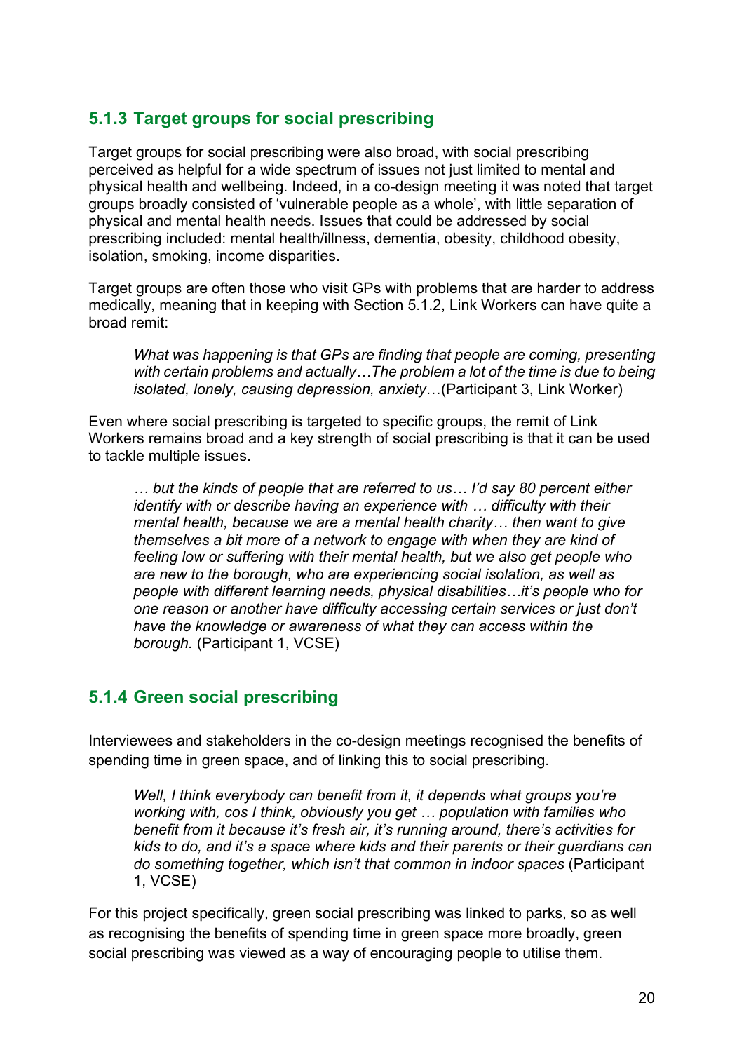### 5.1.3 Target groups for social prescribing

Target groups for social prescribing were also broad, with social prescribing perceived as helpful for a wide spectrum of issues not just limited to mental and physical health and wellbeing. Indeed, in a co-design meeting it was noted that target groups broadly consisted of 'vulnerable people as a whole', with little separation of physical and mental health needs. Issues that could be addressed by social prescribing included: mental health/illness, dementia, obesity, childhood obesity, isolation, smoking, income disparities.

Target groups are often those who visit GPs with problems that are harder to address medically, meaning that in keeping with Section 5.1.2, Link Workers can have quite a broad remit:

> *What was happening is that GPs are finding that people are coming, presenting with certain problems and actually…The problem a lot of the time is due to being isolated, lonely, causing depression, anxiety…*(Participant 3, Link Worker)

Even where social prescribing is targeted to specific groups, the remit of Link Workers remains broad and a key strength of social prescribing is that it can be used to tackle multiple issues.

> *… but the kinds of people that are referred to us… I'd say 80 percent either identify with or describe having an experience with … difficulty with their mental health, because we are a mental health charity… then want to give themselves a bit more of a network to engage with when they are kind of feeling low or suffering with their mental health, but we also get people who are new to the borough, who are experiencing social isolation, as well as people with different learning needs, physical disabilities…it's people who for one reason or another have difficulty accessing certain services or just don't have the knowledge or awareness of what they can access within the borough.* (Participant 1, VCSE)

### 5.1.4 Green social prescribing

Interviewees and stakeholders in the co-design meetings recognised the benefits of spending time in green space, and of linking this to social prescribing.

> *Well, I think everybody can benefit from it, it depends what groups you're working with, cos I think, obviously you get … population with families who benefit from it because it's fresh air, it's running around, there's activities for kids to do, and it's a space where kids and their parents or their guardians can do something together, which isn't that common in indoor spaces* (Participant 1, VCSE)

For this project specifically, green social prescribing was linked to parks, so as well as recognising the benefits of spending time in green space more broadly, green social prescribing was viewed as a way of encouraging people to utilise them.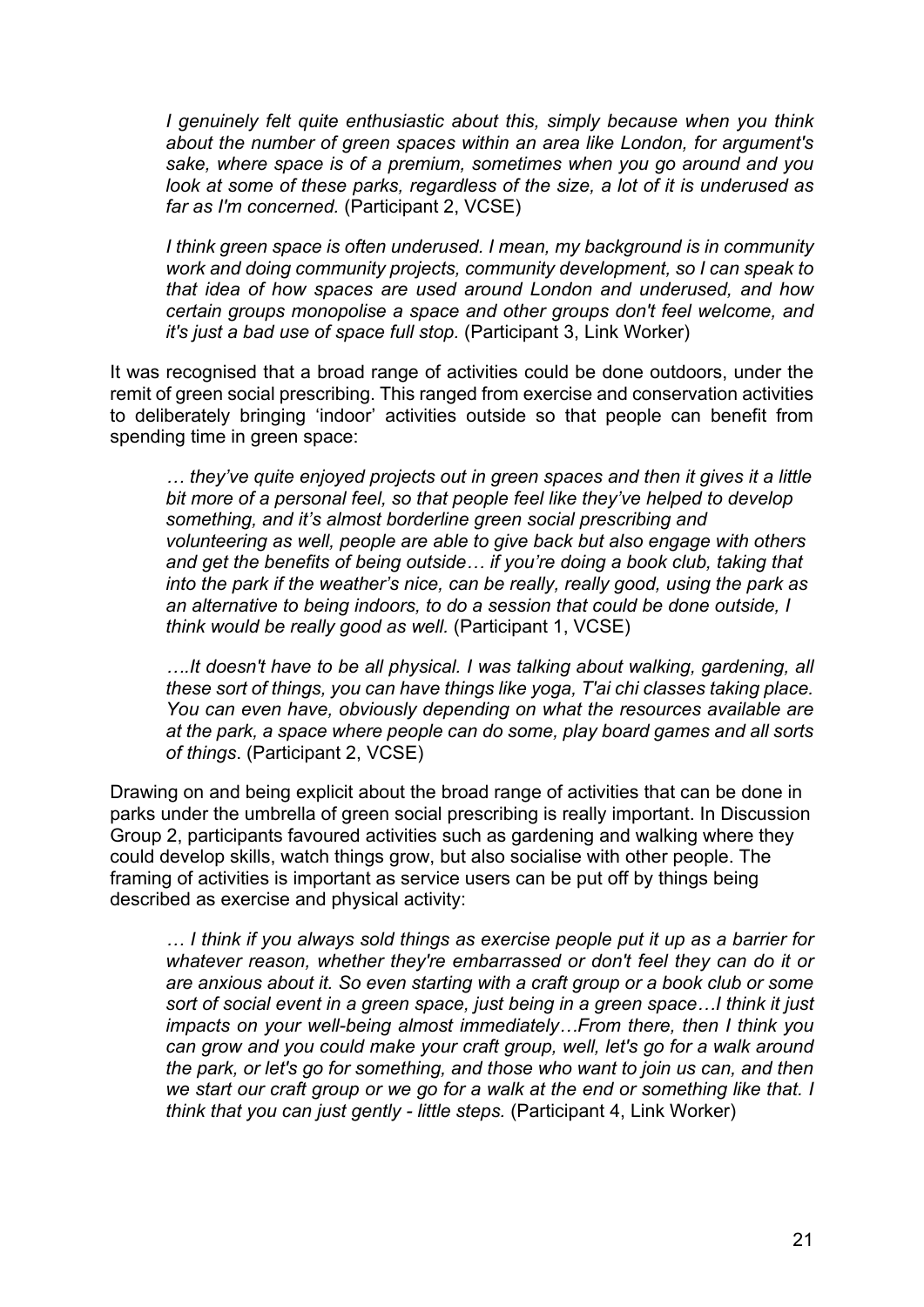*I genuinely felt quite enthusiastic about this, simply because when you think about the number of green spaces within an area like London, for argument's sake, where space is of a premium, sometimes when you go around and you look at some of these parks, regardless of the size, a lot of it is underused as far as I'm concerned.* (Participant 2, VCSE)

*I think green space is often underused. I mean, my background is in community work and doing community projects, community development, so I can speak to that idea of how spaces are used around London and underused, and how certain groups monopolise a space and other groups don't feel welcome, and it's just a bad use of space full stop.* (Participant 3, Link Worker)

It was recognised that a broad range of activities could be done outdoors, under the remit of green social prescribing. This ranged from exercise and conservation activities to deliberately bringing 'indoor' activities outside so that people can benefit from spending time in green space:

*… they've quite enjoyed projects out in green spaces and then it gives it a little bit more of a personal feel, so that people feel like they've helped to develop something, and it's almost borderline green social prescribing and volunteering as well, people are able to give back but also engage with others and get the benefits of being outside… if you're doing a book club, taking that into the park if the weather's nice, can be really, really good, using the park as an alternative to being indoors, to do a session that could be done outside, I think would be really good as well.* (Participant 1, VCSE)

*….It doesn't have to be all physical. I was talking about walking, gardening, all these sort of things, you can have things like yoga, T'ai chi classes taking place. You can even have, obviously depending on what the resources available are at the park, a space where people can do some, play board games and all sorts of things*. (Participant 2, VCSE)

Drawing on and being explicit about the broad range of activities that can be done in parks under the umbrella of green social prescribing is really important. In Discussion Group 2, participants favoured activities such as gardening and walking where they could develop skills, watch things grow, but also socialise with other people. The framing of activities is important as service users can be put off by things being described as exercise and physical activity:

*… I think if you always sold things as exercise people put it up as a barrier for whatever reason, whether they're embarrassed or don't feel they can do it or are anxious about it. So even starting with a craft group or a book club or some sort of social event in a green space, just being in a green space…I think it just impacts on your well-being almost immediately…From there, then I think you can grow and you could make your craft group, well, let's go for a walk around the park, or let's go for something, and those who want to join us can, and then we start our craft group or we go for a walk at the end or something like that. I think that you can just gently - little steps.* (Participant 4, Link Worker)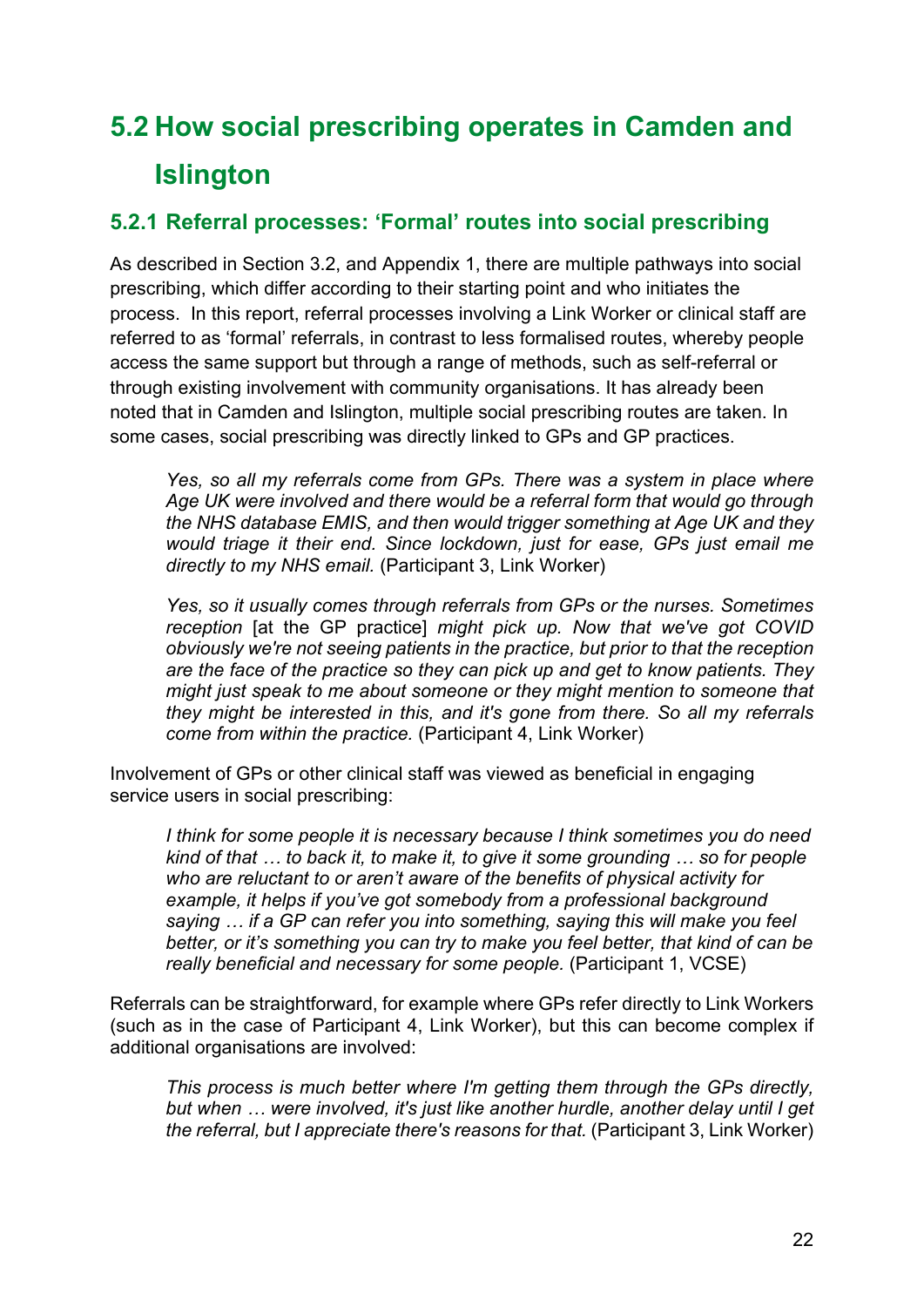## 5.2 How social prescribing operates in Camden and Islington

### 5.2.1 Referral processes: 'Formal' routes into social prescribing

As described in Section 3.2, and Appendix 1, there are multiple pathways into social prescribing, which differ according to their starting point and who initiates the process. In this report, referral processes involving a Link Worker or clinical staff are referred to as 'formal' referrals, in contrast to less formalised routes, whereby people access the same support but through a range of methods, such as self-referral or through existing involvement with community organisations. It has already been noted that in Camden and Islington, multiple social prescribing routes are taken. In some cases, social prescribing was directly linked to GPs and GP practices.

> *Yes, so all my referrals come from GPs. There was a system in place where Age UK were involved and there would be a referral form that would go through the NHS database EMIS, and then would trigger something at Age UK and they would triage it their end. Since lockdown, just for ease, GPs just email me directly to my NHS email.* (Participant 3, Link Worker)

> *Yes, so it usually comes through referrals from GPs or the nurses. Sometimes reception* [at the GP practice] *might pick up. Now that we've got COVID obviously we're not seeing patients in the practice, but prior to that the reception are the face of the practice so they can pick up and get to know patients. They might just speak to me about someone or they might mention to someone that they might be interested in this, and it's gone from there. So all my referrals come from within the practice.* (Participant 4, Link Worker)

Involvement of GPs or other clinical staff was viewed as beneficial in engaging service users in social prescribing:

> *I think for some people it is necessary because I think sometimes you do need kind of that … to back it, to make it, to give it some grounding … so for people who are reluctant to or aren't aware of the benefits of physical activity for example, it helps if you've got somebody from a professional background saying … if a GP can refer you into something, saying this will make you feel better, or it's something you can try to make you feel better, that kind of can be really beneficial and necessary for some people.* (Participant 1, VCSE)

Referrals can be straightforward, for example where GPs refer directly to Link Workers (such as in the case of Participant 4, Link Worker), but this can become complex if additional organisations are involved:

> *This process is much better where I'm getting them through the GPs directly, but when … were involved, it's just like another hurdle, another delay until I get the referral, but I appreciate there's reasons for that.* (Participant 3, Link Worker)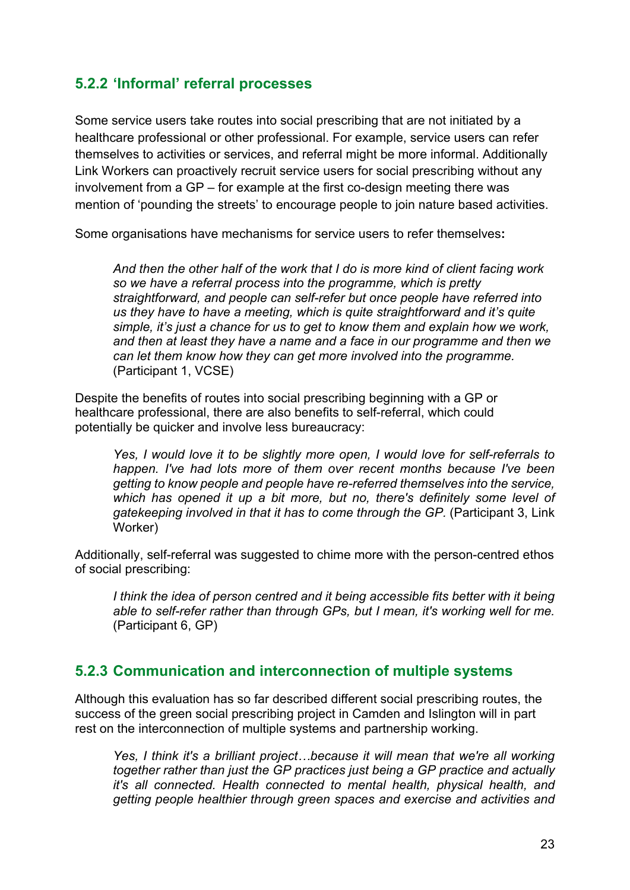### 5.2.2 'Informal' referral processes

Some service users take routes into social prescribing that are not initiated by a healthcare professional or other professional. For example, service users can refer themselves to activities or services, and referral might be more informal. Additionally Link Workers can proactively recruit service users for social prescribing without any involvement from a GP – for example at the first co-design meeting there was mention of 'pounding the streets' to encourage people to join nature based activities.

Some organisations have mechanisms for service users to refer themselves**:**

> *And then the other half of the work that I do is more kind of client facing work so we have a referral process into the programme, which is pretty straightforward, and people can self-refer but once people have referred into us they have to have a meeting, which is quite straightforward and it's quite simple, it's just a chance for us to get to know them and explain how we work, and then at least they have a name and a face in our programme and then we can let them know how they can get more involved into the programme.* (Participant 1, VCSE)

Despite the benefits of routes into social prescribing beginning with a GP or healthcare professional, there are also benefits to self-referral, which could potentially be quicker and involve less bureaucracy:

> *Yes, I would love it to be slightly more open, I would love for self-referrals to happen. I've had lots more of them over recent months because I've been getting to know people and people have re-referred themselves into the service, which has opened it up a bit more, but no, there's definitely some level of gatekeeping involved in that it has to come through the GP.* (Participant 3, Link Worker)

Additionally, self-referral was suggested to chime more with the person-centred ethos of social prescribing:

> *I think the idea of person centred and it being accessible fits better with it being able to self-refer rather than through GPs, but I mean, it's working well for me.* (Participant 6, GP)

### 5.2.3 Communication and interconnection of multiple systems

Although this evaluation has so far described different social prescribing routes, the success of the green social prescribing project in Camden and Islington will in part rest on the interconnection of multiple systems and partnership working.

> *Yes, I think it's a brilliant project…because it will mean that we're all working together rather than just the GP practices just being a GP practice and actually it's all connected. Health connected to mental health, physical health, and getting people healthier through green spaces and exercise and activities and*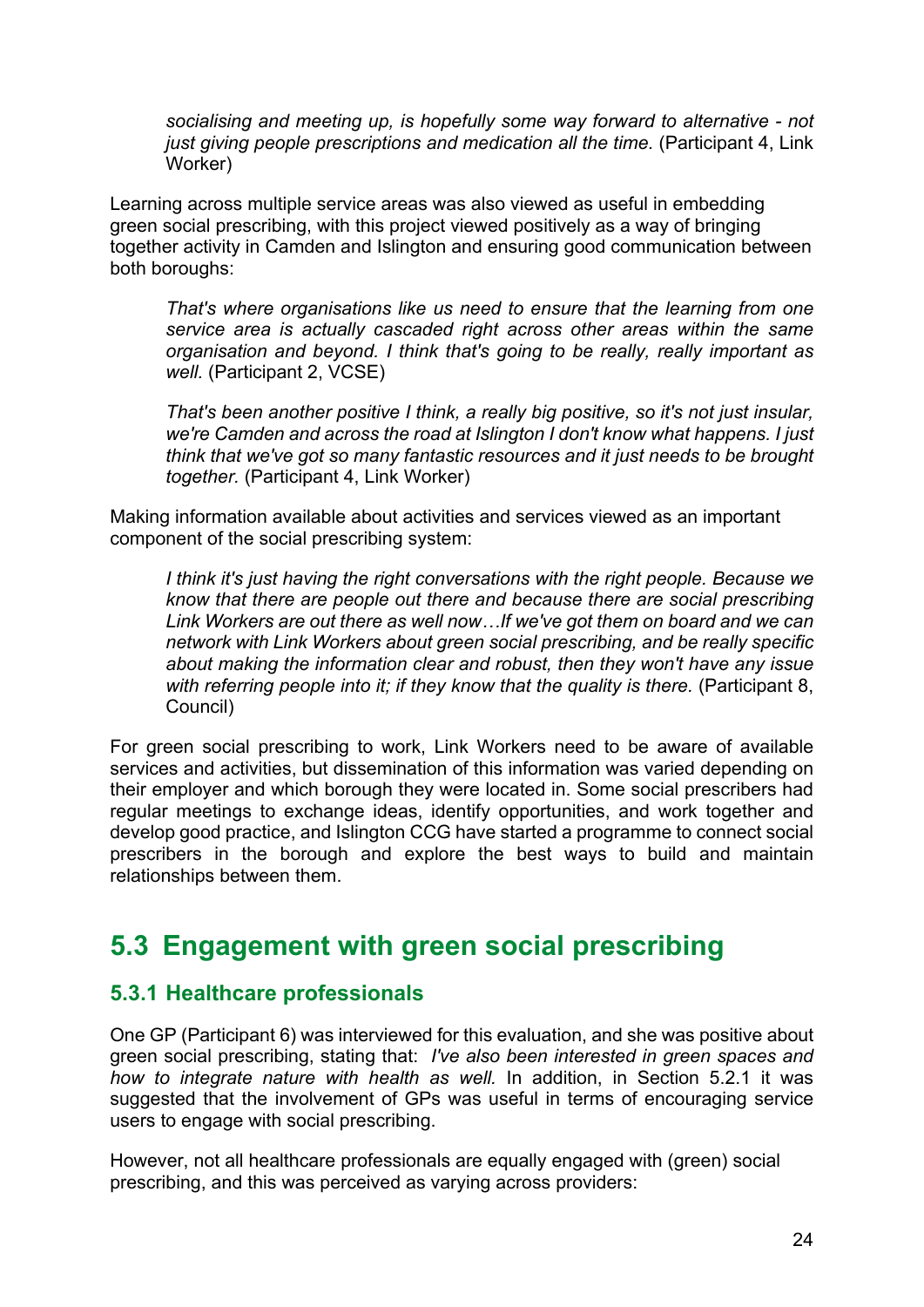*socialising and meeting up, is hopefully some way forward to alternative - not just giving people prescriptions and medication all the time.* (Participant 4, Link Worker)

Learning across multiple service areas was also viewed as useful in embedding green social prescribing, with this project viewed positively as a way of bringing together activity in Camden and Islington and ensuring good communication between both boroughs:

> *That's where organisations like us need to ensure that the learning from one service area is actually cascaded right across other areas within the same organisation and beyond. I think that's going to be really, really important as well.* (Participant 2, VCSE)

> *That's been another positive I think, a really big positive, so it's not just insular, we're Camden and across the road at Islington I don't know what happens. I just think that we've got so many fantastic resources and it just needs to be brought together.* (Participant 4, Link Worker)

Making information available about activities and services viewed as an important component of the social prescribing system:

> *I think it's just having the right conversations with the right people. Because we know that there are people out there and because there are social prescribing Link Workers are out there as well now…If we've got them on board and we can network with Link Workers about green social prescribing, and be really specific about making the information clear and robust, then they won't have any issue with referring people into it; if they know that the quality is there.* (Participant 8, Council)

For green social prescribing to work, Link Workers need to be aware of available services and activities, but dissemination of this information was varied depending on their employer and which borough they were located in. Some social prescribers had regular meetings to exchange ideas, identify opportunities, and work together and develop good practice, and Islington CCG have started a programme to connect social prescribers in the borough and explore the best ways to build and maintain relationships between them.

## 5.3 Engagement with green social prescribing

### 5.3.1 Healthcare professionals

One GP (Participant 6) was interviewed for this evaluation, and she was positive about green social prescribing, stating that: *I've also been interested in green spaces and how to integrate nature with health as well.* In addition, in Section 5.2.1 it was suggested that the involvement of GPs was useful in terms of encouraging service users to engage with social prescribing.

However, not all healthcare professionals are equally engaged with (green) social prescribing, and this was perceived as varying across providers: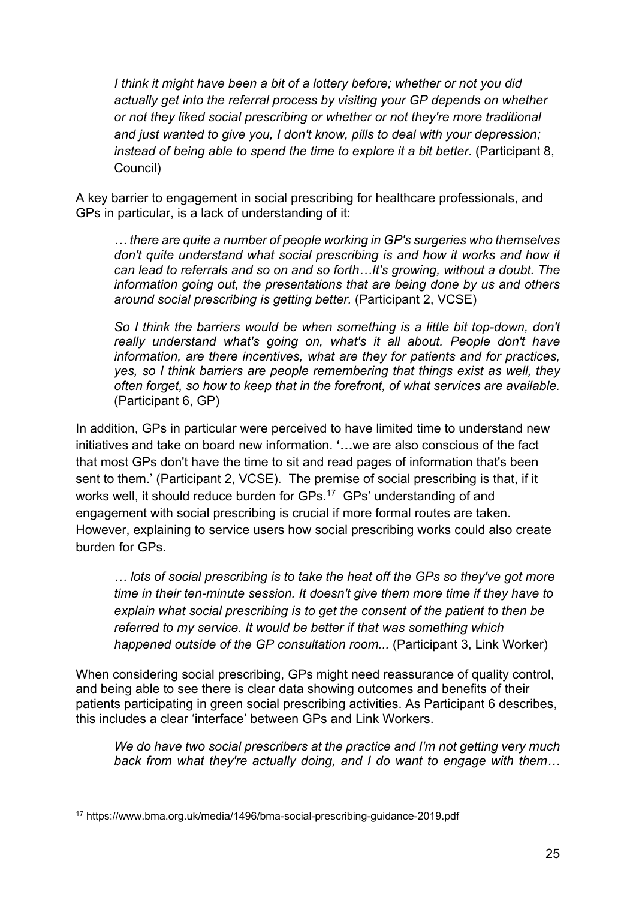> *I think it might have been a bit of a lottery before; whether or not you did actually get into the referral process by visiting your GP depends on whether or not they liked social prescribing or whether or not they're more traditional and just wanted to give you, I don't know, pills to deal with your depression; instead of being able to spend the time to explore it a bit better*. (Participant 8, Council)

A key barrier to engagement in social prescribing for healthcare professionals, and GPs in particular, is a lack of understanding of it:

> *… there are quite a number of people working in GP's surgeries who themselves don't quite understand what social prescribing is and how it works and how it can lead to referrals and so on and so forth…It's growing, without a doubt. The information going out, the presentations that are being done by us and others around social prescribing is getting better.* (Participant 2, VCSE)

> *So I think the barriers would be when something is a little bit top-down, don't really understand what's going on, what's it all about. People don't have information, are there incentives, what are they for patients and for practices, yes, so I think barriers are people remembering that things exist as well, they often forget, so how to keep that in the forefront, of what services are available.* (Participant 6, GP)

In addition, GPs in particular were perceived to have limited time to understand new initiatives and take on board new information. **'…**we are also conscious of the fact that most GPs don't have the time to sit and read pages of information that's been sent to them.' (Participant 2, VCSE). The premise of social prescribing is that, if it works well, it should reduce burden for GPs.[17] GPs' understanding of and engagement with social prescribing is crucial if more formal routes are taken. However, explaining to service users how social prescribing works could also create burden for GPs.

> *… lots of social prescribing is to take the heat off the GPs so they've got more time in their ten-minute session. It doesn't give them more time if they have to explain what social prescribing is to get the consent of the patient to then be referred to my service. It would be better if that was something which happened outside of the GP consultation room...* (Participant 3, Link Worker)

When considering social prescribing, GPs might need reassurance of quality control, and being able to see there is clear data showing outcomes and benefits of their patients participating in green social prescribing activities. As Participant 6 describes, this includes a clear 'interface' between GPs and Link Workers.

> *We do have two social prescribers at the practice and I'm not getting very much back from what they're actually doing, and I do want to engage with them…*

[17] https://www.bma.org.uk/media/1496/bma-social-prescribing-guidance-2019.pdf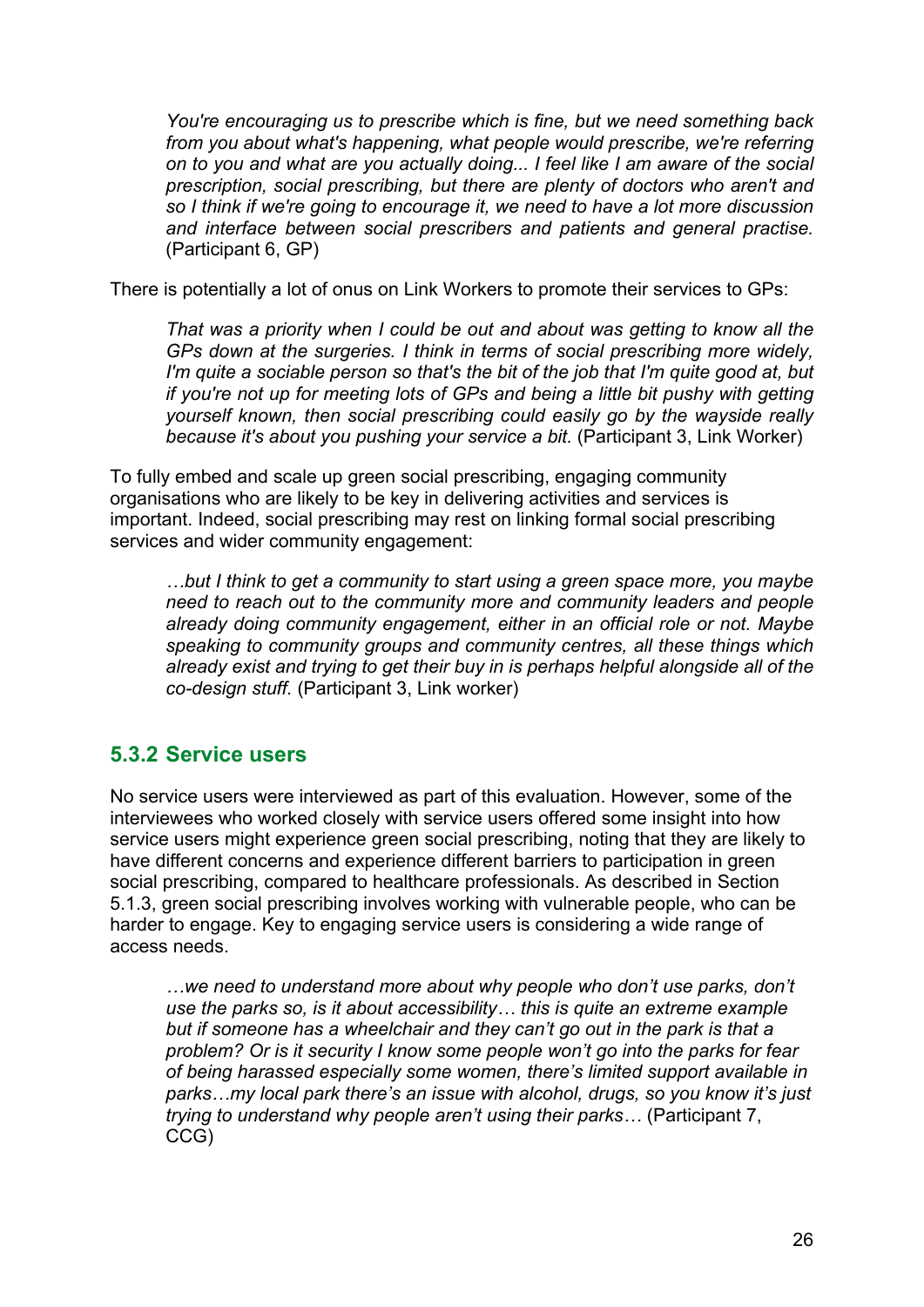> *You're encouraging us to prescribe which is fine, but we need something back from you about what's happening, what people would prescribe, we're referring on to you and what are you actually doing... I feel like I am aware of the social prescription, social prescribing, but there are plenty of doctors who aren't and so I think if we're going to encourage it, we need to have a lot more discussion and interface between social prescribers and patients and general practise.* (Participant 6, GP)

There is potentially a lot of onus on Link Workers to promote their services to GPs:

> *That was a priority when I could be out and about was getting to know all the GPs down at the surgeries. I think in terms of social prescribing more widely, I'm quite a sociable person so that's the bit of the job that I'm quite good at, but if you're not up for meeting lots of GPs and being a little bit pushy with getting yourself known, then social prescribing could easily go by the wayside really because it's about you pushing your service a bit.* (Participant 3, Link Worker)

To fully embed and scale up green social prescribing, engaging community organisations who are likely to be key in delivering activities and services is important. Indeed, social prescribing may rest on linking formal social prescribing services and wider community engagement:

> *…but I think to get a community to start using a green space more, you maybe need to reach out to the community more and community leaders and people already doing community engagement, either in an official role or not. Maybe speaking to community groups and community centres, all these things which already exist and trying to get their buy in is perhaps helpful alongside all of the co-design stuff.* (Participant 3, Link worker)

### 5.3.2 Service users

No service users were interviewed as part of this evaluation. However, some of the interviewees who worked closely with service users offered some insight into how service users might experience green social prescribing, noting that they are likely to have different concerns and experience different barriers to participation in green social prescribing, compared to healthcare professionals. As described in Section 5.1.3, green social prescribing involves working with vulnerable people, who can be harder to engage. Key to engaging service users is considering a wide range of access needs.

> *…we need to understand more about why people who don't use parks, don't use the parks so, is it about accessibility… this is quite an extreme example but if someone has a wheelchair and they can't go out in the park is that a problem? Or is it security I know some people won't go into the parks for fear of being harassed especially some women, there's limited support available in parks…my local park there's an issue with alcohol, drugs, so you know it's just trying to understand why people aren't using their parks…* (Participant 7, CCG)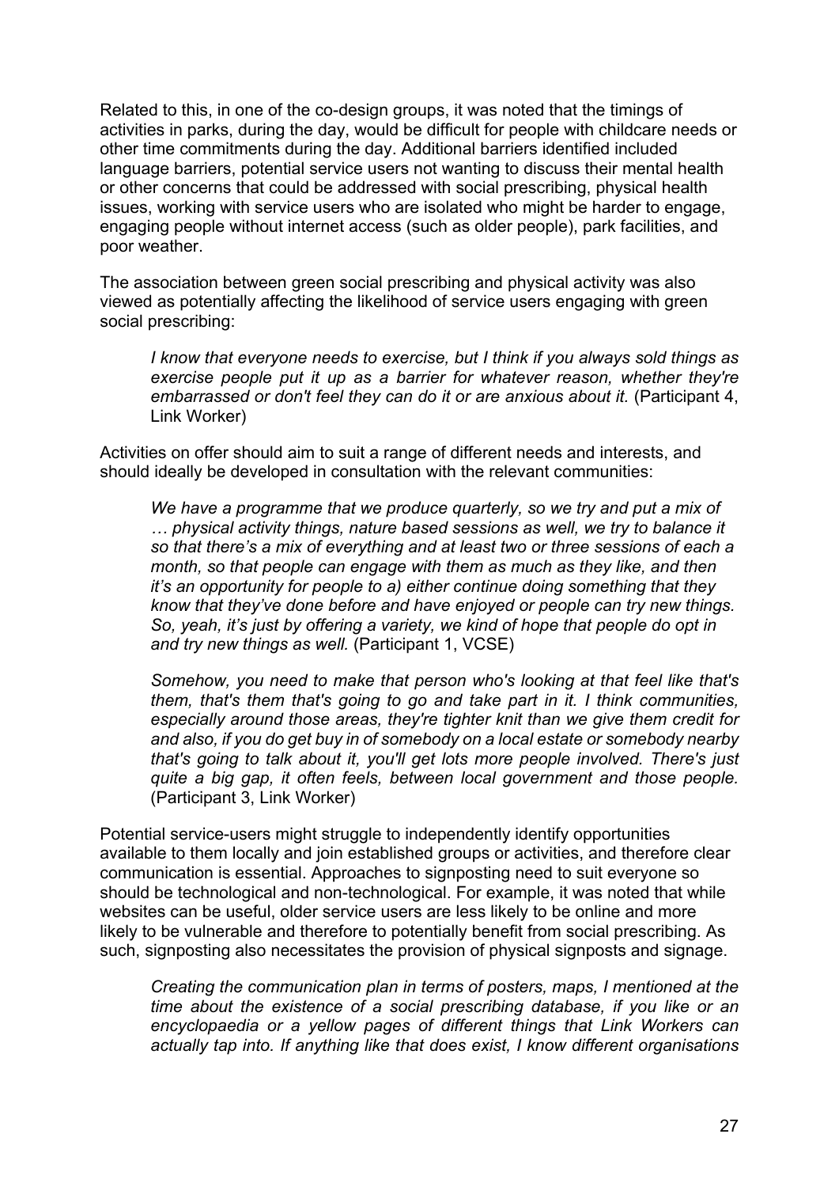Related to this, in one of the co-design groups, it was noted that the timings of activities in parks, during the day, would be difficult for people with childcare needs or other time commitments during the day. Additional barriers identified included language barriers, potential service users not wanting to discuss their mental health or other concerns that could be addressed with social prescribing, physical health issues, working with service users who are isolated who might be harder to engage, engaging people without internet access (such as older people), park facilities, and poor weather.

The association between green social prescribing and physical activity was also viewed as potentially affecting the likelihood of service users engaging with green social prescribing:

> *I know that everyone needs to exercise, but I think if you always sold things as exercise people put it up as a barrier for whatever reason, whether they're embarrassed or don't feel they can do it or are anxious about it.* (Participant 4, Link Worker)

Activities on offer should aim to suit a range of different needs and interests, and should ideally be developed in consultation with the relevant communities:

> *We have a programme that we produce quarterly, so we try and put a mix of … physical activity things, nature based sessions as well, we try to balance it so that there's a mix of everything and at least two or three sessions of each a month, so that people can engage with them as much as they like, and then it's an opportunity for people to a) either continue doing something that they know that they've done before and have enjoyed or people can try new things. So, yeah, it's just by offering a variety, we kind of hope that people do opt in and try new things as well.* (Participant 1, VCSE)

> *Somehow, you need to make that person who's looking at that feel like that's them, that's them that's going to go and take part in it. I think communities, especially around those areas, they're tighter knit than we give them credit for and also, if you do get buy in of somebody on a local estate or somebody nearby that's going to talk about it, you'll get lots more people involved. There's just quite a big gap, it often feels, between local government and those people.* (Participant 3, Link Worker)

Potential service-users might struggle to independently identify opportunities available to them locally and join established groups or activities, and therefore clear communication is essential. Approaches to signposting need to suit everyone so should be technological and non-technological. For example, it was noted that while websites can be useful, older service users are less likely to be online and more likely to be vulnerable and therefore to potentially benefit from social prescribing. As such, signposting also necessitates the provision of physical signposts and signage.

> *Creating the communication plan in terms of posters, maps, I mentioned at the time about the existence of a social prescribing database, if you like or an encyclopaedia or a yellow pages of different things that Link Workers can actually tap into. If anything like that does exist, I know different organisations*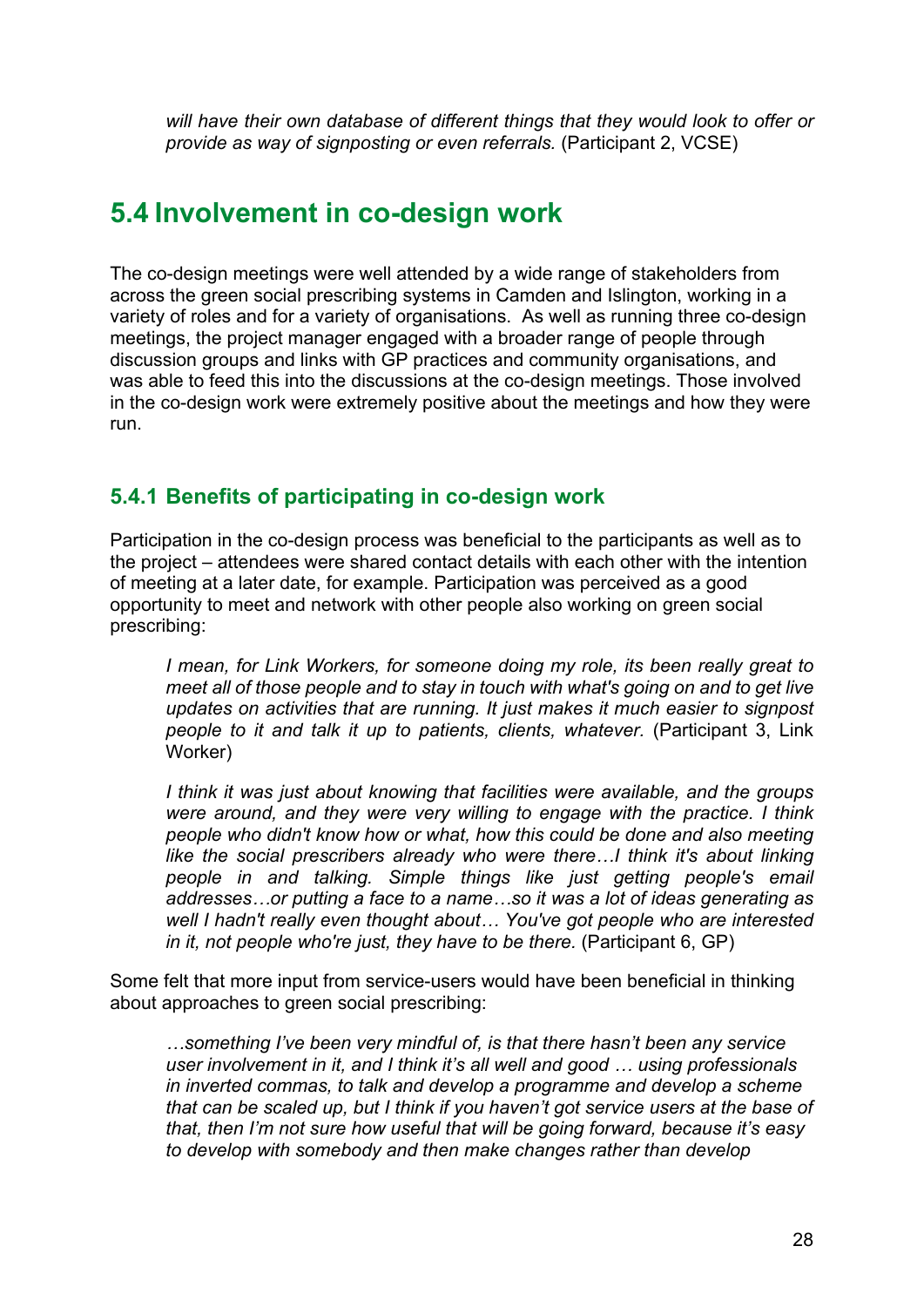*will have their own database of different things that they would look to offer or provide as way of signposting or even referrals.* (Participant 2, VCSE)

## 5.4 Involvement in co-design work

The co-design meetings were well attended by a wide range of stakeholders from across the green social prescribing systems in Camden and Islington, working in a variety of roles and for a variety of organisations. As well as running three co-design meetings, the project manager engaged with a broader range of people through discussion groups and links with GP practices and community organisations, and was able to feed this into the discussions at the co-design meetings. Those involved in the co-design work were extremely positive about the meetings and how they were run.

### 5.4.1 Benefits of participating in co-design work

Participation in the co-design process was beneficial to the participants as well as to the project – attendees were shared contact details with each other with the intention of meeting at a later date, for example. Participation was perceived as a good opportunity to meet and network with other people also working on green social prescribing:

> *I mean, for Link Workers, for someone doing my role, its been really great to meet all of those people and to stay in touch with what's going on and to get live updates on activities that are running. It just makes it much easier to signpost people to it and talk it up to patients, clients, whatever.* (Participant 3, Link Worker)

> *I think it was just about knowing that facilities were available, and the groups were around, and they were very willing to engage with the practice. I think people who didn't know how or what, how this could be done and also meeting like the social prescribers already who were there…I think it's about linking people in and talking. Simple things like just getting people's email addresses…or putting a face to a name…so it was a lot of ideas generating as well I hadn't really even thought about… You've got people who are interested in it, not people who're just, they have to be there.* (Participant 6, GP)

Some felt that more input from service-users would have been beneficial in thinking about approaches to green social prescribing:

> *…something I've been very mindful of, is that there hasn't been any service user involvement in it, and I think it's all well and good … using professionals in inverted commas, to talk and develop a programme and develop a scheme that can be scaled up, but I think if you haven't got service users at the base of that, then I'm not sure how useful that will be going forward, because it's easy to develop with somebody and then make changes rather than develop*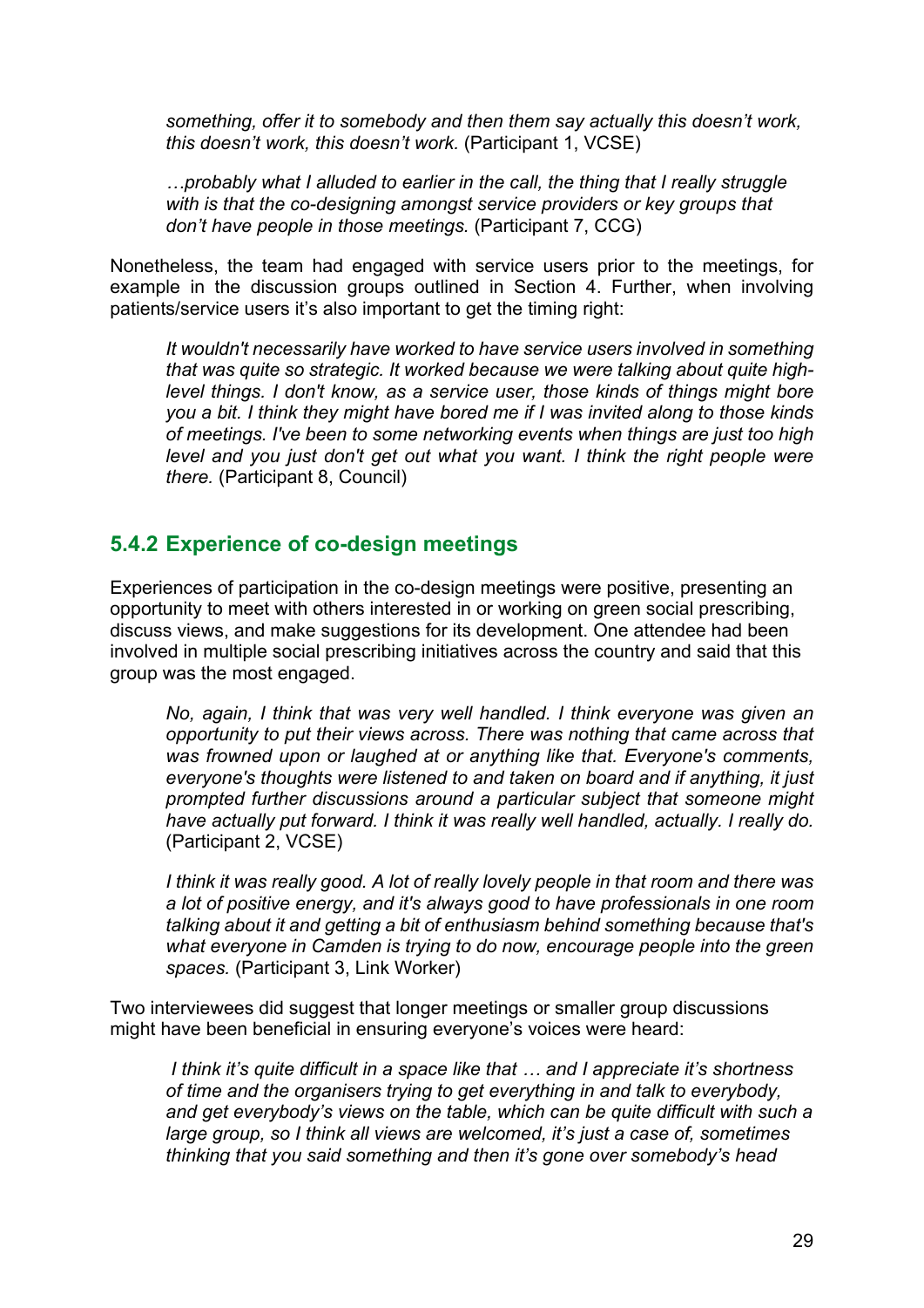*something, offer it to somebody and then them say actually this doesn't work, this doesn't work, this doesn't work.* (Participant 1, VCSE)

*…probably what I alluded to earlier in the call, the thing that I really struggle with is that the co-designing amongst service providers or key groups that don't have people in those meetings.* (Participant 7, CCG)

Nonetheless, the team had engaged with service users prior to the meetings, for example in the discussion groups outlined in Section 4. Further, when involving patients/service users it's also important to get the timing right:

*It wouldn't necessarily have worked to have service users involved in something that was quite so strategic. It worked because we were talking about quite high-level things. I don't know, as a service user, those kinds of things might bore you a bit. I think they might have bored me if I was invited along to those kinds of meetings. I've been to some networking events when things are just too high level and you just don't get out what you want. I think the right people were there.* (Participant 8, Council)

### 5.4.2 Experience of co-design meetings

Experiences of participation in the co-design meetings were positive, presenting an opportunity to meet with others interested in or working on green social prescribing, discuss views, and make suggestions for its development. One attendee had been involved in multiple social prescribing initiatives across the country and said that this group was the most engaged.

*No, again, I think that was very well handled. I think everyone was given an opportunity to put their views across. There was nothing that came across that was frowned upon or laughed at or anything like that. Everyone's comments, everyone's thoughts were listened to and taken on board and if anything, it just prompted further discussions around a particular subject that someone might have actually put forward. I think it was really well handled, actually. I really do.* (Participant 2, VCSE)

*I think it was really good. A lot of really lovely people in that room and there was a lot of positive energy, and it's always good to have professionals in one room talking about it and getting a bit of enthusiasm behind something because that's what everyone in Camden is trying to do now, encourage people into the green spaces.* (Participant 3, Link Worker)

Two interviewees did suggest that longer meetings or smaller group discussions might have been beneficial in ensuring everyone's voices were heard:

*I think it's quite difficult in a space like that … and I appreciate it's shortness of time and the organisers trying to get everything in and talk to everybody, and get everybody's views on the table, which can be quite difficult with such a large group, so I think all views are welcomed, it's just a case of, sometimes thinking that you said something and then it's gone over somebody's head*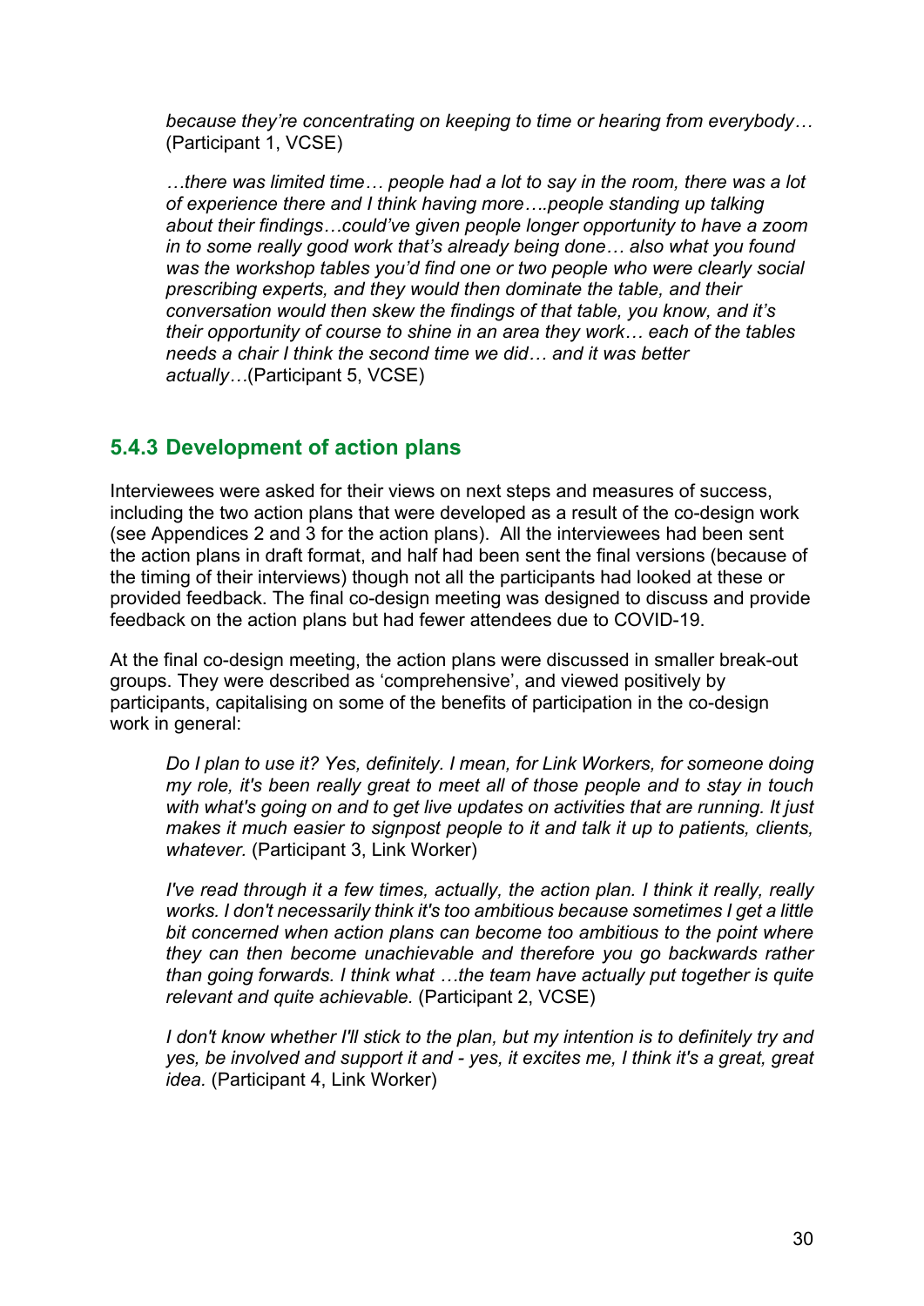*because they're concentrating on keeping to time or hearing from everybody…* (Participant 1, VCSE)

*…there was limited time… people had a lot to say in the room, there was a lot of experience there and I think having more….people standing up talking about their findings…could've given people longer opportunity to have a zoom in to some really good work that's already being done… also what you found was the workshop tables you'd find one or two people who were clearly social prescribing experts, and they would then dominate the table, and their conversation would then skew the findings of that table, you know, and it's their opportunity of course to shine in an area they work… each of the tables needs a chair I think the second time we did… and it was better actually*…(Participant 5, VCSE)

### 5.4.3 Development of action plans

Interviewees were asked for their views on next steps and measures of success, including the two action plans that were developed as a result of the co-design work (see Appendices 2 and 3 for the action plans). All the interviewees had been sent the action plans in draft format, and half had been sent the final versions (because of the timing of their interviews) though not all the participants had looked at these or provided feedback. The final co-design meeting was designed to discuss and provide feedback on the action plans but had fewer attendees due to COVID-19.

At the final co-design meeting, the action plans were discussed in smaller break-out groups. They were described as 'comprehensive', and viewed positively by participants, capitalising on some of the benefits of participation in the co-design work in general:

*Do I plan to use it? Yes, definitely. I mean, for Link Workers, for someone doing my role, it's been really great to meet all of those people and to stay in touch with what's going on and to get live updates on activities that are running. It just makes it much easier to signpost people to it and talk it up to patients, clients, whatever.* (Participant 3, Link Worker)

*I've read through it a few times, actually, the action plan. I think it really, really works. I don't necessarily think it's too ambitious because sometimes I get a little bit concerned when action plans can become too ambitious to the point where they can then become unachievable and therefore you go backwards rather than going forwards. I think what …the team have actually put together is quite relevant and quite achievable.* (Participant 2, VCSE)

*I don't know whether I'll stick to the plan, but my intention is to definitely try and yes, be involved and support it and - yes, it excites me, I think it's a great, great idea.* (Participant 4, Link Worker)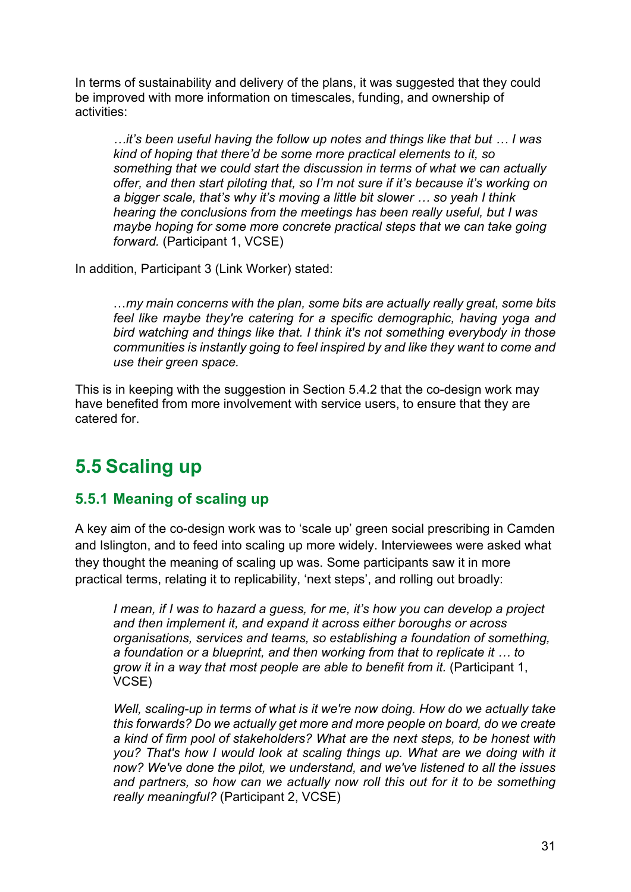In terms of sustainability and delivery of the plans, it was suggested that they could be improved with more information on timescales, funding, and ownership of activities:

> *…it's been useful having the follow up notes and things like that but … I was kind of hoping that there'd be some more practical elements to it, so something that we could start the discussion in terms of what we can actually offer, and then start piloting that, so I'm not sure if it's because it's working on a bigger scale, that's why it's moving a little bit slower … so yeah I think hearing the conclusions from the meetings has been really useful, but I was maybe hoping for some more concrete practical steps that we can take going forward.* (Participant 1, VCSE)

In addition, Participant 3 (Link Worker) stated:

> *…my main concerns with the plan, some bits are actually really great, some bits feel like maybe they're catering for a specific demographic, having yoga and bird watching and things like that. I think it's not something everybody in those communities is instantly going to feel inspired by and like they want to come and use their green space.*

This is in keeping with the suggestion in Section 5.4.2 that the co-design work may have benefited from more involvement with service users, to ensure that they are catered for.

## 5.5 Scaling up

### 5.5.1 Meaning of scaling up

A key aim of the co-design work was to 'scale up' green social prescribing in Camden and Islington, and to feed into scaling up more widely. Interviewees were asked what they thought the meaning of scaling up was. Some participants saw it in more practical terms, relating it to replicability, 'next steps', and rolling out broadly:

> *I mean, if I was to hazard a guess, for me, it's how you can develop a project and then implement it, and expand it across either boroughs or across organisations, services and teams, so establishing a foundation of something, a foundation or a blueprint, and then working from that to replicate it … to grow it in a way that most people are able to benefit from it.* (Participant 1, VCSE)

> *Well, scaling-up in terms of what is it we're now doing. How do we actually take this forwards? Do we actually get more and more people on board, do we create a kind of firm pool of stakeholders? What are the next steps, to be honest with you? That's how I would look at scaling things up. What are we doing with it now? We've done the pilot, we understand, and we've listened to all the issues and partners, so how can we actually now roll this out for it to be something really meaningful?* (Participant 2, VCSE)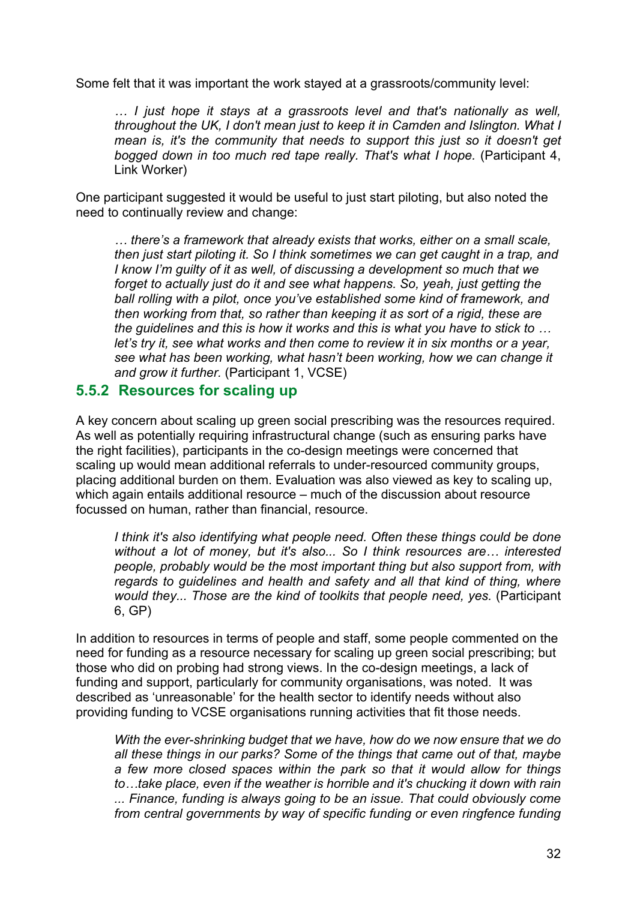Some felt that it was important the work stayed at a grassroots/community level:

> *… I just hope it stays at a grassroots level and that's nationally as well, throughout the UK, I don't mean just to keep it in Camden and Islington. What I mean is, it's the community that needs to support this just so it doesn't get bogged down in too much red tape really. That's what I hope.* (Participant 4, Link Worker)

One participant suggested it would be useful to just start piloting, but also noted the need to continually review and change:

> *… there's a framework that already exists that works, either on a small scale, then just start piloting it. So I think sometimes we can get caught in a trap, and I know I'm guilty of it as well, of discussing a development so much that we forget to actually just do it and see what happens. So, yeah, just getting the ball rolling with a pilot, once you've established some kind of framework, and then working from that, so rather than keeping it as sort of a rigid, these are the guidelines and this is how it works and this is what you have to stick to … let's try it, see what works and then come to review it in six months or a year, see what has been working, what hasn't been working, how we can change it and grow it further.* (Participant 1, VCSE)

### 5.5.2 Resources for scaling up

A key concern about scaling up green social prescribing was the resources required. As well as potentially requiring infrastructural change (such as ensuring parks have the right facilities), participants in the co-design meetings were concerned that scaling up would mean additional referrals to under-resourced community groups, placing additional burden on them. Evaluation was also viewed as key to scaling up, which again entails additional resource – much of the discussion about resource focussed on human, rather than financial, resource.

> *I think it's also identifying what people need. Often these things could be done without a lot of money, but it's also... So I think resources are… interested people, probably would be the most important thing but also support from, with regards to guidelines and health and safety and all that kind of thing, where would they... Those are the kind of toolkits that people need, yes.* (Participant 6, GP)

In addition to resources in terms of people and staff, some people commented on the need for funding as a resource necessary for scaling up green social prescribing; but those who did on probing had strong views. In the co-design meetings, a lack of funding and support, particularly for community organisations, was noted. It was described as 'unreasonable' for the health sector to identify needs without also providing funding to VCSE organisations running activities that fit those needs.

> *With the ever-shrinking budget that we have, how do we now ensure that we do all these things in our parks? Some of the things that came out of that, maybe a few more closed spaces within the park so that it would allow for things to…take place, even if the weather is horrible and it's chucking it down with rain ... Finance, funding is always going to be an issue. That could obviously come from central governments by way of specific funding or even ringfence funding*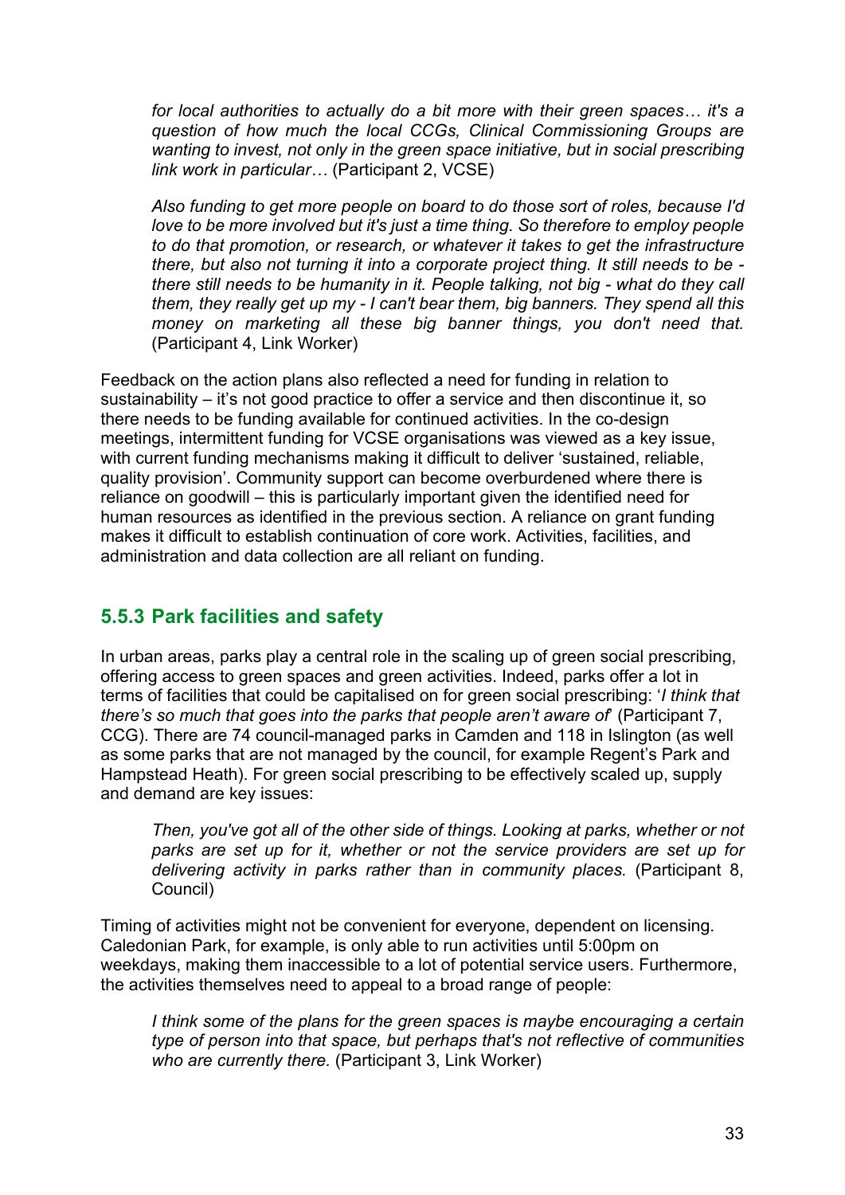> *for local authorities to actually do a bit more with their green spaces… it's a question of how much the local CCGs, Clinical Commissioning Groups are wanting to invest, not only in the green space initiative, but in social prescribing link work in particular…* (Participant 2, VCSE)

> *Also funding to get more people on board to do those sort of roles, because I'd love to be more involved but it's just a time thing. So therefore to employ people to do that promotion, or research, or whatever it takes to get the infrastructure there, but also not turning it into a corporate project thing. It still needs to be - there still needs to be humanity in it. People talking, not big - what do they call them, they really get up my - I can't bear them, big banners. They spend all this money on marketing all these big banner things, you don't need that.* (Participant 4, Link Worker)

Feedback on the action plans also reflected a need for funding in relation to sustainability – it's not good practice to offer a service and then discontinue it, so there needs to be funding available for continued activities. In the co-design meetings, intermittent funding for VCSE organisations was viewed as a key issue, with current funding mechanisms making it difficult to deliver 'sustained, reliable, quality provision'. Community support can become overburdened where there is reliance on goodwill – this is particularly important given the identified need for human resources as identified in the previous section. A reliance on grant funding makes it difficult to establish continuation of core work. Activities, facilities, and administration and data collection are all reliant on funding.

### 5.5.3 Park facilities and safety

In urban areas, parks play a central role in the scaling up of green social prescribing, offering access to green spaces and green activities. Indeed, parks offer a lot in terms of facilities that could be capitalised on for green social prescribing: '*I think that there's so much that goes into the parks that people aren't aware of*' (Participant 7, CCG). There are 74 council-managed parks in Camden and 118 in Islington (as well as some parks that are not managed by the council, for example Regent's Park and Hampstead Heath). For green social prescribing to be effectively scaled up, supply and demand are key issues:

> *Then, you've got all of the other side of things. Looking at parks, whether or not parks are set up for it, whether or not the service providers are set up for delivering activity in parks rather than in community places.* (Participant 8, Council)

Timing of activities might not be convenient for everyone, dependent on licensing. Caledonian Park, for example, is only able to run activities until 5:00pm on weekdays, making them inaccessible to a lot of potential service users. Furthermore, the activities themselves need to appeal to a broad range of people:

> *I think some of the plans for the green spaces is maybe encouraging a certain type of person into that space, but perhaps that's not reflective of communities who are currently there.* (Participant 3, Link Worker)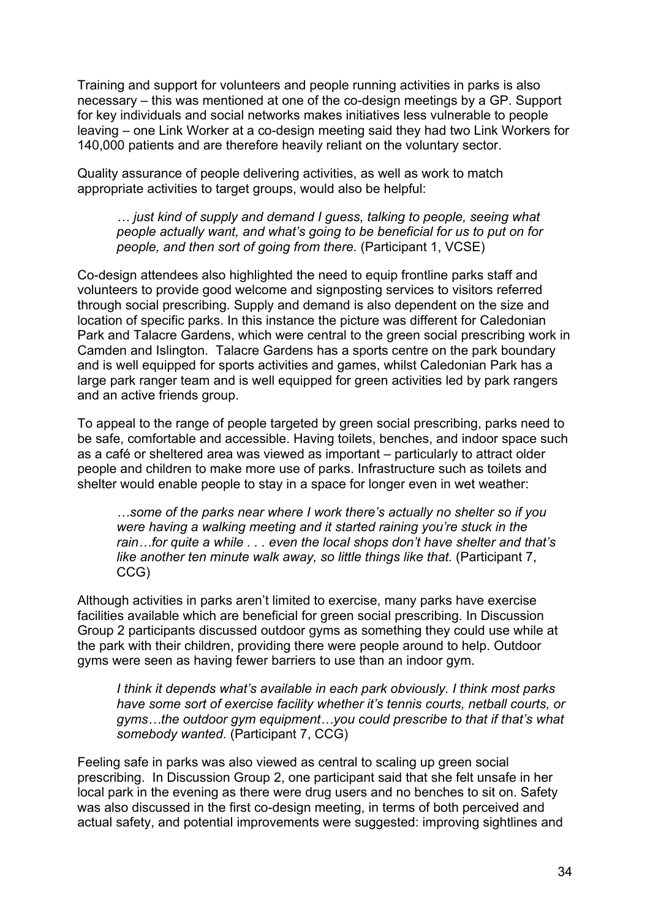Training and support for volunteers and people running activities in parks is also necessary – this was mentioned at one of the co-design meetings by a GP. Support for key individuals and social networks makes initiatives less vulnerable to people leaving – one Link Worker at a co-design meeting said they had two Link Workers for 140,000 patients and are therefore heavily reliant on the voluntary sector.

Quality assurance of people delivering activities, as well as work to match appropriate activities to target groups, would also be helpful:

> *… just kind of supply and demand I guess, talking to people, seeing what people actually want, and what's going to be beneficial for us to put on for people, and then sort of going from there.* (Participant 1, VCSE)

Co-design attendees also highlighted the need to equip frontline parks staff and volunteers to provide good welcome and signposting services to visitors referred through social prescribing. Supply and demand is also dependent on the size and location of specific parks. In this instance the picture was different for Caledonian Park and Talacre Gardens, which were central to the green social prescribing work in Camden and Islington. Talacre Gardens has a sports centre on the park boundary and is well equipped for sports activities and games, whilst Caledonian Park has a large park ranger team and is well equipped for green activities led by park rangers and an active friends group.

To appeal to the range of people targeted by green social prescribing, parks need to be safe, comfortable and accessible. Having toilets, benches, and indoor space such as a café or sheltered area was viewed as important – particularly to attract older people and children to make more use of parks. Infrastructure such as toilets and shelter would enable people to stay in a space for longer even in wet weather:

> *…some of the parks near where I work there's actually no shelter so if you were having a walking meeting and it started raining you're stuck in the rain…for quite a while . . . even the local shops don't have shelter and that's like another ten minute walk away, so little things like that.* (Participant 7, CCG)

Although activities in parks aren't limited to exercise, many parks have exercise facilities available which are beneficial for green social prescribing. In Discussion Group 2 participants discussed outdoor gyms as something they could use while at the park with their children, providing there were people around to help. Outdoor gyms were seen as having fewer barriers to use than an indoor gym.

> *I think it depends what's available in each park obviously. I think most parks have some sort of exercise facility whether it's tennis courts, netball courts, or gyms…the outdoor gym equipment…you could prescribe to that if that's what somebody wanted.* (Participant 7, CCG)

Feeling safe in parks was also viewed as central to scaling up green social prescribing. In Discussion Group 2, one participant said that she felt unsafe in her local park in the evening as there were drug users and no benches to sit on. Safety was also discussed in the first co-design meeting, in terms of both perceived and actual safety, and potential improvements were suggested: improving sightlines and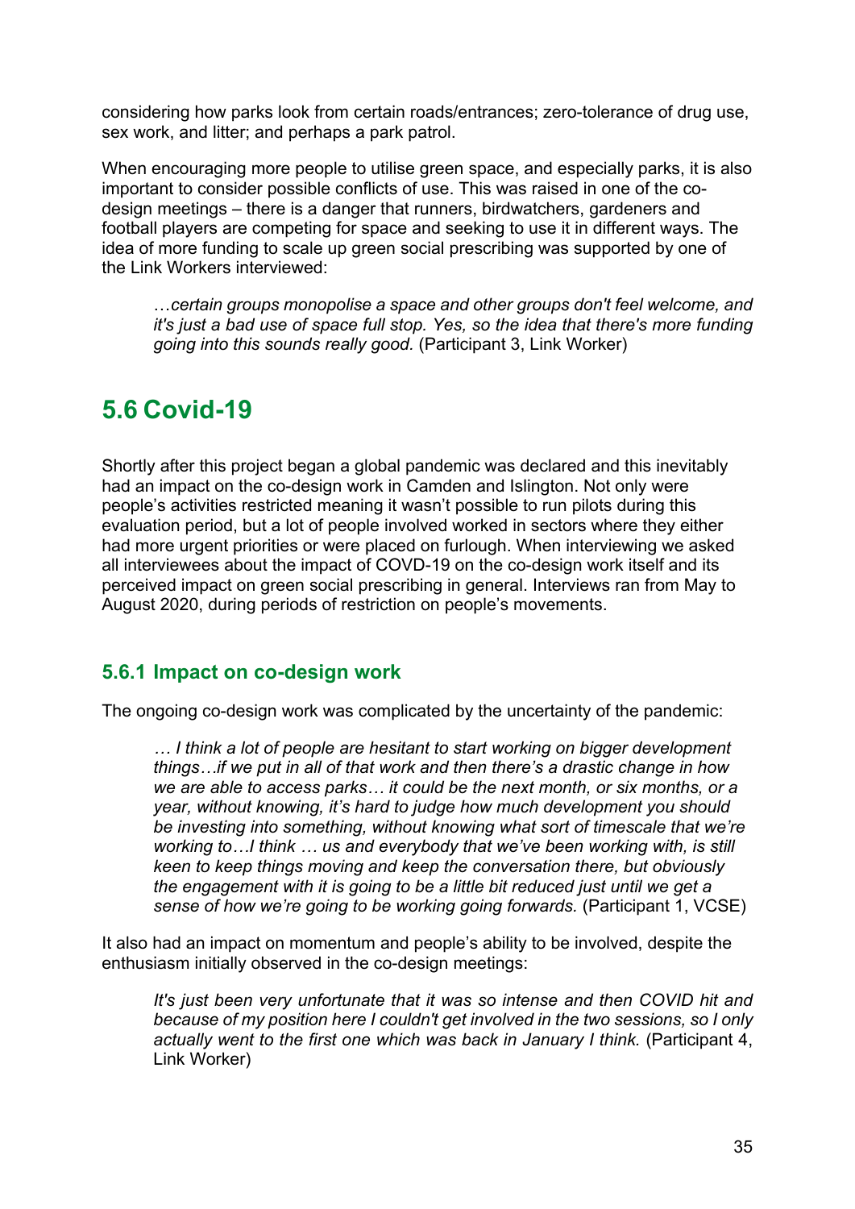considering how parks look from certain roads/entrances; zero-tolerance of drug use, sex work, and litter; and perhaps a park patrol.

When encouraging more people to utilise green space, and especially parks, it is also important to consider possible conflicts of use. This was raised in one of the co-design meetings – there is a danger that runners, birdwatchers, gardeners and football players are competing for space and seeking to use it in different ways. The idea of more funding to scale up green social prescribing was supported by one of the Link Workers interviewed:

> *…certain groups monopolise a space and other groups don't feel welcome, and it's just a bad use of space full stop. Yes, so the idea that there's more funding going into this sounds really good.* (Participant 3, Link Worker)

## 5.6 Covid-19

Shortly after this project began a global pandemic was declared and this inevitably had an impact on the co-design work in Camden and Islington. Not only were people's activities restricted meaning it wasn't possible to run pilots during this evaluation period, but a lot of people involved worked in sectors where they either had more urgent priorities or were placed on furlough. When interviewing we asked all interviewees about the impact of COVD-19 on the co-design work itself and its perceived impact on green social prescribing in general. Interviews ran from May to August 2020, during periods of restriction on people's movements.

### 5.6.1 Impact on co-design work

The ongoing co-design work was complicated by the uncertainty of the pandemic:

> *… I think a lot of people are hesitant to start working on bigger development things…if we put in all of that work and then there's a drastic change in how we are able to access parks… it could be the next month, or six months, or a year, without knowing, it's hard to judge how much development you should be investing into something, without knowing what sort of timescale that we're working to…I think … us and everybody that we've been working with, is still keen to keep things moving and keep the conversation there, but obviously the engagement with it is going to be a little bit reduced just until we get a sense of how we're going to be working going forwards.* (Participant 1, VCSE)

It also had an impact on momentum and people's ability to be involved, despite the enthusiasm initially observed in the co-design meetings:

> *It's just been very unfortunate that it was so intense and then COVID hit and because of my position here I couldn't get involved in the two sessions, so I only actually went to the first one which was back in January I think.* (Participant 4, Link Worker)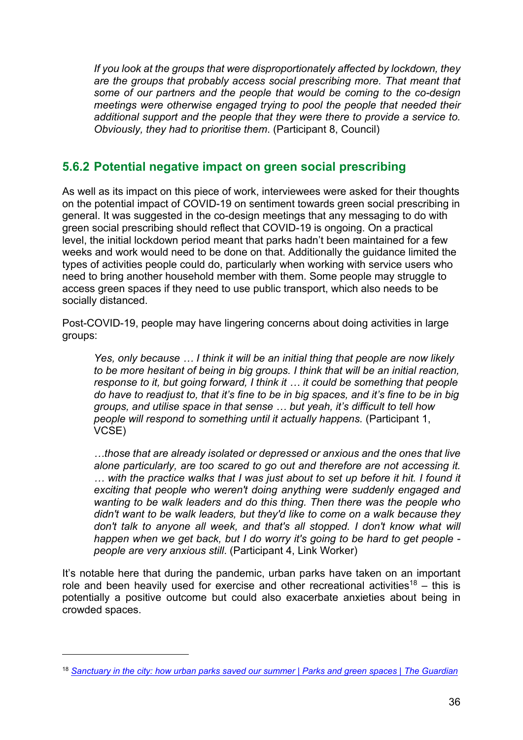*If you look at the groups that were disproportionately affected by lockdown, they are the groups that probably access social prescribing more. That meant that some of our partners and the people that would be coming to the co-design meetings were otherwise engaged trying to pool the people that needed their additional support and the people that they were there to provide a service to. Obviously, they had to prioritise them*. (Participant 8, Council)

### 5.6.2 Potential negative impact on green social prescribing

As well as its impact on this piece of work, interviewees were asked for their thoughts on the potential impact of COVID-19 on sentiment towards green social prescribing in general. It was suggested in the co-design meetings that any messaging to do with green social prescribing should reflect that COVID-19 is ongoing. On a practical level, the initial lockdown period meant that parks hadn't been maintained for a few weeks and work would need to be done on that. Additionally the guidance limited the types of activities people could do, particularly when working with service users who need to bring another household member with them. Some people may struggle to access green spaces if they need to use public transport, which also needs to be socially distanced.

Post-COVID-19, people may have lingering concerns about doing activities in large groups:

*Yes, only because … I think it will be an initial thing that people are now likely to be more hesitant of being in big groups. I think that will be an initial reaction, response to it, but going forward, I think it … it could be something that people do have to readjust to, that it's fine to be in big spaces, and it's fine to be in big groups, and utilise space in that sense … but yeah, it's difficult to tell how people will respond to something until it actually happens.* (Participant 1, VCSE)

*…those that are already isolated or depressed or anxious and the ones that live alone particularly, are too scared to go out and therefore are not accessing it. … with the practice walks that I was just about to set up before it hit. I found it exciting that people who weren't doing anything were suddenly engaged and wanting to be walk leaders and do this thing. Then there was the people who didn't want to be walk leaders, but they'd like to come on a walk because they don't talk to anyone all week, and that's all stopped. I don't know what will happen when we get back, but I do worry it's going to be hard to get people - people are very anxious still*. (Participant 4, Link Worker)

It's notable here that during the pandemic, urban parks have taken on an important role and been heavily used for exercise and other recreational activities[18] – this is potentially a positive outcome but could also exacerbate anxieties about being in crowded spaces.

---

[18] *Sanctuary in the city: how urban parks saved our summer | Parks and green spaces | The Guardian*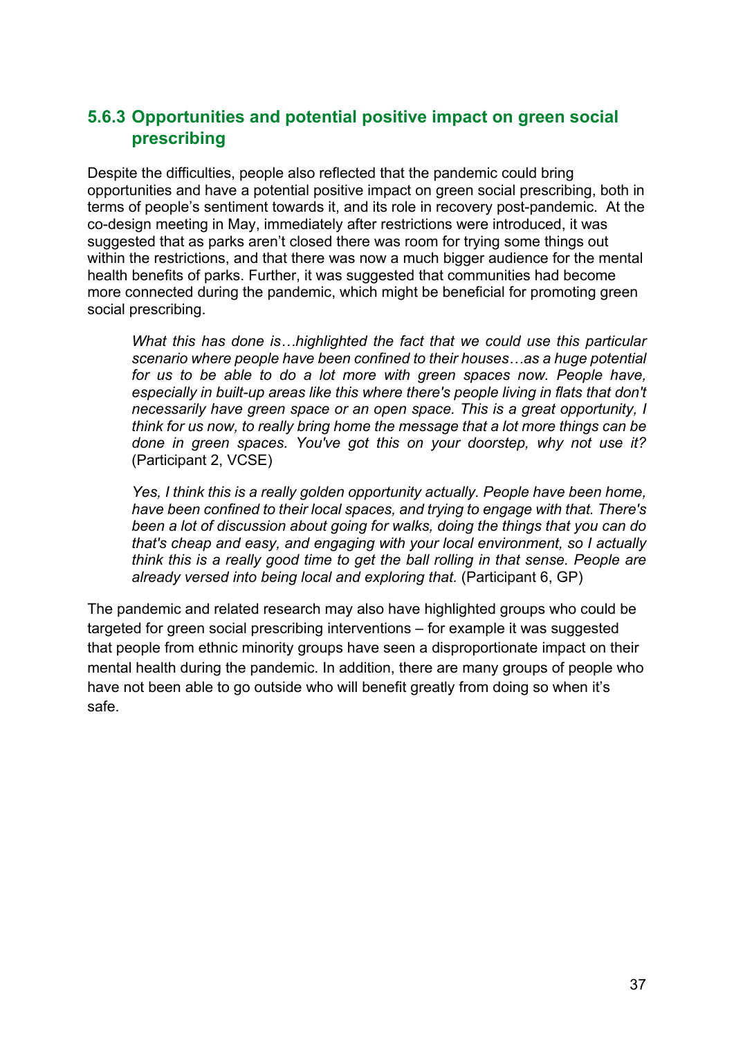### 5.6.3 Opportunities and potential positive impact on green social prescribing

Despite the difficulties, people also reflected that the pandemic could bring opportunities and have a potential positive impact on green social prescribing, both in terms of people's sentiment towards it, and its role in recovery post-pandemic. At the co-design meeting in May, immediately after restrictions were introduced, it was suggested that as parks aren't closed there was room for trying some things out within the restrictions, and that there was now a much bigger audience for the mental health benefits of parks. Further, it was suggested that communities had become more connected during the pandemic, which might be beneficial for promoting green social prescribing.

> *What this has done is…highlighted the fact that we could use this particular scenario where people have been confined to their houses…as a huge potential for us to be able to do a lot more with green spaces now. People have, especially in built-up areas like this where there's people living in flats that don't necessarily have green space or an open space. This is a great opportunity, I think for us now, to really bring home the message that a lot more things can be done in green spaces. You've got this on your doorstep, why not use it?* (Participant 2, VCSE)

> *Yes, I think this is a really golden opportunity actually. People have been home, have been confined to their local spaces, and trying to engage with that. There's been a lot of discussion about going for walks, doing the things that you can do that's cheap and easy, and engaging with your local environment, so I actually think this is a really good time to get the ball rolling in that sense. People are already versed into being local and exploring that.* (Participant 6, GP)

The pandemic and related research may also have highlighted groups who could be targeted for green social prescribing interventions – for example it was suggested that people from ethnic minority groups have seen a disproportionate impact on their mental health during the pandemic. In addition, there are many groups of people who have not been able to go outside who will benefit greatly from doing so when it's safe.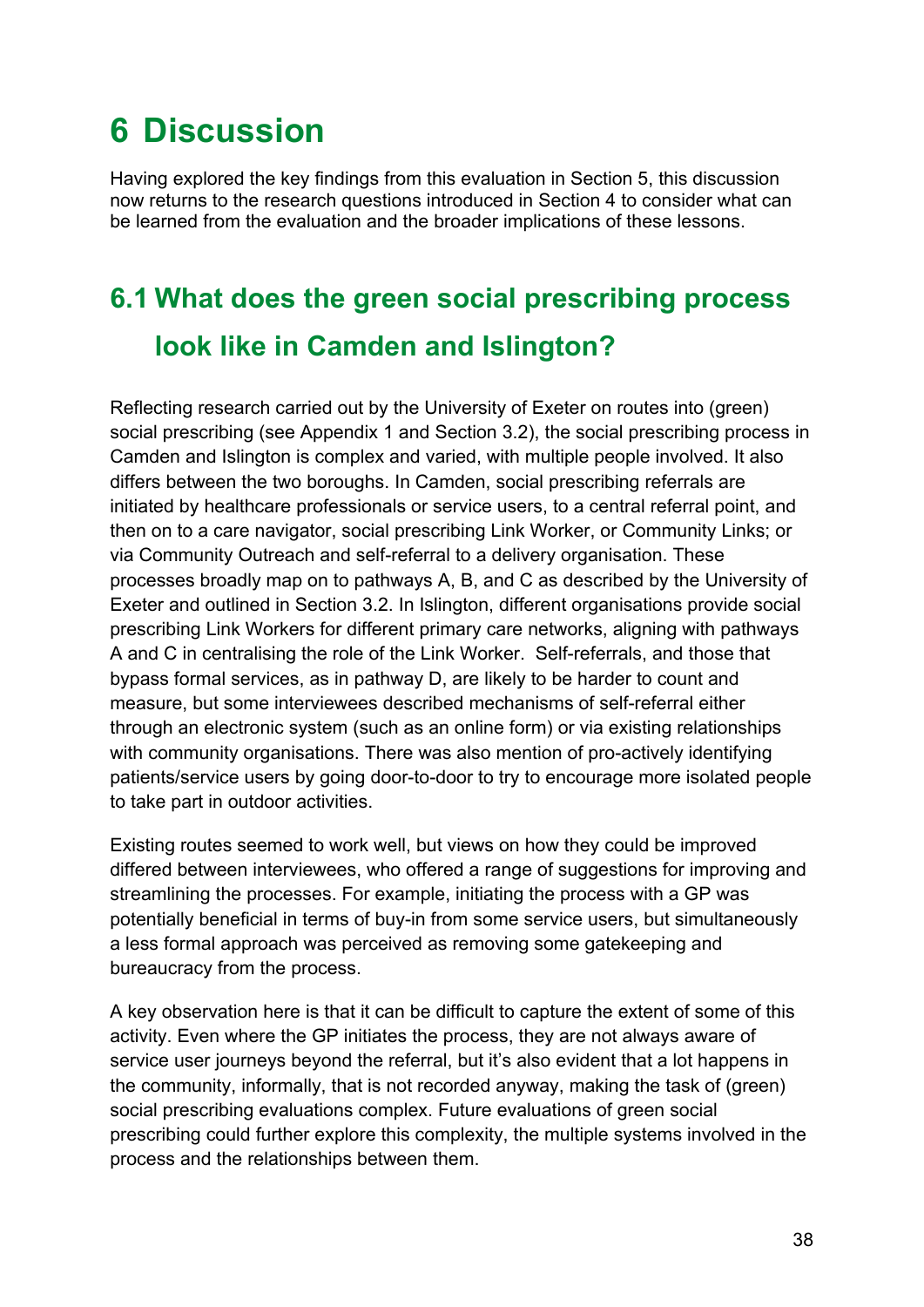# 6 Discussion

Having explored the key findings from this evaluation in Section 5, this discussion now returns to the research questions introduced in Section 4 to consider what can be learned from the evaluation and the broader implications of these lessons.

## 6.1 What does the green social prescribing process look like in Camden and Islington?

Reflecting research carried out by the University of Exeter on routes into (green) social prescribing (see Appendix 1 and Section 3.2), the social prescribing process in Camden and Islington is complex and varied, with multiple people involved. It also differs between the two boroughs. In Camden, social prescribing referrals are initiated by healthcare professionals or service users, to a central referral point, and then on to a care navigator, social prescribing Link Worker, or Community Links; or via Community Outreach and self-referral to a delivery organisation. These processes broadly map on to pathways A, B, and C as described by the University of Exeter and outlined in Section 3.2. In Islington, different organisations provide social prescribing Link Workers for different primary care networks, aligning with pathways A and C in centralising the role of the Link Worker. Self-referrals, and those that bypass formal services, as in pathway D, are likely to be harder to count and measure, but some interviewees described mechanisms of self-referral either through an electronic system (such as an online form) or via existing relationships with community organisations. There was also mention of pro-actively identifying patients/service users by going door-to-door to try to encourage more isolated people to take part in outdoor activities.

Existing routes seemed to work well, but views on how they could be improved differed between interviewees, who offered a range of suggestions for improving and streamlining the processes. For example, initiating the process with a GP was potentially beneficial in terms of buy-in from some service users, but simultaneously a less formal approach was perceived as removing some gatekeeping and bureaucracy from the process.

A key observation here is that it can be difficult to capture the extent of some of this activity. Even where the GP initiates the process, they are not always aware of service user journeys beyond the referral, but it's also evident that a lot happens in the community, informally, that is not recorded anyway, making the task of (green) social prescribing evaluations complex. Future evaluations of green social prescribing could further explore this complexity, the multiple systems involved in the process and the relationships between them.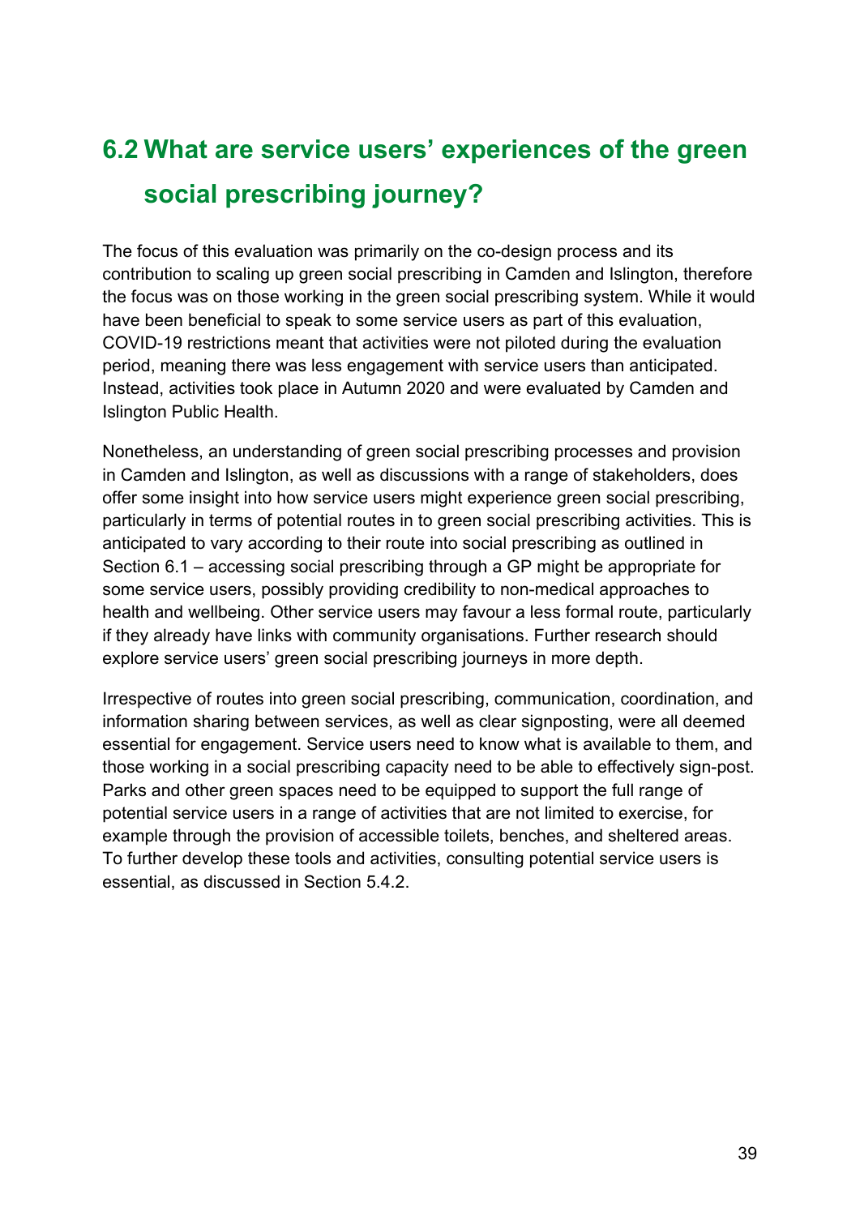## 6.2 What are service users' experiences of the green social prescribing journey?

The focus of this evaluation was primarily on the co-design process and its contribution to scaling up green social prescribing in Camden and Islington, therefore the focus was on those working in the green social prescribing system. While it would have been beneficial to speak to some service users as part of this evaluation, COVID-19 restrictions meant that activities were not piloted during the evaluation period, meaning there was less engagement with service users than anticipated. Instead, activities took place in Autumn 2020 and were evaluated by Camden and Islington Public Health.

Nonetheless, an understanding of green social prescribing processes and provision in Camden and Islington, as well as discussions with a range of stakeholders, does offer some insight into how service users might experience green social prescribing, particularly in terms of potential routes in to green social prescribing activities. This is anticipated to vary according to their route into social prescribing as outlined in Section 6.1 – accessing social prescribing through a GP might be appropriate for some service users, possibly providing credibility to non-medical approaches to health and wellbeing. Other service users may favour a less formal route, particularly if they already have links with community organisations. Further research should explore service users' green social prescribing journeys in more depth.

Irrespective of routes into green social prescribing, communication, coordination, and information sharing between services, as well as clear signposting, were all deemed essential for engagement. Service users need to know what is available to them, and those working in a social prescribing capacity need to be able to effectively sign-post. Parks and other green spaces need to be equipped to support the full range of potential service users in a range of activities that are not limited to exercise, for example through the provision of accessible toilets, benches, and sheltered areas. To further develop these tools and activities, consulting potential service users is essential, as discussed in Section 5.4.2.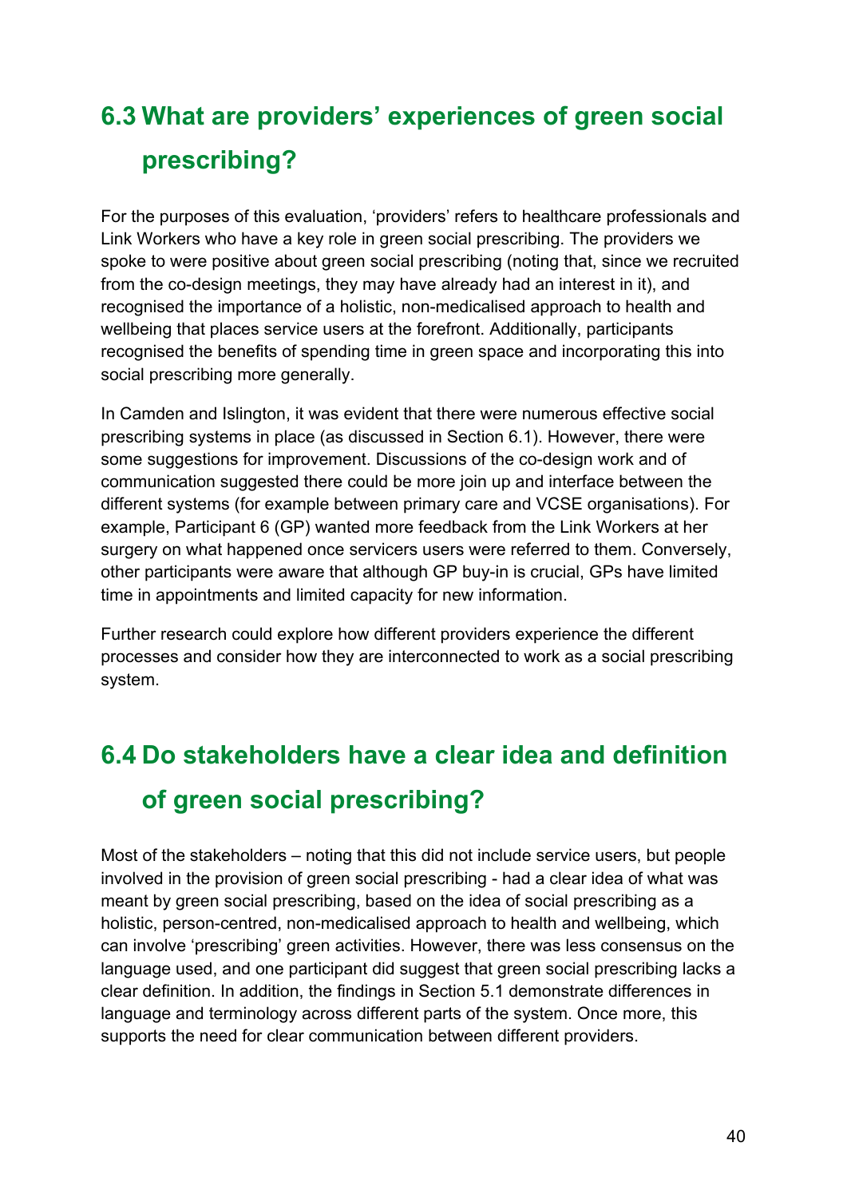## 6.3 What are providers' experiences of green social prescribing?

For the purposes of this evaluation, 'providers' refers to healthcare professionals and Link Workers who have a key role in green social prescribing. The providers we spoke to were positive about green social prescribing (noting that, since we recruited from the co-design meetings, they may have already had an interest in it), and recognised the importance of a holistic, non-medicalised approach to health and wellbeing that places service users at the forefront. Additionally, participants recognised the benefits of spending time in green space and incorporating this into social prescribing more generally.

In Camden and Islington, it was evident that there were numerous effective social prescribing systems in place (as discussed in Section 6.1). However, there were some suggestions for improvement. Discussions of the co-design work and of communication suggested there could be more join up and interface between the different systems (for example between primary care and VCSE organisations). For example, Participant 6 (GP) wanted more feedback from the Link Workers at her surgery on what happened once servicers users were referred to them. Conversely, other participants were aware that although GP buy-in is crucial, GPs have limited time in appointments and limited capacity for new information.

Further research could explore how different providers experience the different processes and consider how they are interconnected to work as a social prescribing system.

## 6.4 Do stakeholders have a clear idea and definition of green social prescribing?

Most of the stakeholders – noting that this did not include service users, but people involved in the provision of green social prescribing - had a clear idea of what was meant by green social prescribing, based on the idea of social prescribing as a holistic, person-centred, non-medicalised approach to health and wellbeing, which can involve 'prescribing' green activities. However, there was less consensus on the language used, and one participant did suggest that green social prescribing lacks a clear definition. In addition, the findings in Section 5.1 demonstrate differences in language and terminology across different parts of the system. Once more, this supports the need for clear communication between different providers.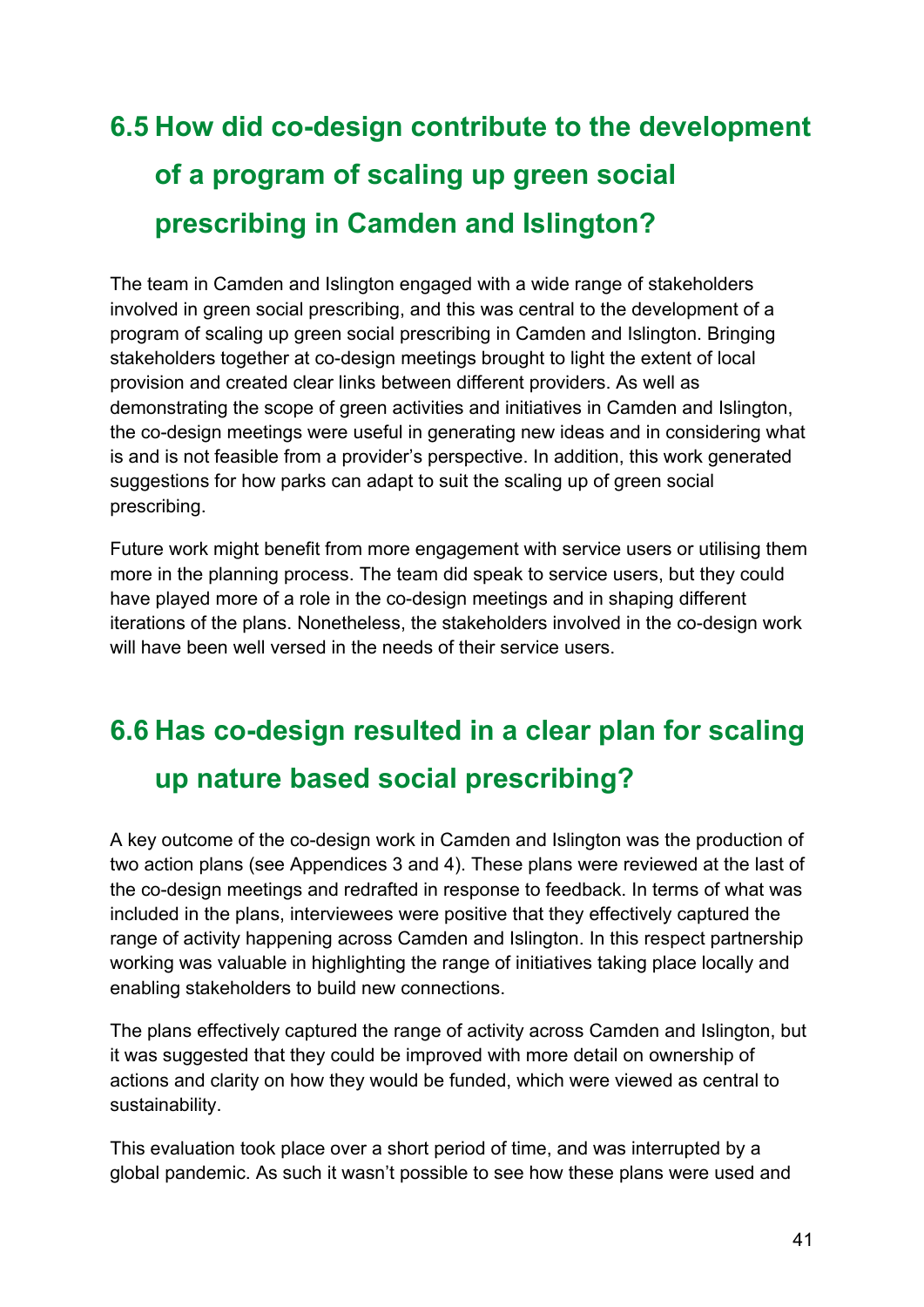## 6.5 How did co-design contribute to the development of a program of scaling up green social prescribing in Camden and Islington?

The team in Camden and Islington engaged with a wide range of stakeholders involved in green social prescribing, and this was central to the development of a program of scaling up green social prescribing in Camden and Islington. Bringing stakeholders together at co-design meetings brought to light the extent of local provision and created clear links between different providers. As well as demonstrating the scope of green activities and initiatives in Camden and Islington, the co-design meetings were useful in generating new ideas and in considering what is and is not feasible from a provider's perspective. In addition, this work generated suggestions for how parks can adapt to suit the scaling up of green social prescribing.

Future work might benefit from more engagement with service users or utilising them more in the planning process. The team did speak to service users, but they could have played more of a role in the co-design meetings and in shaping different iterations of the plans. Nonetheless, the stakeholders involved in the co-design work will have been well versed in the needs of their service users.

## 6.6 Has co-design resulted in a clear plan for scaling up nature based social prescribing?

A key outcome of the co-design work in Camden and Islington was the production of two action plans (see Appendices 3 and 4). These plans were reviewed at the last of the co-design meetings and redrafted in response to feedback. In terms of what was included in the plans, interviewees were positive that they effectively captured the range of activity happening across Camden and Islington. In this respect partnership working was valuable in highlighting the range of initiatives taking place locally and enabling stakeholders to build new connections.

The plans effectively captured the range of activity across Camden and Islington, but it was suggested that they could be improved with more detail on ownership of actions and clarity on how they would be funded, which were viewed as central to sustainability.

This evaluation took place over a short period of time, and was interrupted by a global pandemic. As such it wasn't possible to see how these plans were used and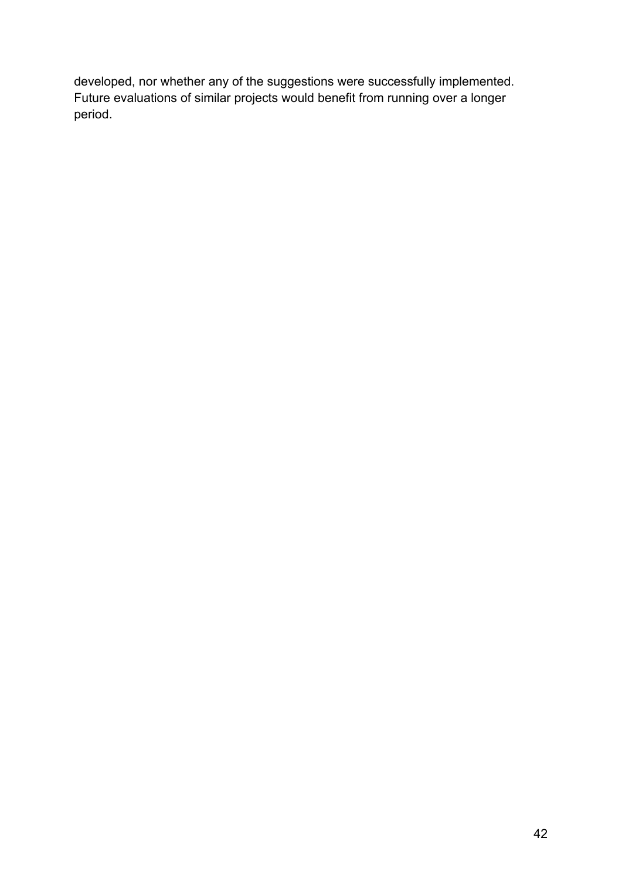developed, nor whether any of the suggestions were successfully implemented. Future evaluations of similar projects would benefit from running over a longer period.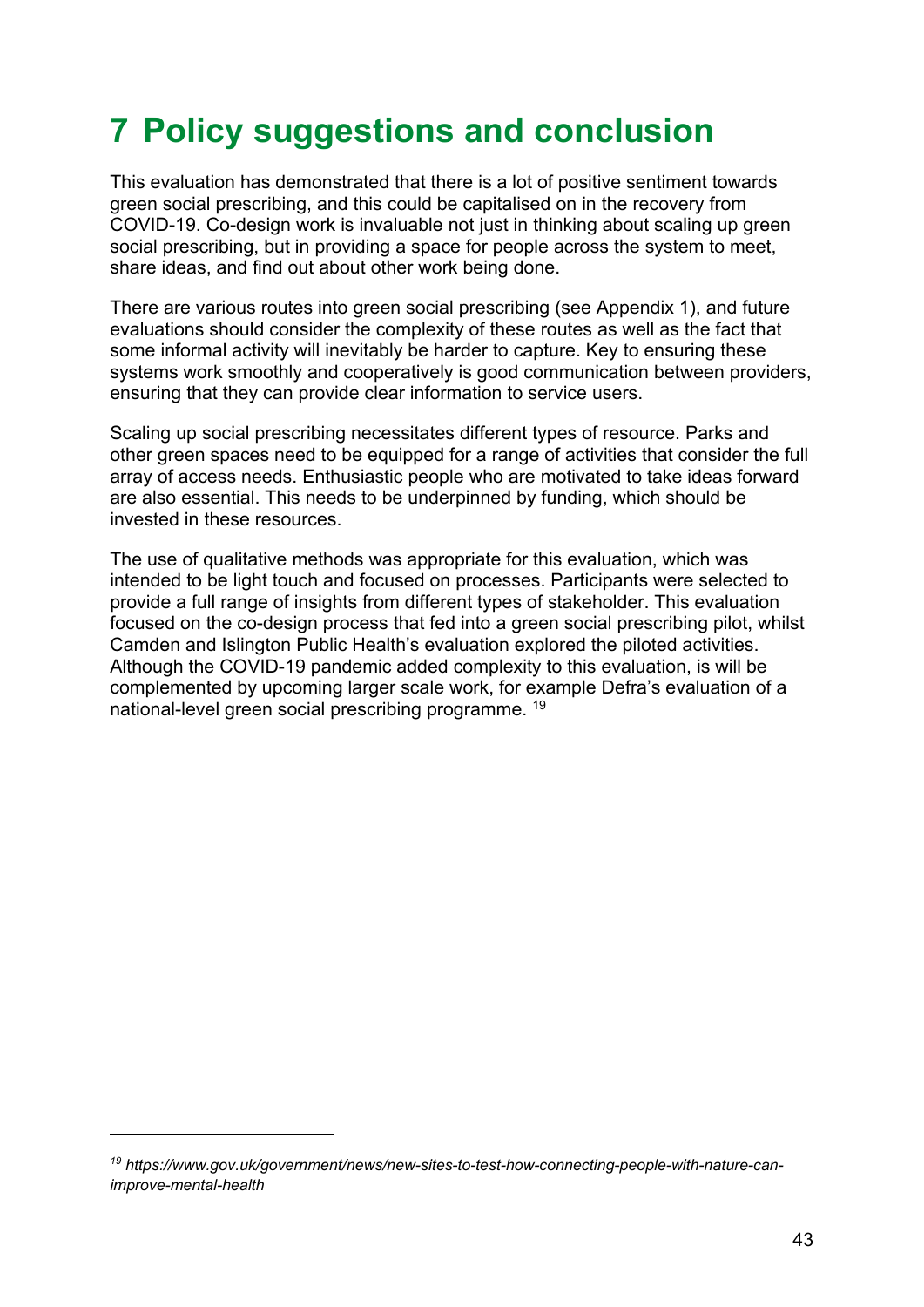# 7 Policy suggestions and conclusion

This evaluation has demonstrated that there is a lot of positive sentiment towards green social prescribing, and this could be capitalised on in the recovery from COVID-19. Co-design work is invaluable not just in thinking about scaling up green social prescribing, but in providing a space for people across the system to meet, share ideas, and find out about other work being done.

There are various routes into green social prescribing (see Appendix 1), and future evaluations should consider the complexity of these routes as well as the fact that some informal activity will inevitably be harder to capture. Key to ensuring these systems work smoothly and cooperatively is good communication between providers, ensuring that they can provide clear information to service users.

Scaling up social prescribing necessitates different types of resource. Parks and other green spaces need to be equipped for a range of activities that consider the full array of access needs. Enthusiastic people who are motivated to take ideas forward are also essential. This needs to be underpinned by funding, which should be invested in these resources.

The use of qualitative methods was appropriate for this evaluation, which was intended to be light touch and focused on processes. Participants were selected to provide a full range of insights from different types of stakeholder. This evaluation focused on the co-design process that fed into a green social prescribing pilot, whilst Camden and Islington Public Health's evaluation explored the piloted activities. Although the COVID-19 pandemic added complexity to this evaluation, is will be complemented by upcoming larger scale work, for example Defra's evaluation of a national-level green social prescribing programme. [19]

---

[19] *https://www.gov.uk/government/news/new-sites-to-test-how-connecting-people-with-nature-can-improve-mental-health*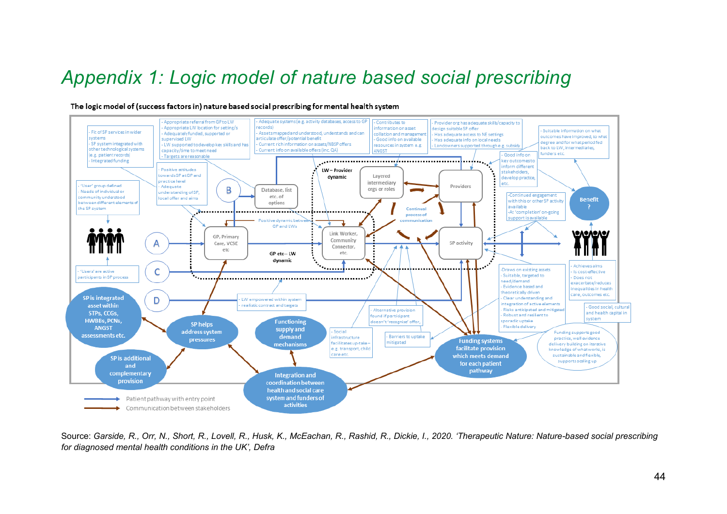# Appendix 1: Logic model of nature based social prescribing

**The logic model of (success factors in) nature based social prescribing for mental health system**

- Fit of SP services in wider systems
- SP system integrated with other technological systems (e.g. patient records)
- Integrated funding

- Appropriate referral from GP to LW
- Appropriate LW location for setting/s
- Adequately funded, supported or supervised LW
- LW supported to develop key skills and has capacity/time to meet need
- Targets are reasonable

- Adequate systems (e.g. activity databases, access to GP records)
- Assets mapped and understood, understands and can articulate offer/potential benefit
- Current rich information on assets/NBSP offers
- Current info on available offers (inc. QA)

- Contributes to information on asset collation and management
- Good info on available resources in system e.g. ANGST

- Provider org has adequate skills/capacity to design suitable SP offer
- Has adequate access to NE settings
- Has adequate info on local needs
- Landowners supported through e.g. subsidy

- Suitable information on what outcomes have improved, to what degree and for what period fed back to LW, intermediaries, funders etc.

- Good info on key outcomes to inform different stakeholders, develop practice, etc.

- 'User' group defined
- Needs of individual or community understood between different elements of the SP system

- Positive attitudes towards SP at GP and practice level
- Adequate understanding of SP, local offer and aims

B

Database, list etc. of options

LW – Provider dynamic

Layered intermediary orgs or roles

Providers

Continual process of communication

-Continued engagement with this or other SP activity available
-At 'completion' on-going support is available

Benefit ?

Positive dynamic between GP and LWs

A

GP, Primary Care, VCSE etc

Link Worker, Community Connector, etc.

GP etc – LW dynamic

SP activity

- 'Users' are active participants in SP process

C

D

- LW empowered within system
- realistic contract and targets

- Draws on existing assets
- Suitable, targeted to need/demand
- Evidence based and theoretically driven
- Clear understanding and integration of active elements
- Risks anticipated and mitigated
- Robust and resilient to sporadic uptake
- Flexible delivery

- Achieves aims
- Is cost-effective
- Does not exacerbate/reduces inequalities in health care, outcomes etc.

- Good social, cultural and health capital in system

SP is integrated asset within STPs, CCGs, HWBBs, PCNs, ANGST assessments etc.

SP helps address system pressures

Functioning supply and demand mechanisms

- Alternative provision found if participant doesn't 'recognise' offer,

- Social infrastructure facilitates up-take – e.g. transport, child care etc.

- Barriers to uptake mitigated

Funding systems facilitate provision which meets demand for each patient pathway

Funding supports good practice, well evidence delivery building on iterative knowledge of what works, is sustainable and flexible, supports scaling up

SP is additional and complementary provision

Integration and coordination between health and social care system and funders of activities

Patient pathway with entry point

Communication between stakeholders

Source: *Garside, R., Orr, N., Short, R., Lovell, R., Husk, K., McEachan, R., Rashid, R., Dickie, I., 2020. 'Therapeutic Nature: Nature-based social prescribing for diagnosed mental health conditions in the UK', Defra*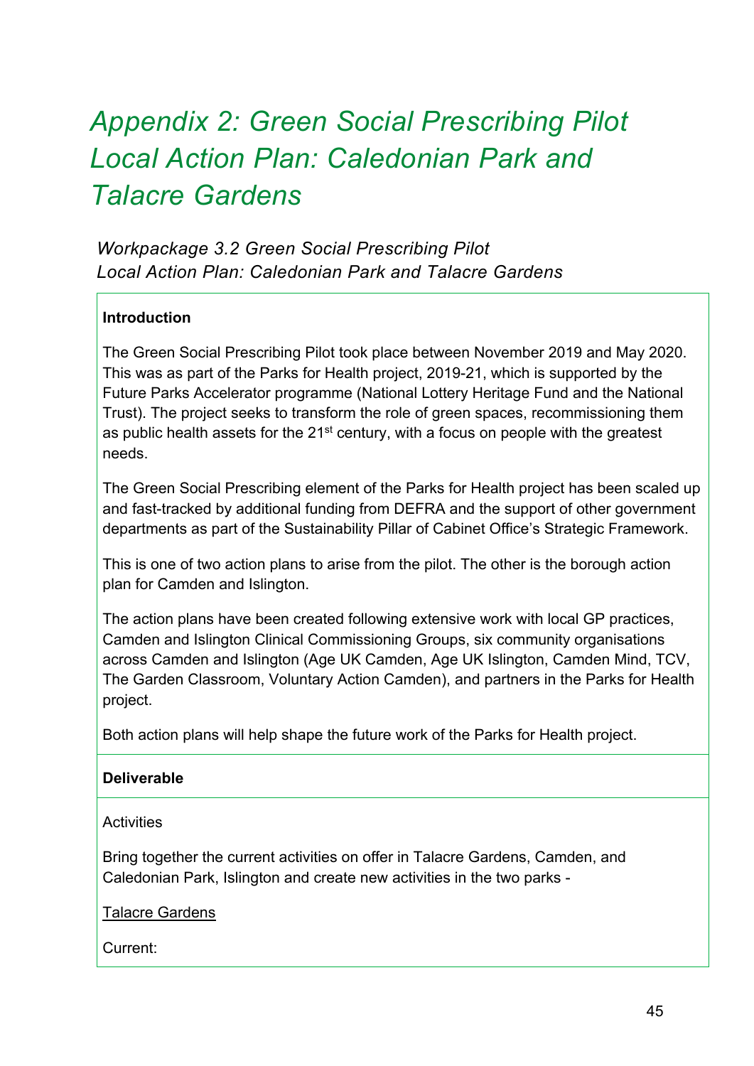# *Appendix 2: Green Social Prescribing Pilot Local Action Plan: Caledonian Park and Talacre Gardens*

*Workpackage 3.2 Green Social Prescribing Pilot*
*Local Action Plan: Caledonian Park and Talacre Gardens*

**Introduction**

The Green Social Prescribing Pilot took place between November 2019 and May 2020. This was as part of the Parks for Health project, 2019-21, which is supported by the Future Parks Accelerator programme (National Lottery Heritage Fund and the National Trust). The project seeks to transform the role of green spaces, recommissioning them as public health assets for the 21st century, with a focus on people with the greatest needs.

The Green Social Prescribing element of the Parks for Health project has been scaled up and fast-tracked by additional funding from DEFRA and the support of other government departments as part of the Sustainability Pillar of Cabinet Office's Strategic Framework.

This is one of two action plans to arise from the pilot. The other is the borough action plan for Camden and Islington.

The action plans have been created following extensive work with local GP practices, Camden and Islington Clinical Commissioning Groups, six community organisations across Camden and Islington (Age UK Camden, Age UK Islington, Camden Mind, TCV, The Garden Classroom, Voluntary Action Camden), and partners in the Parks for Health project.

Both action plans will help shape the future work of the Parks for Health project.

**Deliverable**

Activities

Bring together the current activities on offer in Talacre Gardens, Camden, and Caledonian Park, Islington and create new activities in the two parks -

<u>Talacre Gardens</u>

Current: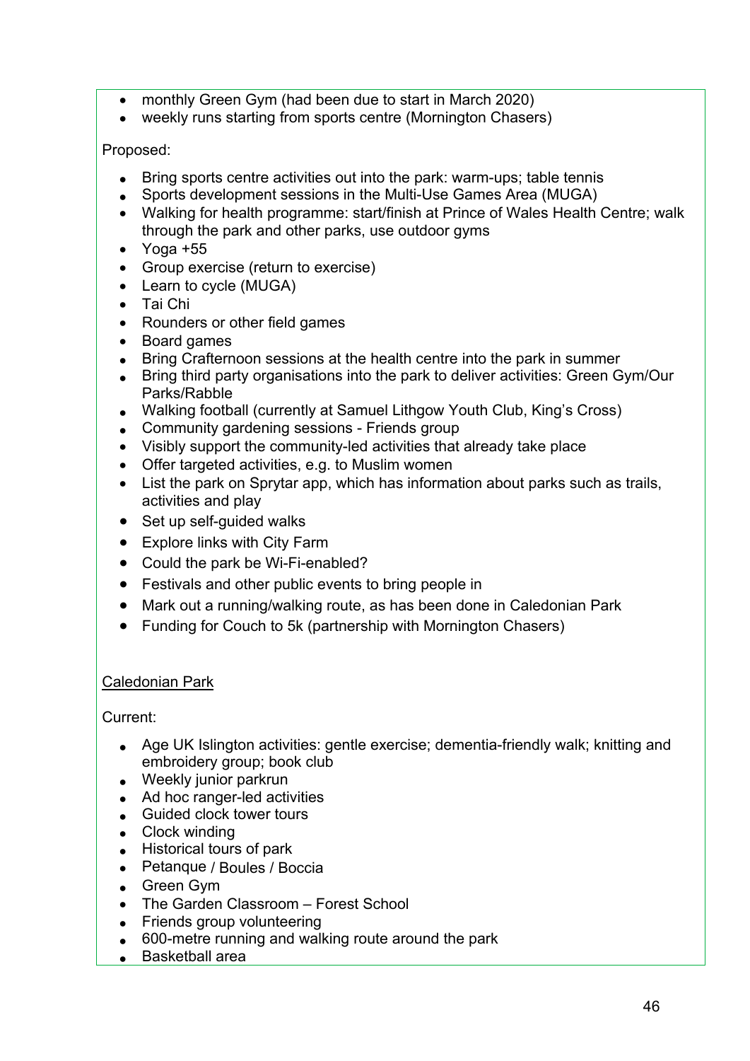- monthly Green Gym (had been due to start in March 2020)
- weekly runs starting from sports centre (Mornington Chasers)

Proposed:

- Bring sports centre activities out into the park: warm-ups; table tennis
- Sports development sessions in the Multi-Use Games Area (MUGA)
- Walking for health programme: start/finish at Prince of Wales Health Centre; walk through the park and other parks, use outdoor gyms
- Yoga +55
- Group exercise (return to exercise)
- Learn to cycle (MUGA)
- Tai Chi
- Rounders or other field games
- Board games
- Bring Crafternoon sessions at the health centre into the park in summer
- Bring third party organisations into the park to deliver activities: Green Gym/Our Parks/Rabble
- Walking football (currently at Samuel Lithgow Youth Club, King's Cross)
- Community gardening sessions - Friends group
- Visibly support the community-led activities that already take place
- Offer targeted activities, e.g. to Muslim women
- List the park on Sprytar app, which has information about parks such as trails, activities and play
- Set up self-guided walks
- Explore links with City Farm
- Could the park be Wi-Fi-enabled?
- Festivals and other public events to bring people in
- Mark out a running/walking route, as has been done in Caledonian Park
- Funding for Couch to 5k (partnership with Mornington Chasers)

<u>Caledonian Park</u>

Current:

- Age UK Islington activities: gentle exercise; dementia-friendly walk; knitting and embroidery group; book club
- Weekly junior parkrun
- Ad hoc ranger-led activities
- Guided clock tower tours
- Clock winding
- Historical tours of park
- Petanque / Boules / Boccia
- Green Gym
- The Garden Classroom – Forest School
- Friends group volunteering
- 600-metre running and walking route around the park
- Basketball area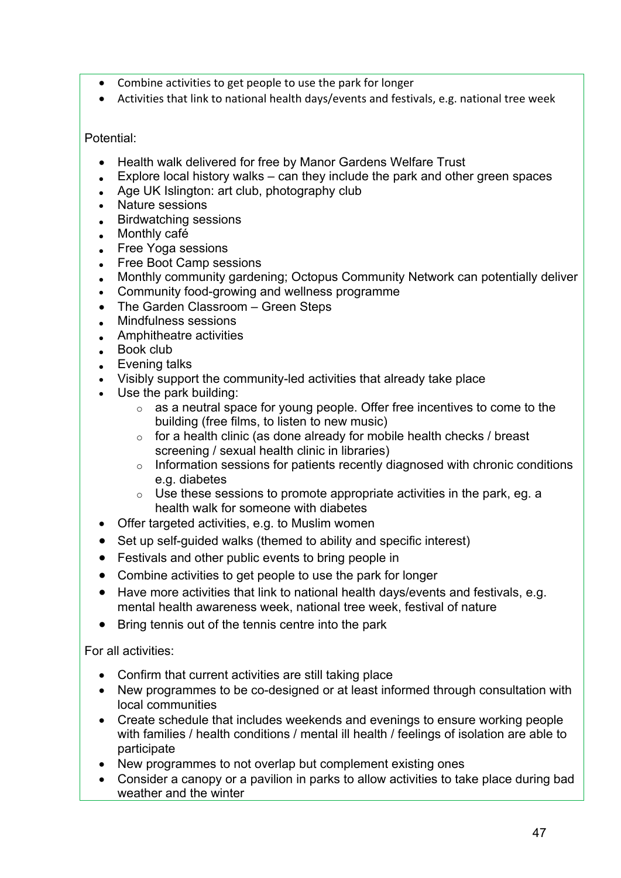- Combine activities to get people to use the park for longer
- Activities that link to national health days/events and festivals, e.g. national tree week

Potential:

- Health walk delivered for free by Manor Gardens Welfare Trust
- Explore local history walks – can they include the park and other green spaces
- Age UK Islington: art club, photography club
- Nature sessions
- Birdwatching sessions
- Monthly café
- Free Yoga sessions
- Free Boot Camp sessions
- Monthly community gardening; Octopus Community Network can potentially deliver
- Community food-growing and wellness programme
- The Garden Classroom – Green Steps
- Mindfulness sessions
- Amphitheatre activities
- Book club
- Evening talks
- Visibly support the community-led activities that already take place
- Use the park building:
  - as a neutral space for young people. Offer free incentives to come to the building (free films, to listen to new music)
  - for a health clinic (as done already for mobile health checks / breast screening / sexual health clinic in libraries)
  - Information sessions for patients recently diagnosed with chronic conditions e.g. diabetes
  - Use these sessions to promote appropriate activities in the park, eg. a health walk for someone with diabetes
- Offer targeted activities, e.g. to Muslim women
- Set up self-guided walks (themed to ability and specific interest)
- Festivals and other public events to bring people in
- Combine activities to get people to use the park for longer
- Have more activities that link to national health days/events and festivals, e.g. mental health awareness week, national tree week, festival of nature
- Bring tennis out of the tennis centre into the park

For all activities:

- Confirm that current activities are still taking place
- New programmes to be co-designed or at least informed through consultation with local communities
- Create schedule that includes weekends and evenings to ensure working people with families / health conditions / mental ill health / feelings of isolation are able to participate
- New programmes to not overlap but complement existing ones
- Consider a canopy or a pavilion in parks to allow activities to take place during bad weather and the winter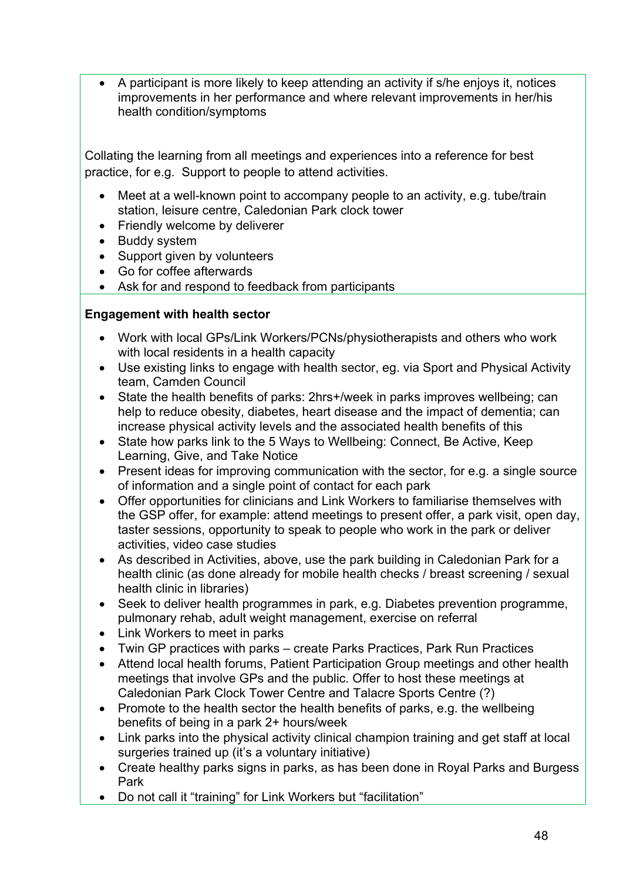- A participant is more likely to keep attending an activity if s/he enjoys it, notices improvements in her performance and where relevant improvements in her/his health condition/symptoms

Collating the learning from all meetings and experiences into a reference for best practice, for e.g. Support to people to attend activities.

- Meet at a well-known point to accompany people to an activity, e.g. tube/train station, leisure centre, Caledonian Park clock tower
- Friendly welcome by deliverer
- Buddy system
- Support given by volunteers
- Go for coffee afterwards
- Ask for and respond to feedback from participants

**Engagement with health sector**

- Work with local GPs/Link Workers/PCNs/physiotherapists and others who work with local residents in a health capacity
- Use existing links to engage with health sector, eg. via Sport and Physical Activity team, Camden Council
- State the health benefits of parks: 2hrs+/week in parks improves wellbeing; can help to reduce obesity, diabetes, heart disease and the impact of dementia; can increase physical activity levels and the associated health benefits of this
- State how parks link to the 5 Ways to Wellbeing: Connect, Be Active, Keep Learning, Give, and Take Notice
- Present ideas for improving communication with the sector, for e.g. a single source of information and a single point of contact for each park
- Offer opportunities for clinicians and Link Workers to familiarise themselves with the GSP offer, for example: attend meetings to present offer, a park visit, open day, taster sessions, opportunity to speak to people who work in the park or deliver activities, video case studies
- As described in Activities, above, use the park building in Caledonian Park for a health clinic (as done already for mobile health checks / breast screening / sexual health clinic in libraries)
- Seek to deliver health programmes in park, e.g. Diabetes prevention programme, pulmonary rehab, adult weight management, exercise on referral
- Link Workers to meet in parks
- Twin GP practices with parks – create Parks Practices, Park Run Practices
- Attend local health forums, Patient Participation Group meetings and other health meetings that involve GPs and the public. Offer to host these meetings at Caledonian Park Clock Tower Centre and Talacre Sports Centre (?)
- Promote to the health sector the health benefits of parks, e.g. the wellbeing benefits of being in a park 2+ hours/week
- Link parks into the physical activity clinical champion training and get staff at local surgeries trained up (it's a voluntary initiative)
- Create healthy parks signs in parks, as has been done in Royal Parks and Burgess Park
- Do not call it "training" for Link Workers but "facilitation"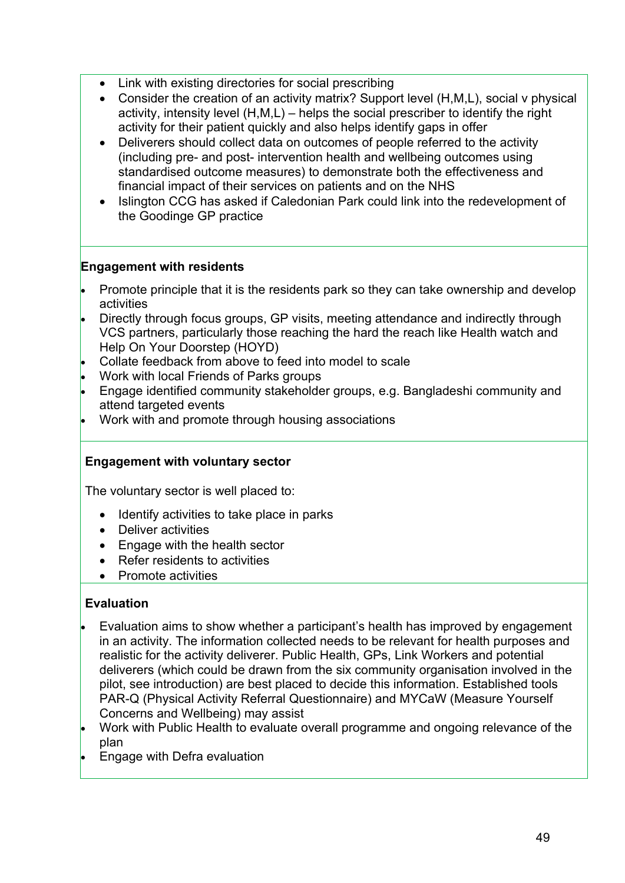- Link with existing directories for social prescribing
- Consider the creation of an activity matrix? Support level (H,M,L), social v physical activity, intensity level (H,M,L) – helps the social prescriber to identify the right activity for their patient quickly and also helps identify gaps in offer
- Deliverers should collect data on outcomes of people referred to the activity (including pre- and post- intervention health and wellbeing outcomes using standardised outcome measures) to demonstrate both the effectiveness and financial impact of their services on patients and on the NHS
- Islington CCG has asked if Caledonian Park could link into the redevelopment of the Goodinge GP practice

**Engagement with residents**

- Promote principle that it is the residents park so they can take ownership and develop activities
- Directly through focus groups, GP visits, meeting attendance and indirectly through VCS partners, particularly those reaching the hard the reach like Health watch and Help On Your Doorstep (HOYD)
- Collate feedback from above to feed into model to scale
- Work with local Friends of Parks groups
- Engage identified community stakeholder groups, e.g. Bangladeshi community and attend targeted events
- Work with and promote through housing associations

**Engagement with voluntary sector**

The voluntary sector is well placed to:

- Identify activities to take place in parks
- Deliver activities
- Engage with the health sector
- Refer residents to activities
- Promote activities

**Evaluation**

- Evaluation aims to show whether a participant's health has improved by engagement in an activity. The information collected needs to be relevant for health purposes and realistic for the activity deliverer. Public Health, GPs, Link Workers and potential deliverers (which could be drawn from the six community organisation involved in the pilot, see introduction) are best placed to decide this information. Established tools PAR-Q (Physical Activity Referral Questionnaire) and MYCaW (Measure Yourself Concerns and Wellbeing) may assist
- Work with Public Health to evaluate overall programme and ongoing relevance of the plan
- Engage with Defra evaluation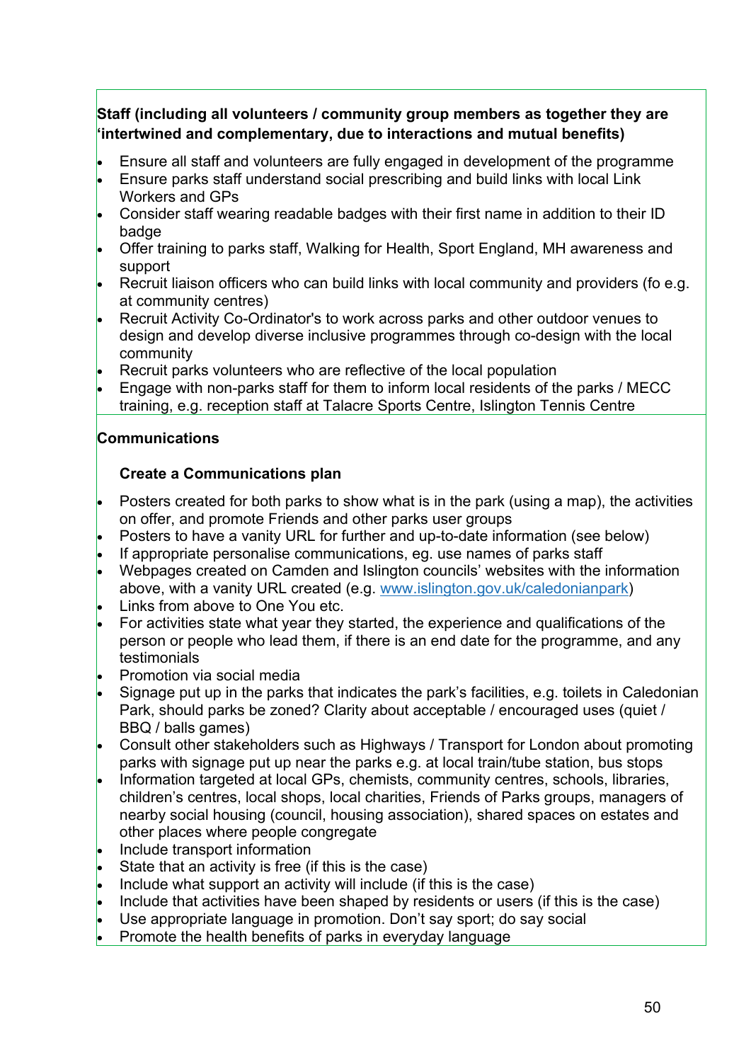**Staff (including all volunteers / community group members as together they are 'intertwined and complementary, due to interactions and mutual benefits)**

- Ensure all staff and volunteers are fully engaged in development of the programme
- Ensure parks staff understand social prescribing and build links with local Link Workers and GPs
- Consider staff wearing readable badges with their first name in addition to their ID badge
- Offer training to parks staff, Walking for Health, Sport England, MH awareness and support
- Recruit liaison officers who can build links with local community and providers (fo e.g. at community centres)
- Recruit Activity Co-Ordinator's to work across parks and other outdoor venues to design and develop diverse inclusive programmes through co-design with the local community
- Recruit parks volunteers who are reflective of the local population
- Engage with non-parks staff for them to inform local residents of the parks / MECC training, e.g. reception staff at Talacre Sports Centre, Islington Tennis Centre

**Communications**

**Create a Communications plan**

- Posters created for both parks to show what is in the park (using a map), the activities on offer, and promote Friends and other parks user groups
- Posters to have a vanity URL for further and up-to-date information (see below)
- If appropriate personalise communications, eg. use names of parks staff
- Webpages created on Camden and Islington councils' websites with the information above, with a vanity URL created (e.g. www.islington.gov.uk/caledonianpark)
- Links from above to One You etc.
- For activities state what year they started, the experience and qualifications of the person or people who lead them, if there is an end date for the programme, and any testimonials
- Promotion via social media
- Signage put up in the parks that indicates the park's facilities, e.g. toilets in Caledonian Park, should parks be zoned? Clarity about acceptable / encouraged uses (quiet / BBQ / balls games)
- Consult other stakeholders such as Highways / Transport for London about promoting parks with signage put up near the parks e.g. at local train/tube station, bus stops
- Information targeted at local GPs, chemists, community centres, schools, libraries, children's centres, local shops, local charities, Friends of Parks groups, managers of nearby social housing (council, housing association), shared spaces on estates and other places where people congregate
- Include transport information
- State that an activity is free (if this is the case)
- Include what support an activity will include (if this is the case)
- Include that activities have been shaped by residents or users (if this is the case)
- Use appropriate language in promotion. Don't say sport; do say social
- Promote the health benefits of parks in everyday language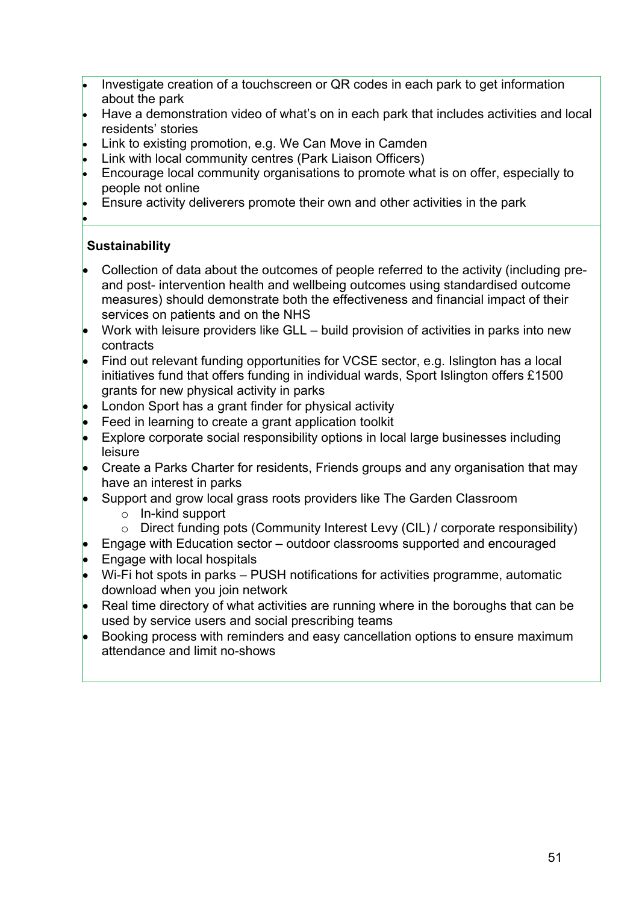- Investigate creation of a touchscreen or QR codes in each park to get information about the park
- Have a demonstration video of what's on in each park that includes activities and local residents' stories
- Link to existing promotion, e.g. We Can Move in Camden
- Link with local community centres (Park Liaison Officers)
- Encourage local community organisations to promote what is on offer, especially to people not online
- Ensure activity deliverers promote their own and other activities in the park

**Sustainability**

- Collection of data about the outcomes of people referred to the activity (including pre- and post- intervention health and wellbeing outcomes using standardised outcome measures) should demonstrate both the effectiveness and financial impact of their services on patients and on the NHS
- Work with leisure providers like GLL – build provision of activities in parks into new contracts
- Find out relevant funding opportunities for VCSE sector, e.g. Islington has a local initiatives fund that offers funding in individual wards, Sport Islington offers £1500 grants for new physical activity in parks
- London Sport has a grant finder for physical activity
- Feed in learning to create a grant application toolkit
- Explore corporate social responsibility options in local large businesses including leisure
- Create a Parks Charter for residents, Friends groups and any organisation that may have an interest in parks
- Support and grow local grass roots providers like The Garden Classroom
    - In-kind support
    - Direct funding pots (Community Interest Levy (CIL) / corporate responsibility)
- Engage with Education sector – outdoor classrooms supported and encouraged
- Engage with local hospitals
- Wi-Fi hot spots in parks – PUSH notifications for activities programme, automatic download when you join network
- Real time directory of what activities are running where in the boroughs that can be used by service users and social prescribing teams
- Booking process with reminders and easy cancellation options to ensure maximum attendance and limit no-shows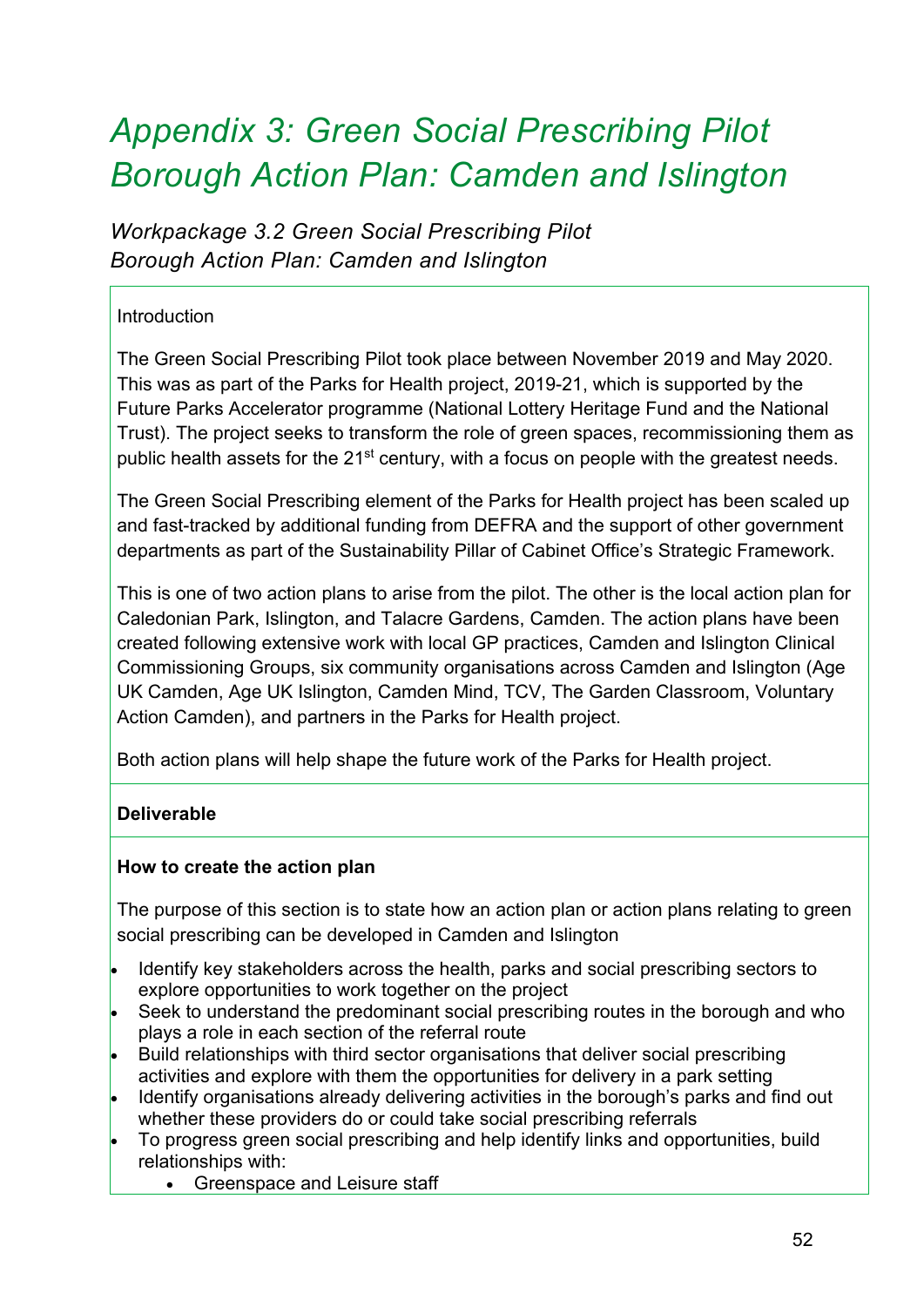# *Appendix 3: Green Social Prescribing Pilot Borough Action Plan: Camden and Islington*

*Workpackage 3.2 Green Social Prescribing Pilot Borough Action Plan: Camden and Islington*

Introduction

The Green Social Prescribing Pilot took place between November 2019 and May 2020. This was as part of the Parks for Health project, 2019-21, which is supported by the Future Parks Accelerator programme (National Lottery Heritage Fund and the National Trust). The project seeks to transform the role of green spaces, recommissioning them as public health assets for the 21st century, with a focus on people with the greatest needs.

The Green Social Prescribing element of the Parks for Health project has been scaled up and fast-tracked by additional funding from DEFRA and the support of other government departments as part of the Sustainability Pillar of Cabinet Office's Strategic Framework.

This is one of two action plans to arise from the pilot. The other is the local action plan for Caledonian Park, Islington, and Talacre Gardens, Camden. The action plans have been created following extensive work with local GP practices, Camden and Islington Clinical Commissioning Groups, six community organisations across Camden and Islington (Age UK Camden, Age UK Islington, Camden Mind, TCV, The Garden Classroom, Voluntary Action Camden), and partners in the Parks for Health project.

Both action plans will help shape the future work of the Parks for Health project.

**Deliverable**

**How to create the action plan**

The purpose of this section is to state how an action plan or action plans relating to green social prescribing can be developed in Camden and Islington

- Identify key stakeholders across the health, parks and social prescribing sectors to explore opportunities to work together on the project
- Seek to understand the predominant social prescribing routes in the borough and who plays a role in each section of the referral route
- Build relationships with third sector organisations that deliver social prescribing activities and explore with them the opportunities for delivery in a park setting
- Identify organisations already delivering activities in the borough's parks and find out whether these providers do or could take social prescribing referrals
- To progress green social prescribing and help identify links and opportunities, build relationships with:
    - Greenspace and Leisure staff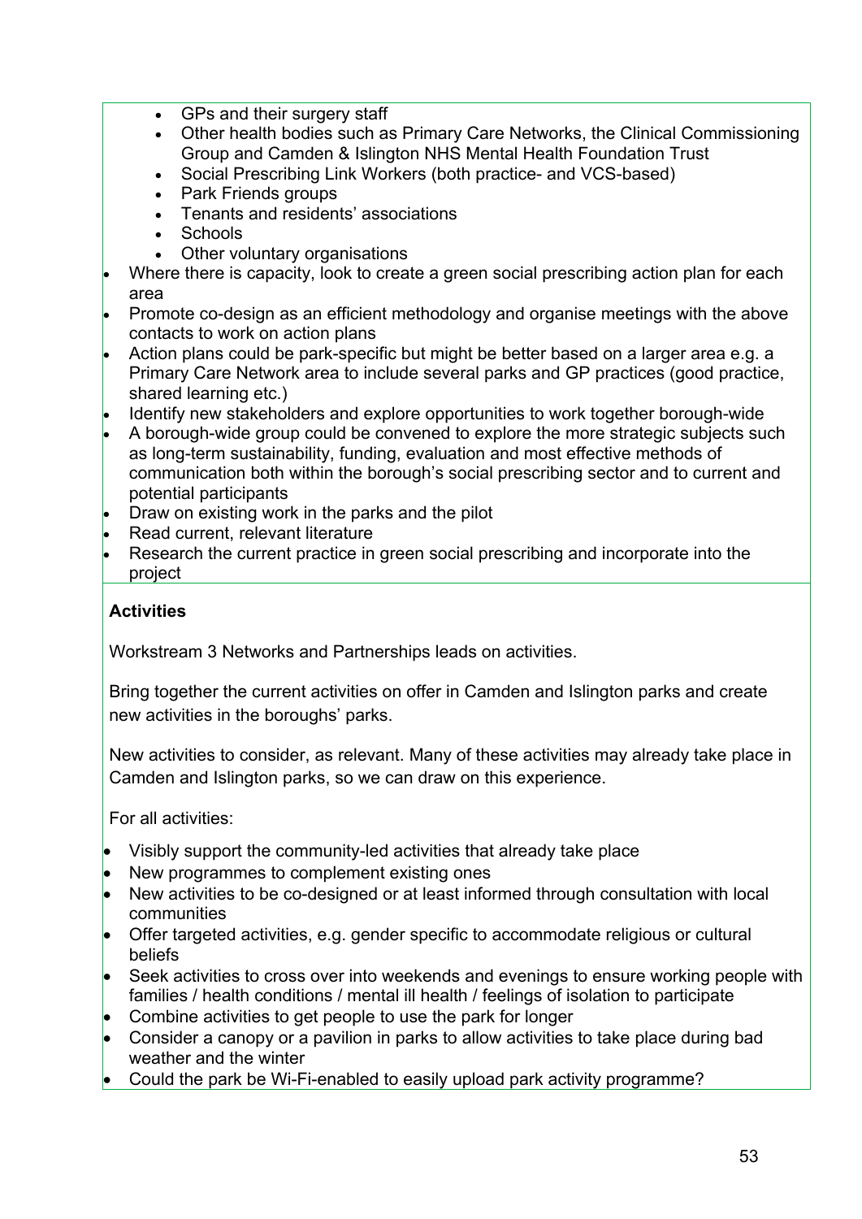- GPs and their surgery staff
  - Other health bodies such as Primary Care Networks, the Clinical Commissioning Group and Camden & Islington NHS Mental Health Foundation Trust
  - Social Prescribing Link Workers (both practice- and VCS-based)
  - Park Friends groups
  - Tenants and residents' associations
  - Schools
  - Other voluntary organisations
- Where there is capacity, look to create a green social prescribing action plan for each area
- Promote co-design as an efficient methodology and organise meetings with the above contacts to work on action plans
- Action plans could be park-specific but might be better based on a larger area e.g. a Primary Care Network area to include several parks and GP practices (good practice, shared learning etc.)
- Identify new stakeholders and explore opportunities to work together borough-wide
- A borough-wide group could be convened to explore the more strategic subjects such as long-term sustainability, funding, evaluation and most effective methods of communication both within the borough's social prescribing sector and to current and potential participants
- Draw on existing work in the parks and the pilot
- Read current, relevant literature
- Research the current practice in green social prescribing and incorporate into the project

**Activities**

Workstream 3 Networks and Partnerships leads on activities.

Bring together the current activities on offer in Camden and Islington parks and create new activities in the boroughs' parks.

New activities to consider, as relevant. Many of these activities may already take place in Camden and Islington parks, so we can draw on this experience.

For all activities:

- Visibly support the community-led activities that already take place
- New programmes to complement existing ones
- New activities to be co-designed or at least informed through consultation with local communities
- Offer targeted activities, e.g. gender specific to accommodate religious or cultural beliefs
- Seek activities to cross over into weekends and evenings to ensure working people with families / health conditions / mental ill health / feelings of isolation to participate
- Combine activities to get people to use the park for longer
- Consider a canopy or a pavilion in parks to allow activities to take place during bad weather and the winter
- Could the park be Wi-Fi-enabled to easily upload park activity programme?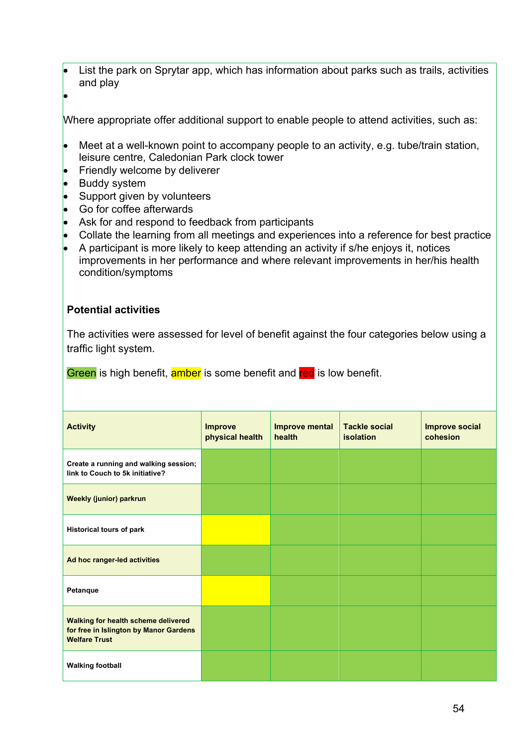- List the park on Sprytar app, which has information about parks such as trails, activities and play
- 

Where appropriate offer additional support to enable people to attend activities, such as:

- Meet at a well-known point to accompany people to an activity, e.g. tube/train station, leisure centre, Caledonian Park clock tower
- Friendly welcome by deliverer
- Buddy system
- Support given by volunteers
- Go for coffee afterwards
- Ask for and respond to feedback from participants
- Collate the learning from all meetings and experiences into a reference for best practice
- A participant is more likely to keep attending an activity if s/he enjoys it, notices improvements in her performance and where relevant improvements in her/his health condition/symptoms

**Potential activities**

The activities were assessed for level of benefit against the four categories below using a traffic light system.

Green is high benefit, amber is some benefit and red is low benefit.

| Activity | Improve physical health | Improve mental health | Tackle social isolation | Improve social cohesion |
|---|---|---|---|---|
| Create a running and walking session; link to Couch to 5k initiative? | Green | Green | Green | Green |
| Weekly (junior) parkrun | Green | Green | Green | Green |
| Historical tours of park | Amber | Green | Green | Green |
| Ad hoc ranger-led activities | Green | Green | Green | Green |
| Petanque | Amber | Green | Green | Green |
| Walking for health scheme delivered for free in Islington by Manor Gardens Welfare Trust | Green | Green | Green | Green |
| Walking football | Green | Green | Green | Green |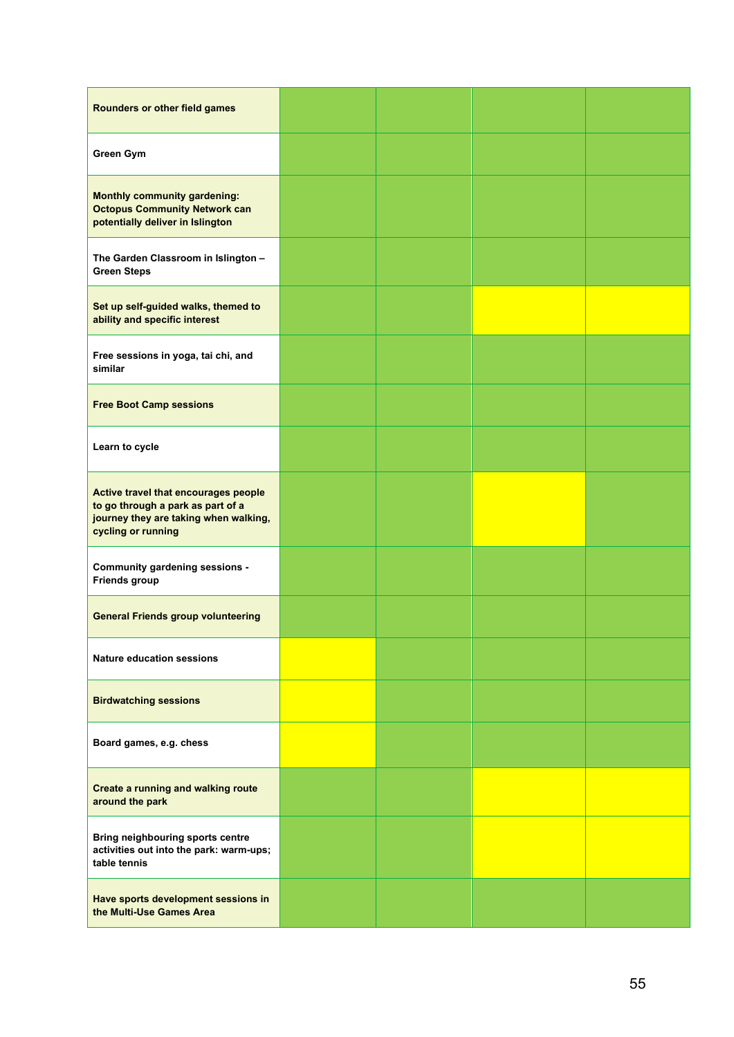| | | | | |
|---|---|---|---|---|
| **Rounders or other field games** | | | | |
| **Green Gym** | | | | |
| **Monthly community gardening: Octopus Community Network can potentially deliver in Islington** | | | | |
| **The Garden Classroom in Islington – Green Steps** | | | | |
| **Set up self-guided walks, themed to ability and specific interest** | | | | |
| **Free sessions in yoga, tai chi, and similar** | | | | |
| **Free Boot Camp sessions** | | | | |
| **Learn to cycle** | | | | |
| **Active travel that encourages people to go through a park as part of a journey they are taking when walking, cycling or running** | | | | |
| **Community gardening sessions - Friends group** | | | | |
| **General Friends group volunteering** | | | | |
| **Nature education sessions** | | | | |
| **Birdwatching sessions** | | | | |
| **Board games, e.g. chess** | | | | |
| **Create a running and walking route around the park** | | | | |
| **Bring neighbouring sports centre activities out into the park: warm-ups; table tennis** | | | | |
| **Have sports development sessions in the Multi-Use Games Area** | | | | |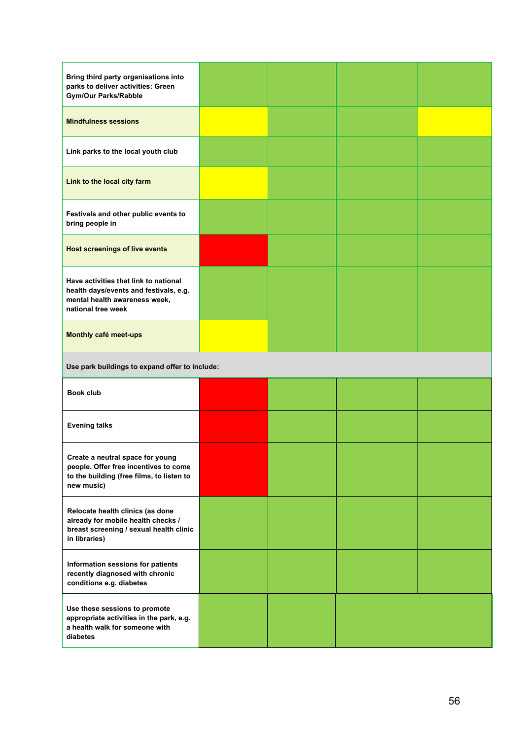| | | | | |
|---|---|---|---|---|
| **Bring third party organisations into parks to deliver activities: Green Gym/Our Parks/Rabble** | | | | |
| **Mindfulness sessions** | | | | |
| **Link parks to the local youth club** | | | | |
| **Link to the local city farm** | | | | |
| **Festivals and other public events to bring people in** | | | | |
| **Host screenings of live events** | | | | |
| **Have activities that link to national health days/events and festivals, e.g. mental health awareness week, national tree week** | | | | |
| **Monthly café meet-ups** | | | | |
| **Use park buildings to expand offer to include:** | | | | |
| **Book club** | | | | |
| **Evening talks** | | | | |
| **Create a neutral space for young people. Offer free incentives to come to the building (free films, to listen to new music)** | | | | |
| **Relocate health clinics (as done already for mobile health checks / breast screening / sexual health clinic in libraries)** | | | | |
| **Information sessions for patients recently diagnosed with chronic conditions e.g. diabetes** | | | | |
| **Use these sessions to promote appropriate activities in the park, e.g. a health walk for someone with diabetes** | | | | |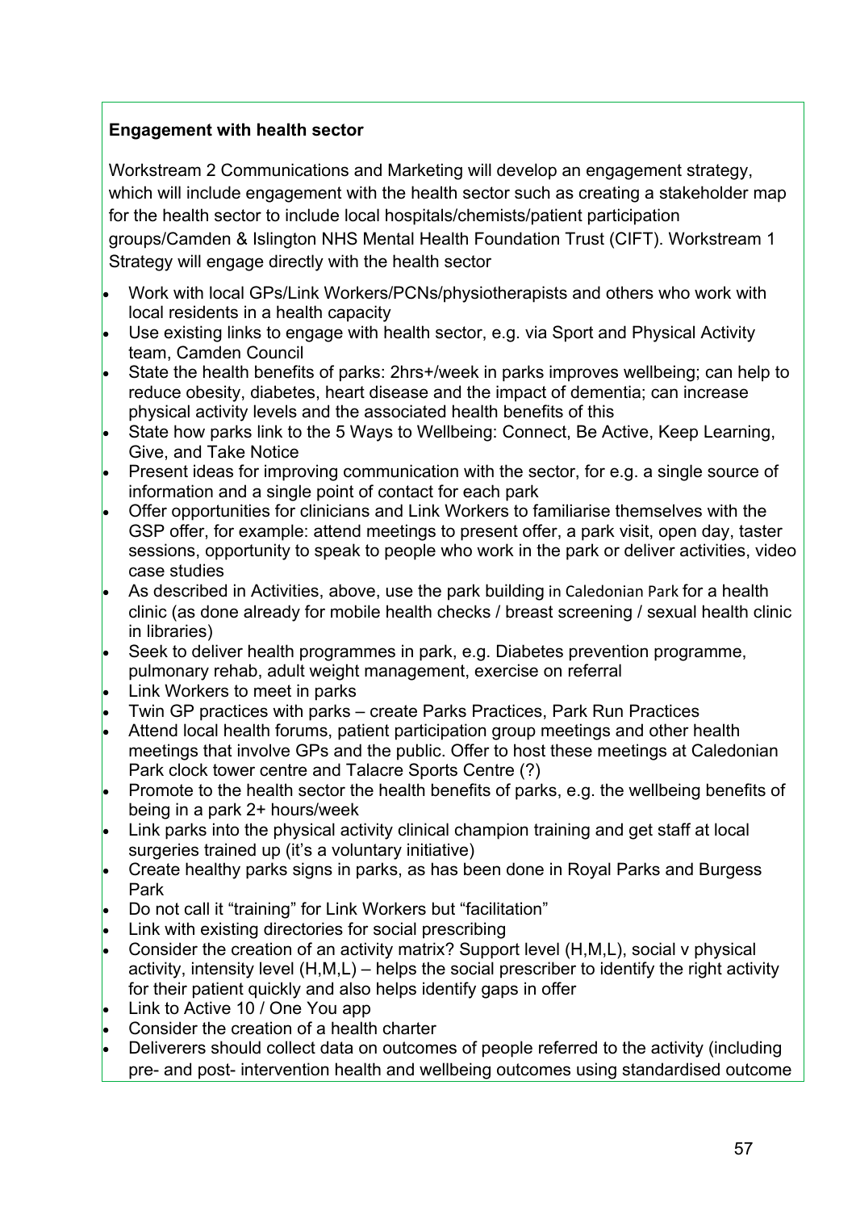**Engagement with health sector**

Workstream 2 Communications and Marketing will develop an engagement strategy, which will include engagement with the health sector such as creating a stakeholder map for the health sector to include local hospitals/chemists/patient participation groups/Camden & Islington NHS Mental Health Foundation Trust (CIFT). Workstream 1 Strategy will engage directly with the health sector

- Work with local GPs/Link Workers/PCNs/physiotherapists and others who work with local residents in a health capacity
- Use existing links to engage with health sector, e.g. via Sport and Physical Activity team, Camden Council
- State the health benefits of parks: 2hrs+/week in parks improves wellbeing; can help to reduce obesity, diabetes, heart disease and the impact of dementia; can increase physical activity levels and the associated health benefits of this
- State how parks link to the 5 Ways to Wellbeing: Connect, Be Active, Keep Learning, Give, and Take Notice
- Present ideas for improving communication with the sector, for e.g. a single source of information and a single point of contact for each park
- Offer opportunities for clinicians and Link Workers to familiarise themselves with the GSP offer, for example: attend meetings to present offer, a park visit, open day, taster sessions, opportunity to speak to people who work in the park or deliver activities, video case studies
- As described in Activities, above, use the park building in Caledonian Park for a health clinic (as done already for mobile health checks / breast screening / sexual health clinic in libraries)
- Seek to deliver health programmes in park, e.g. Diabetes prevention programme, pulmonary rehab, adult weight management, exercise on referral
- Link Workers to meet in parks
- Twin GP practices with parks – create Parks Practices, Park Run Practices
- Attend local health forums, patient participation group meetings and other health meetings that involve GPs and the public. Offer to host these meetings at Caledonian Park clock tower centre and Talacre Sports Centre (?)
- Promote to the health sector the health benefits of parks, e.g. the wellbeing benefits of being in a park 2+ hours/week
- Link parks into the physical activity clinical champion training and get staff at local surgeries trained up (it's a voluntary initiative)
- Create healthy parks signs in parks, as has been done in Royal Parks and Burgess Park
- Do not call it "training" for Link Workers but "facilitation"
- Link with existing directories for social prescribing
- Consider the creation of an activity matrix? Support level (H,M,L), social v physical activity, intensity level (H,M,L) – helps the social prescriber to identify the right activity for their patient quickly and also helps identify gaps in offer
- Link to Active 10 / One You app
- Consider the creation of a health charter
- Deliverers should collect data on outcomes of people referred to the activity (including pre- and post- intervention health and wellbeing outcomes using standardised outcome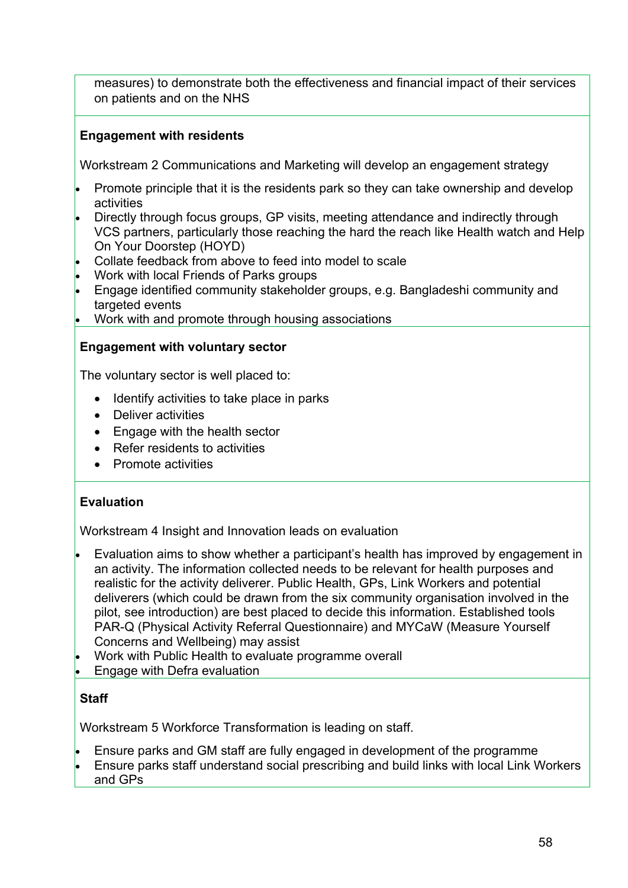measures) to demonstrate both the effectiveness and financial impact of their services on patients and on the NHS

**Engagement with residents**

Workstream 2 Communications and Marketing will develop an engagement strategy

- Promote principle that it is the residents park so they can take ownership and develop activities
- Directly through focus groups, GP visits, meeting attendance and indirectly through VCS partners, particularly those reaching the hard the reach like Health watch and Help On Your Doorstep (HOYD)
- Collate feedback from above to feed into model to scale
- Work with local Friends of Parks groups
- Engage identified community stakeholder groups, e.g. Bangladeshi community and targeted events
- Work with and promote through housing associations

**Engagement with voluntary sector**

The voluntary sector is well placed to:

- Identify activities to take place in parks
- Deliver activities
- Engage with the health sector
- Refer residents to activities
- Promote activities

**Evaluation**

Workstream 4 Insight and Innovation leads on evaluation

- Evaluation aims to show whether a participant's health has improved by engagement in an activity. The information collected needs to be relevant for health purposes and realistic for the activity deliverer. Public Health, GPs, Link Workers and potential deliverers (which could be drawn from the six community organisation involved in the pilot, see introduction) are best placed to decide this information. Established tools PAR-Q (Physical Activity Referral Questionnaire) and MYCaW (Measure Yourself Concerns and Wellbeing) may assist
- Work with Public Health to evaluate programme overall
- Engage with Defra evaluation

**Staff**

Workstream 5 Workforce Transformation is leading on staff.

- Ensure parks and GM staff are fully engaged in development of the programme
- Ensure parks staff understand social prescribing and build links with local Link Workers and GPs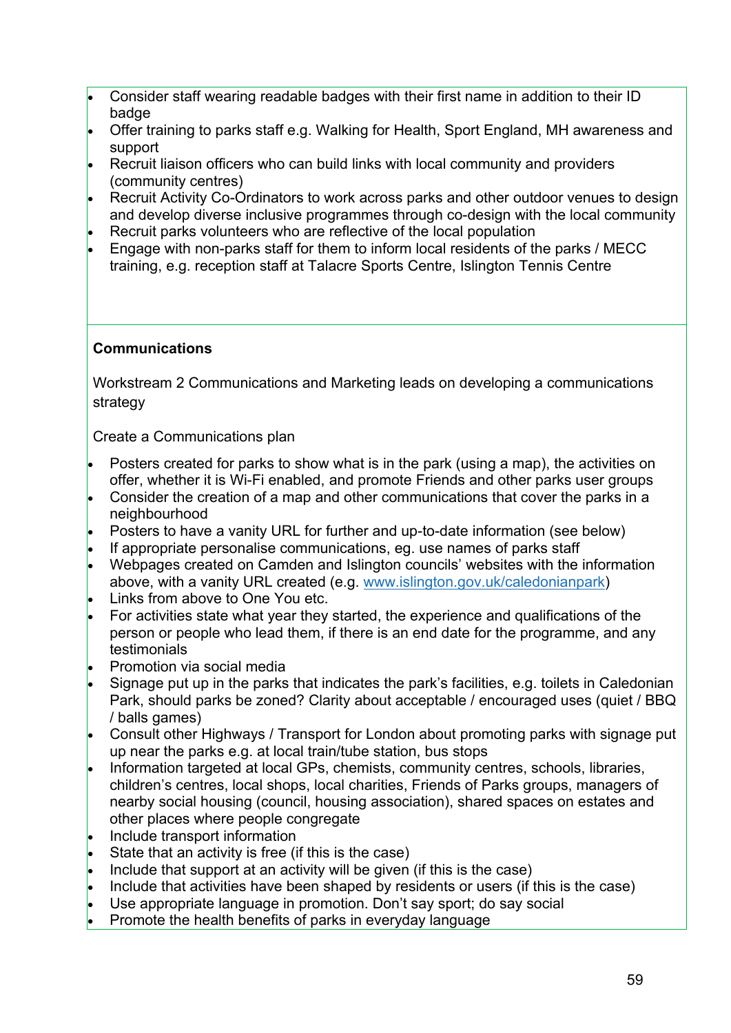- Consider staff wearing readable badges with their first name in addition to their ID badge
- Offer training to parks staff e.g. Walking for Health, Sport England, MH awareness and support
- Recruit liaison officers who can build links with local community and providers (community centres)
- Recruit Activity Co-Ordinators to work across parks and other outdoor venues to design and develop diverse inclusive programmes through co-design with the local community
- Recruit parks volunteers who are reflective of the local population
- Engage with non-parks staff for them to inform local residents of the parks / MECC training, e.g. reception staff at Talacre Sports Centre, Islington Tennis Centre

**Communications**

Workstream 2 Communications and Marketing leads on developing a communications strategy

Create a Communications plan

- Posters created for parks to show what is in the park (using a map), the activities on offer, whether it is Wi-Fi enabled, and promote Friends and other parks user groups
- Consider the creation of a map and other communications that cover the parks in a neighbourhood
- Posters to have a vanity URL for further and up-to-date information (see below)
- If appropriate personalise communications, eg. use names of parks staff
- Webpages created on Camden and Islington councils' websites with the information above, with a vanity URL created (e.g. [www.islington.gov.uk/caledonianpark](www.islington.gov.uk/caledonianpark))
- Links from above to One You etc.
- For activities state what year they started, the experience and qualifications of the person or people who lead them, if there is an end date for the programme, and any testimonials
- Promotion via social media
- Signage put up in the parks that indicates the park's facilities, e.g. toilets in Caledonian Park, should parks be zoned? Clarity about acceptable / encouraged uses (quiet / BBQ / balls games)
- Consult other Highways / Transport for London about promoting parks with signage put up near the parks e.g. at local train/tube station, bus stops
- Information targeted at local GPs, chemists, community centres, schools, libraries, children's centres, local shops, local charities, Friends of Parks groups, managers of nearby social housing (council, housing association), shared spaces on estates and other places where people congregate
- Include transport information
- State that an activity is free (if this is the case)
- Include that support at an activity will be given (if this is the case)
- Include that activities have been shaped by residents or users (if this is the case)
- Use appropriate language in promotion. Don't say sport; do say social
- Promote the health benefits of parks in everyday language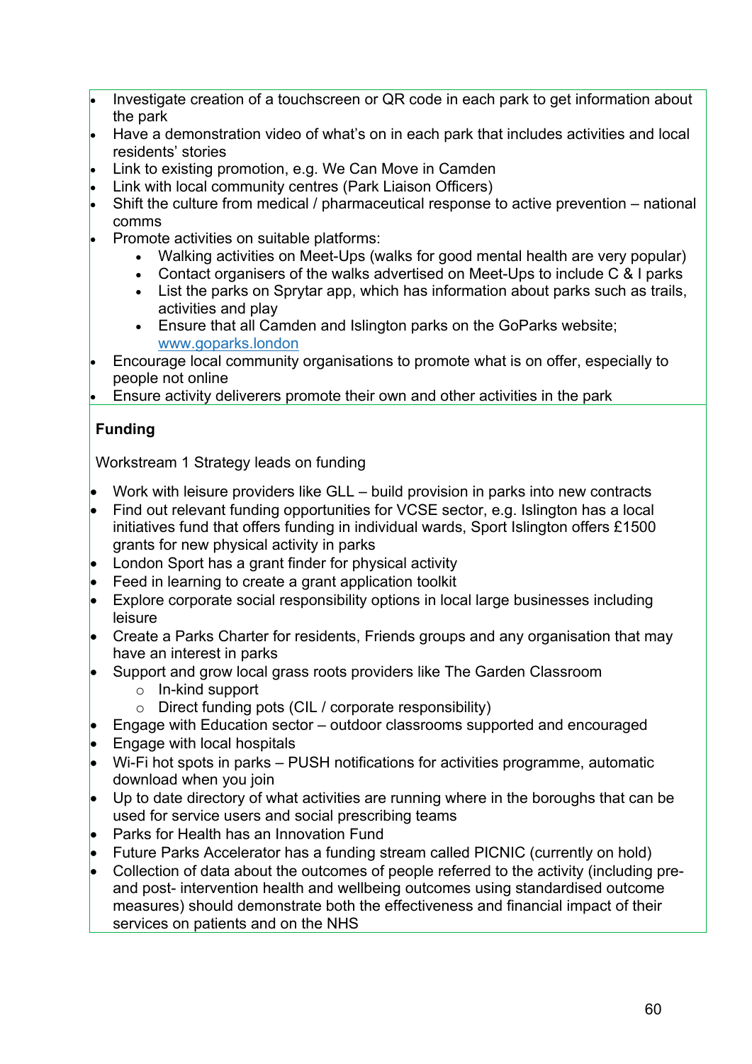- Investigate creation of a touchscreen or QR code in each park to get information about the park
- Have a demonstration video of what's on in each park that includes activities and local residents' stories
- Link to existing promotion, e.g. We Can Move in Camden
- Link with local community centres (Park Liaison Officers)
- Shift the culture from medical / pharmaceutical response to active prevention – national comms
- Promote activities on suitable platforms:
  - Walking activities on Meet-Ups (walks for good mental health are very popular)
  - Contact organisers of the walks advertised on Meet-Ups to include C & I parks
  - List the parks on Sprytar app, which has information about parks such as trails, activities and play
  - Ensure that all Camden and Islington parks on the GoParks website; [www.goparks.london](www.goparks.london)
- Encourage local community organisations to promote what is on offer, especially to people not online
- Ensure activity deliverers promote their own and other activities in the park

**Funding**

Workstream 1 Strategy leads on funding

- Work with leisure providers like GLL – build provision in parks into new contracts
- Find out relevant funding opportunities for VCSE sector, e.g. Islington has a local initiatives fund that offers funding in individual wards, Sport Islington offers £1500 grants for new physical activity in parks
- London Sport has a grant finder for physical activity
- Feed in learning to create a grant application toolkit
- Explore corporate social responsibility options in local large businesses including leisure
- Create a Parks Charter for residents, Friends groups and any organisation that may have an interest in parks
- Support and grow local grass roots providers like The Garden Classroom
  - In-kind support
  - Direct funding pots (CIL / corporate responsibility)
- Engage with Education sector – outdoor classrooms supported and encouraged
- Engage with local hospitals
- Wi-Fi hot spots in parks – PUSH notifications for activities programme, automatic download when you join
- Up to date directory of what activities are running where in the boroughs that can be used for service users and social prescribing teams
- Parks for Health has an Innovation Fund
- Future Parks Accelerator has a funding stream called PICNIC (currently on hold)
- Collection of data about the outcomes of people referred to the activity (including pre- and post- intervention health and wellbeing outcomes using standardised outcome measures) should demonstrate both the effectiveness and financial impact of their services on patients and on the NHS